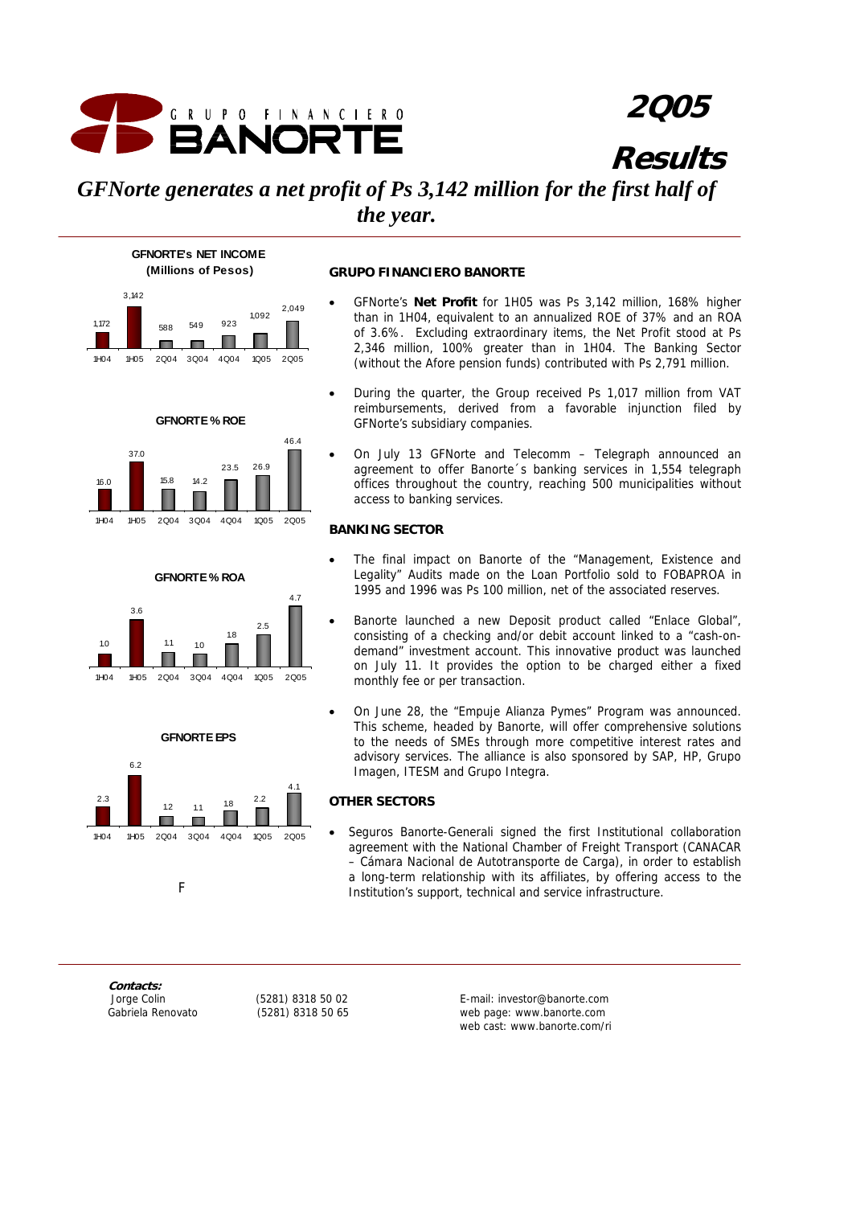# GRUPO FINANCIERO BANORTE

# 2Q05 Results

## *GFNorte generates a net profit of Ps 3,142 million for the first half of the year.*

**GFNORTE's NET INCOME (Millions of Pesos)**

| 1H04 | 1H05 | 2Q04 | 3Q04 | 4Q04 | 1Q05 | 2Q05 |
|---|---|---|---|---|---|---|
| 1,172 | 3,142 | 588 | 549 | 923 | 1,092 | 2,049 |

**GFNORTE % ROE**

| 1H04 | 1H05 | 2Q04 | 3Q04 | 4Q04 | 1Q05 | 2Q05 |
|---|---|---|---|---|---|---|
| 16.0 | 37.0 | 15.8 | 14.2 | 23.5 | 26.9 | 46.4 |

**GFNORTE % ROA**

| 1H04 | 1H05 | 2Q04 | 3Q04 | 4Q04 | 1Q05 | 2Q05 |
|---|---|---|---|---|---|---|
| 1.0 | 3.6 | 1.1 | 1.0 | 1.8 | 2.5 | 4.7 |

**GFNORTE EPS**

| 1H04 | 1H05 | 2Q04 | 3Q04 | 4Q04 | 1Q05 | 2Q05 |
|---|---|---|---|---|---|---|
| 2.3 | 6.2 | 1.2 | 1.1 | 1.8 | 2.2 | 4.1 |

F

### GRUPO FINANCIERO BANORTE

- GFNorte's **Net Profit** for 1H05 was Ps 3,142 million, 168% higher than in 1H04, equivalent to an annualized ROE of 37% and an ROA of 3.6%. Excluding extraordinary items, the Net Profit stood at Ps 2,346 million, 100% greater than in 1H04. The Banking Sector (without the Afore pension funds) contributed with Ps 2,791 million.
- During the quarter, the Group received Ps 1,017 million from VAT reimbursements, derived from a favorable injunction filed by GFNorte's subsidiary companies.
- On July 13 GFNorte and Telecomm – Telegraph announced an agreement to offer Banorte´s banking services in 1,554 telegraph offices throughout the country, reaching 500 municipalities without access to banking services.

### BANKING SECTOR

- The final impact on Banorte of the "Management, Existence and Legality" Audits made on the Loan Portfolio sold to FOBAPROA in 1995 and 1996 was Ps 100 million, net of the associated reserves.
- Banorte launched a new Deposit product called "Enlace Global", consisting of a checking and/or debit account linked to a "cash-on-demand" investment account. This innovative product was launched on July 11. It provides the option to be charged either a fixed monthly fee or per transaction.
- On June 28, the "Empuje Alianza Pymes" Program was announced. This scheme, headed by Banorte, will offer comprehensive solutions to the needs of SMEs through more competitive interest rates and advisory services. The alliance is also sponsored by SAP, HP, Grupo Imagen, ITESM and Grupo Integra.

### OTHER SECTORS

- Seguros Banorte-Generali signed the first Institutional collaboration agreement with the National Chamber of Freight Transport (CANACAR – Cámara Nacional de Autotransporte de Carga), in order to establish a long-term relationship with its affiliates, by offering access to the Institution's support, technical and service infrastructure.

***Contacts:***

| | | |
|---|---|---|
| Jorge Colin | (5281) 8318 50 02 | E-mail: investor@banorte.com |
| Gabriela Renovato | (5281) 8318 50 65 | web page: www.banorte.com |
| | | web cast: www.banorte.com/ri |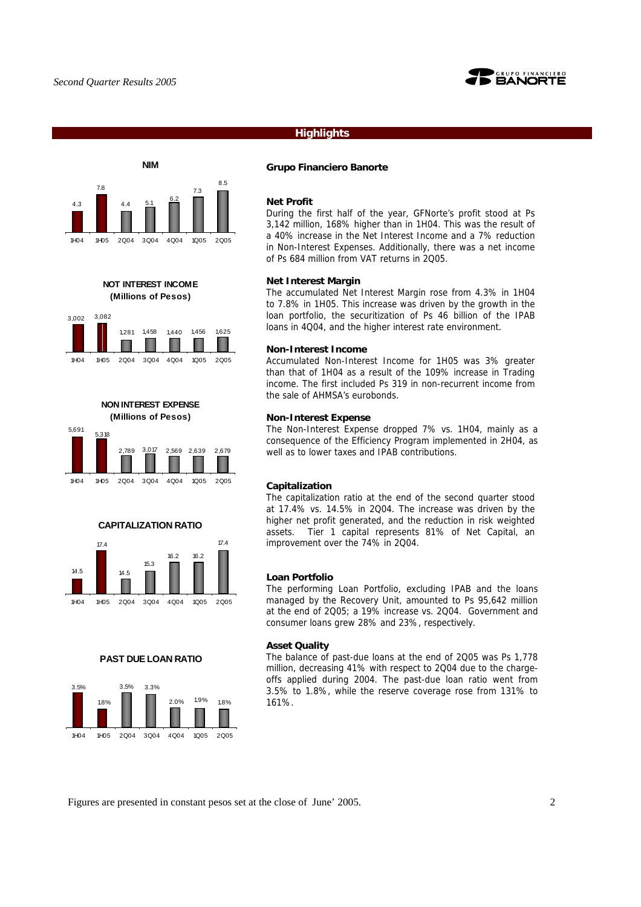## Highlights

**NIM**

| 1H04 | 1H05 | 2Q04 | 3Q04 | 4Q04 | 1Q05 | 2Q05 |
|---|---|---|---|---|---|---|
| 4.3 | 7.8 | 4.4 | 5.1 | 6.2 | 7.3 | 8.5 |

**NOT INTEREST INCOME (Millions of Pesos)**

| 1H04 | 1H05 | 2Q04 | 3Q04 | 4Q04 | 1Q05 | 2Q05 |
|---|---|---|---|---|---|---|
| 3,002 | 3,082 | 1,281 | 1,458 | 1,440 | 1,456 | 1,625 |

**NON INTEREST EXPENSE (Millions of Pesos)**

| 1H04 | 1H05 | 2Q04 | 3Q04 | 4Q04 | 1Q05 | 2Q05 |
|---|---|---|---|---|---|---|
| 5,691 | 5,318 | 2,789 | 3,017 | 2,569 | 2,639 | 2,679 |

**CAPITALIZATION RATIO**

| 1H04 | 1H05 | 2Q04 | 3Q04 | 4Q04 | 1Q05 | 2Q05 |
|---|---|---|---|---|---|---|
| 14.5 | 17.4 | 14.5 | 15.3 | 16.2 | 16.2 | 17.4 |

**PAST DUE LOAN RATIO**

| 1H04 | 1H05 | 2Q04 | 3Q04 | 4Q04 | 1Q05 | 2Q05 |
|---|---|---|---|---|---|---|
| 3.5% | 1.8% | 3.5% | 3.3% | 2.0% | 1.9% | 1.8% |

**Grupo Financiero Banorte**

**Net Profit**

During the first half of the year, GFNorte's profit stood at Ps 3,142 million, 168% higher than in 1H04. This was the result of a 40% increase in the Net Interest Income and a 7% reduction in Non-Interest Expenses. Additionally, there was a net income of Ps 684 million from VAT returns in 2Q05.

**Net Interest Margin**

The accumulated Net Interest Margin rose from 4.3% in 1H04 to 7.8% in 1H05. This increase was driven by the growth in the loan portfolio, the securitization of Ps 46 billion of the IPAB loans in 4Q04, and the higher interest rate environment.

**Non-Interest Income**

Accumulated Non-Interest Income for 1H05 was 3% greater than that of 1H04 as a result of the 109% increase in Trading income. The first included Ps 319 in non-recurrent income from the sale of AHMSA's eurobonds.

**Non-Interest Expense**

The Non-Interest Expense dropped 7% vs. 1H04, mainly as a consequence of the Efficiency Program implemented in 2H04, as well as to lower taxes and IPAB contributions.

**Capitalization**

The capitalization ratio at the end of the second quarter stood at 17.4% vs. 14.5% in 2Q04. The increase was driven by the higher net profit generated, and the reduction in risk weighted assets. Tier 1 capital represents 81% of Net Capital, an improvement over the 74% in 2Q04.

**Loan Portfolio**

The performing Loan Portfolio, excluding IPAB and the loans managed by the Recovery Unit, amounted to Ps 95,642 million at the end of 2Q05; a 19% increase vs. 2Q04. Government and consumer loans grew 28% and 23%, respectively.

**Asset Quality**

The balance of past-due loans at the end of 2Q05 was Ps 1,778 million, decreasing 41% with respect to 2Q04 due to the charge-offs applied during 2004. The past-due loan ratio went from 3.5% to 1.8%, while the reserve coverage rose from 131% to 161%.

Figures are presented in constant pesos set at the close of June' 2005.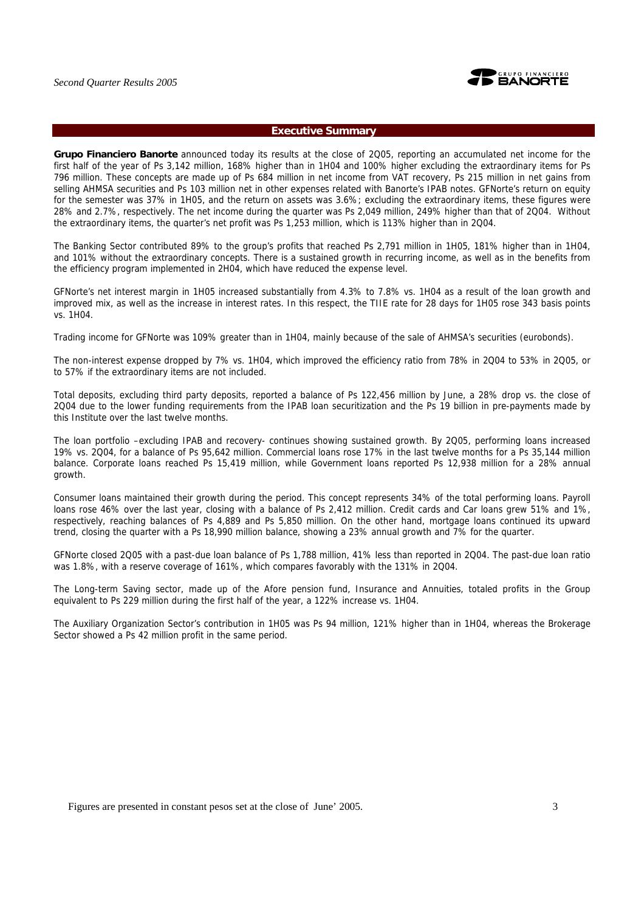## Executive Summary

**Grupo Financiero Banorte** announced today its results at the close of 2Q05, reporting an accumulated net income for the first half of the year of Ps 3,142 million, 168% higher than in 1H04 and 100% higher excluding the extraordinary items for Ps 796 million. These concepts are made up of Ps 684 million in net income from VAT recovery, Ps 215 million in net gains from selling AHMSA securities and Ps 103 million net in other expenses related with Banorte's IPAB notes. GFNorte's return on equity for the semester was 37% in 1H05, and the return on assets was 3.6%; excluding the extraordinary items, these figures were 28% and 2.7%, respectively. The net income during the quarter was Ps 2,049 million, 249% higher than that of 2Q04. Without the extraordinary items, the quarter's net profit was Ps 1,253 million, which is 113% higher than in 2Q04.

The Banking Sector contributed 89% to the group's profits that reached Ps 2,791 million in 1H05, 181% higher than in 1H04, and 101% without the extraordinary concepts. There is a sustained growth in recurring income, as well as in the benefits from the efficiency program implemented in 2H04, which have reduced the expense level.

GFNorte's net interest margin in 1H05 increased substantially from 4.3% to 7.8% vs. 1H04 as a result of the loan growth and improved mix, as well as the increase in interest rates. In this respect, the TIIE rate for 28 days for 1H05 rose 343 basis points vs. 1H04.

Trading income for GFNorte was 109% greater than in 1H04, mainly because of the sale of AHMSA's securities (eurobonds).

The non-interest expense dropped by 7% vs. 1H04, which improved the efficiency ratio from 78% in 2Q04 to 53% in 2Q05, or to 57% if the extraordinary items are not included.

Total deposits, excluding third party deposits, reported a balance of Ps 122,456 million by June, a 28% drop vs. the close of 2Q04 due to the lower funding requirements from the IPAB loan securitization and the Ps 19 billion in pre-payments made by this Institute over the last twelve months.

The loan portfolio –excluding IPAB and recovery- continues showing sustained growth. By 2Q05, performing loans increased 19% vs. 2Q04, for a balance of Ps 95,642 million. Commercial loans rose 17% in the last twelve months for a Ps 35,144 million balance. Corporate loans reached Ps 15,419 million, while Government loans reported Ps 12,938 million for a 28% annual growth.

Consumer loans maintained their growth during the period. This concept represents 34% of the total performing loans. Payroll loans rose 46% over the last year, closing with a balance of Ps 2,412 million. Credit cards and Car loans grew 51% and 1%, respectively, reaching balances of Ps 4,889 and Ps 5,850 million. On the other hand, mortgage loans continued its upward trend, closing the quarter with a Ps 18,990 million balance, showing a 23% annual growth and 7% for the quarter.

GFNorte closed 2Q05 with a past-due loan balance of Ps 1,788 million, 41% less than reported in 2Q04. The past-due loan ratio was 1.8%, with a reserve coverage of 161%, which compares favorably with the 131% in 2Q04.

The Long-term Saving sector, made up of the Afore pension fund, Insurance and Annuities, totaled profits in the Group equivalent to Ps 229 million during the first half of the year, a 122% increase vs. 1H04.

The Auxiliary Organization Sector's contribution in 1H05 was Ps 94 million, 121% higher than in 1H04, whereas the Brokerage Sector showed a Ps 42 million profit in the same period.

Figures are presented in constant pesos set at the close of June' 2005.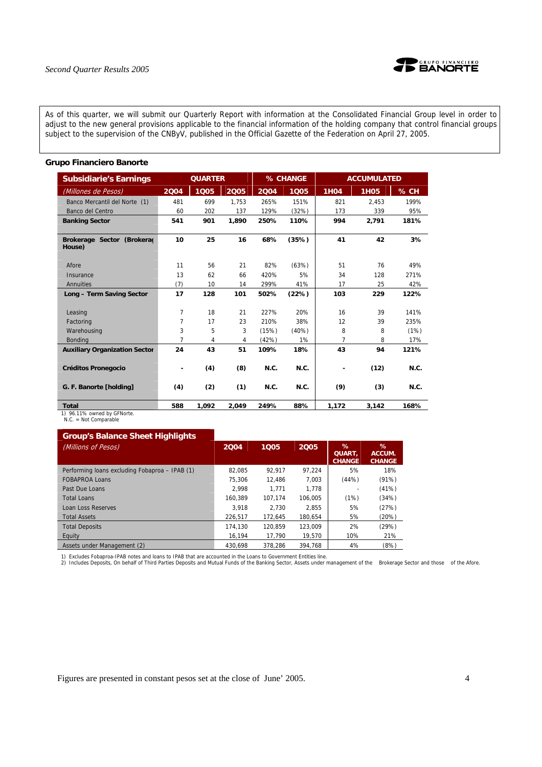As of this quarter, we will submit our Quarterly Report with information at the Consolidated Financial Group level in order to adjust to the new general provisions applicable to the financial information of the holding company that control financial groups subject to the supervision of the CNByV, published in the Official Gazette of the Federation on April 27, 2005.

**Grupo Financiero Banorte**

| Subsidiarie's Earnings | QUARTER | | | % CHANGE | | ACCUMULATED | | |
|---|---|---|---|---|---|---|---|---|
| *(Millones de Pesos)* | 2Q04 | 1Q05 | 2Q05 | 2Q04 | 1Q05 | 1H04 | 1H05 | % CH |
| Banco Mercantil del Norte (1) | 481 | 699 | 1,753 | 265% | 151% | 821 | 2,453 | 199% |
| Banco del Centro | 60 | 202 | 137 | 129% | (32%) | 173 | 339 | 95% |
| **Banking Sector** | **541** | **901** | **1,890** | **250%** | **110%** | **994** | **2,791** | **181%** |
| **Brokerage Sector (Brokerage House)** | **10** | **25** | **16** | **68%** | **(35%)** | **41** | **42** | **3%** |
| Afore | 11 | 56 | 21 | 82% | (63%) | 51 | 76 | 49% |
| Insurance | 13 | 62 | 66 | 420% | 5% | 34 | 128 | 271% |
| Annuities | (7) | 10 | 14 | 299% | 41% | 17 | 25 | 42% |
| **Long – Term Saving Sector** | **17** | **128** | **101** | **502%** | **(22%)** | **103** | **229** | **122%** |
| Leasing | 7 | 18 | 21 | 227% | 20% | 16 | 39 | 141% |
| Factoring | 7 | 17 | 23 | 210% | 38% | 12 | 39 | 235% |
| Warehousing | 3 | 5 | 3 | (15%) | (40%) | 8 | 8 | (1%) |
| Bonding | 7 | 4 | 4 | (42%) | 1% | 7 | 8 | 17% |
| **Auxiliary Organization Sector** | **24** | **43** | **51** | **109%** | **18%** | **43** | **94** | **121%** |
| **Créditos Pronegocio** | **-** | **(4)** | **(8)** | **N.C.** | **N.C.** | **-** | **(12)** | **N.C.** |
| **G. F. Banorte [holding]** | **(4)** | **(2)** | **(1)** | **N.C.** | **N.C.** | **(9)** | **(3)** | **N.C.** |
| **Total** | **588** | **1,092** | **2,049** | **249%** | **88%** | **1,172** | **3,142** | **168%** |

1) 96.11% owned by GFNorte.
N.C. = Not Comparable

| Group's Balance Sheet Highlights *(Millions of Pesos)* | 2Q04 | 1Q05 | 2Q05 | % QUART, CHANGE | % ACCUM. CHANGE |
|---|---|---|---|---|---|
| Performing loans excluding Fobaproa – IPAB (1) | 82,085 | 92,917 | 97,224 | 5% | 18% |
| FOBAPROA Loans | 75,306 | 12,486 | 7,003 | (44%) | (91%) |
| Past Due Loans | 2,998 | 1,771 | 1,778 | - | (41%) |
| Total Loans | 160,389 | 107,174 | 106,005 | (1%) | (34%) |
| Loan Loss Reserves | 3,918 | 2,730 | 2,855 | 5% | (27%) |
| Total Assets | 226,517 | 172,645 | 180,654 | 5% | (20%) |
| Total Deposits | 174,130 | 120,859 | 123,009 | 2% | (29%) |
| Equity | 16,194 | 17,790 | 19,570 | 10% | 21% |
| Assets under Management (2) | 430,698 | 378,286 | 394,768 | 4% | (8%) |

1) Excludes Fobaproa-IPAB notes and loans to IPAB that are accounted in the Loans to Government Entities line.
2) Includes Deposits, On behalf of Third Parties Deposits and Mutual Funds of the Banking Sector, Assets under management of the Brokerage Sector and those of the Afore.

Figures are presented in constant pesos set at the close of June' 2005.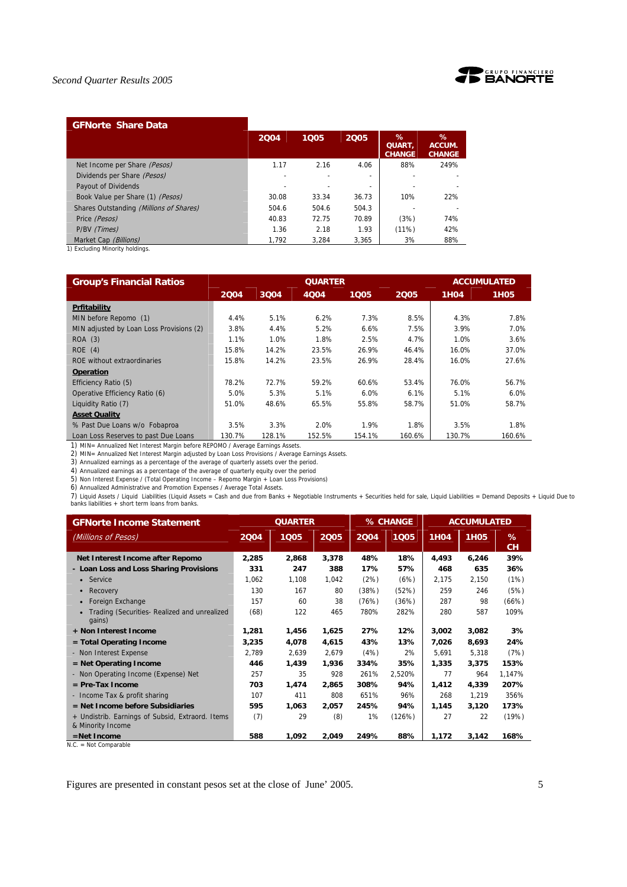| GFNorte Share Data | 2Q04 | 1Q05 | 2Q05 | % QUART, CHANGE | % ACCUM. CHANGE |
|---|---|---|---|---|---|
| Net Income per Share *(Pesos)* | 1.17 | 2.16 | 4.06 | 88% | 249% |
| Dividends per Share *(Pesos)* | - | - | - | - | - |
| Payout of Dividends | - | - | - | - | - |
| Book Value per Share (1) *(Pesos)* | 30.08 | 33.34 | 36.73 | 10% | 22% |
| Shares Outstanding *(Millions of Shares)* | 504.6 | 504.6 | 504.3 | - | - |
| Price *(Pesos)* | 40.83 | 72.75 | 70.89 | (3%) | 74% |
| P/BV *(Times)* | 1.36 | 2.18 | 1.93 | (11%) | 42% |
| Market Cap *(Billions)* | 1,792 | 3,284 | 3,365 | 3% | 88% |

1) Excluding Minority holdings.

| Group's Financial Ratios | QUARTER | | | | | ACCUMULATED | |
|---|---|---|---|---|---|---|---|
| | 2Q04 | 3Q04 | 4Q04 | 1Q05 | 2Q05 | 1H04 | 1H05 |
| **Prfitability** | | | | | | | |
| MIN before Repomo (1) | 4.4% | 5.1% | 6.2% | 7.3% | 8.5% | 4.3% | 7.8% |
| MIN adjusted by Loan Loss Provisions (2) | 3.8% | 4.4% | 5.2% | 6.6% | 7.5% | 3.9% | 7.0% |
| ROA (3) | 1.1% | 1.0% | 1.8% | 2.5% | 4.7% | 1.0% | 3.6% |
| ROE (4) | 15.8% | 14.2% | 23.5% | 26.9% | 46.4% | 16.0% | 37.0% |
| ROE without extraordinaries | 15.8% | 14.2% | 23.5% | 26.9% | 28.4% | 16.0% | 27.6% |
| **Operation** | | | | | | | |
| Efficiency Ratio (5) | 78.2% | 72.7% | 59.2% | 60.6% | 53.4% | 76.0% | 56.7% |
| Operative Efficiency Ratio (6) | 5.0% | 5.3% | 5.1% | 6.0% | 6.1% | 5.1% | 6.0% |
| Liquidity Ratio (7) | 51.0% | 48.6% | 65.5% | 55.8% | 58.7% | 51.0% | 58.7% |
| **Asset Quality** | | | | | | | |
| % Past Due Loans w/o Fobaproa | 3.5% | 3.3% | 2.0% | 1.9% | 1.8% | 3.5% | 1.8% |
| Loan Loss Reserves to past Due Loans | 130.7% | 128.1% | 152.5% | 154.1% | 160.6% | 130.7% | 160.6% |

1) MIN= Annualized Net Interest Margin before REPOMO / Average Earnings Assets.
2) MIN= Annualized Net Interest Margin adjusted by Loan Loss Provisions / Average Earnings Assets.
3) Annualized earnings as a percentage of the average of quarterly assets over the period.
4) Annualized earnings as a percentage of the average of quarterly equity over the period
5) Non Interest Expense / (Total Operating Income – Repomo Margin + Loan Loss Provisions)
6) Annualized Administrative and Promotion Expenses / Average Total Assets.
7) Liquid Assets / Liquid Liabilities (Liquid Assets = Cash and due from Banks + Negotiable Instruments + Securities held for sale, Liquid Liabilities = Demand Deposits + Liquid Due to banks liabilities + short term loans from banks.

| GFNorte Income Statement *(Millions of Pesos)* | QUARTER 2Q04 | 1Q05 | 2Q05 | % CHANGE 2Q04 | 1Q05 | ACCUMULATED 1H04 | 1H05 | % CH |
|---|---|---|---|---|---|---|---|---|
| **Net Interest Income after Repomo** | **2,285** | **2,868** | **3,378** | **48%** | **18%** | **4,493** | **6,246** | **39%** |
| **- Loan Loss and Loss Sharing Provisions** | **331** | **247** | **388** | **17%** | **57%** | **468** | **635** | **36%** |
| • Service | 1,062 | 1,108 | 1,042 | (2%) | (6%) | 2,175 | 2,150 | (1%) |
| • Recovery | 130 | 167 | 80 | (38%) | (52%) | 259 | 246 | (5%) |
| • Foreign Exchange | 157 | 60 | 38 | (76%) | (36%) | 287 | 98 | (66%) |
| • Trading (Securities- Realized and unrealized gains) | (68) | 122 | 465 | 780% | 282% | 280 | 587 | 109% |
| **+ Non Interest Income** | **1,281** | **1,456** | **1,625** | **27%** | **12%** | **3,002** | **3,082** | **3%** |
| **= Total Operating Income** | **3,235** | **4,078** | **4,615** | **43%** | **13%** | **7,026** | **8,693** | **24%** |
| - Non Interest Expense | 2,789 | 2,639 | 2,679 | (4%) | 2% | 5,691 | 5,318 | (7%) |
| **= Net Operating Income** | **446** | **1,439** | **1,936** | **334%** | **35%** | **1,335** | **3,375** | **153%** |
| - Non Operating Income (Expense) Net | 257 | 35 | 928 | 261% | 2,520% | 77 | 964 | 1,147% |
| **= Pre-Tax Income** | **703** | **1,474** | **2,865** | **308%** | **94%** | **1,412** | **4,339** | **207%** |
| - Income Tax & profit sharing | 107 | 411 | 808 | 651% | 96% | 268 | 1,219 | 356% |
| **= Net Income before Subsidiaries** | **595** | **1,063** | **2,057** | **245%** | **94%** | **1,145** | **3,120** | **173%** |
| + Undistrib. Earnings of Subsid, Extraord. Items & Minority Income | (7) | 29 | (8) | 1% | (126%) | 27 | 22 | (19%) |
| **=Net Income** | **588** | **1,092** | **2,049** | **249%** | **88%** | **1,172** | **3,142** | **168%** |

N.C. = Not Comparable

Figures are presented in constant pesos set at the close of June' 2005.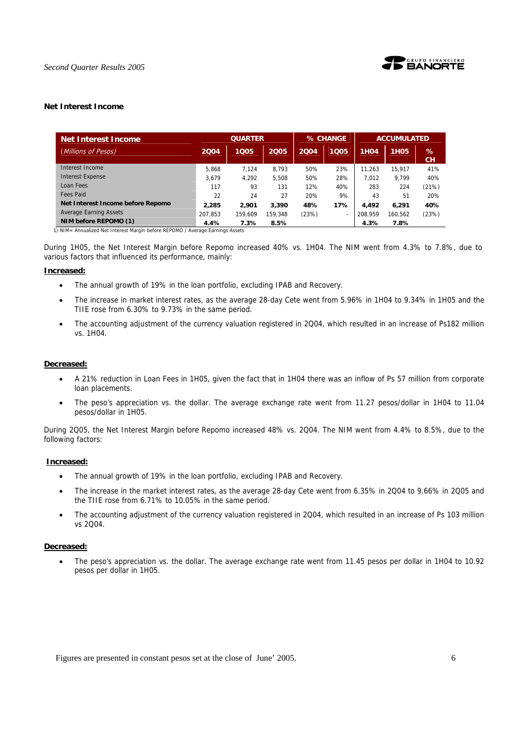## Net Interest Income

| Net Interest Income | QUARTER | | | % CHANGE | | ACCUMULATED | | |
|---|---|---|---|---|---|---|---|---|
| *(Millions of Pesos)* | 2Q04 | 1Q05 | 2Q05 | 2Q04 | 1Q05 | 1H04 | 1H05 | % CH |
| Interest Income | 5,868 | 7,124 | 8,793 | 50% | 23% | 11,263 | 15,917 | 41% |
| Interest Expense | 3,679 | 4,292 | 5,508 | 50% | 28% | 7,012 | 9,799 | 40% |
| Loan Fees | 117 | 93 | 131 | 12% | 40% | 283 | 224 | (21%) |
| Fees Paid | 22 | 24 | 27 | 20% | 9% | 43 | 51 | 20% |
| **Net Interest Income before Repomo** | **2,285** | **2,901** | **3,390** | **48%** | **17%** | **4,492** | **6,291** | **40%** |
| Average Earning Assets | 207,853 | 159,609 | 159,348 | (23%) | - | 208,959 | 160,562 | (23%) |
| **NIM before REPOMO (1)** | **4.4%** | **7.3%** | **8.5%** | | | **4.3%** | **7.8%** | |

1) NIM= Annualized Net Interest Margin before REPOMO / Average Earnings Assets

During 1H05, the Net Interest Margin before Repomo increased 40% vs. 1H04. The NIM went from 4.3% to 7.8%, due to various factors that influenced its performance, mainly:

**Increased:**

- The annual growth of 19% in the loan portfolio, excluding IPAB and Recovery.
- The increase in market interest rates, as the average 28-day Cete went from 5.96% in 1H04 to 9.34% in 1H05 and the TIIE rose from 6.30% to 9.73% in the same period.
- The accounting adjustment of the currency valuation registered in 2Q04, which resulted in an increase of Ps182 million vs. 1H04.

**Decreased:**

- A 21% reduction in Loan Fees in 1H05, given the fact that in 1H04 there was an inflow of Ps 57 million from corporate loan placements.
- The peso's appreciation vs. the dollar. The average exchange rate went from 11.27 pesos/dollar in 1H04 to 11.04 pesos/dollar in 1H05.

During 2Q05, the Net Interest Margin before Repomo increased 48% vs. 2Q04. The NIM went from 4.4% to 8.5%, due to the following factors:

**Increased:**

- The annual growth of 19% in the loan portfolio, excluding IPAB and Recovery.
- The increase in the market interest rates, as the average 28-day Cete went from 6.35% in 2Q04 to 9.66% in 2Q05 and the TIIE rose from 6.71% to 10.05% in the same period.
- The accounting adjustment of the currency valuation registered in 2Q04, which resulted in an increase of Ps 103 million vs 2Q04.

**Decreased:**

- The peso's appreciation vs. the dollar. The average exchange rate went from 11.45 pesos per dollar in 1H04 to 10.92 pesos per dollar in 1H05.

Figures are presented in constant pesos set at the close of June' 2005.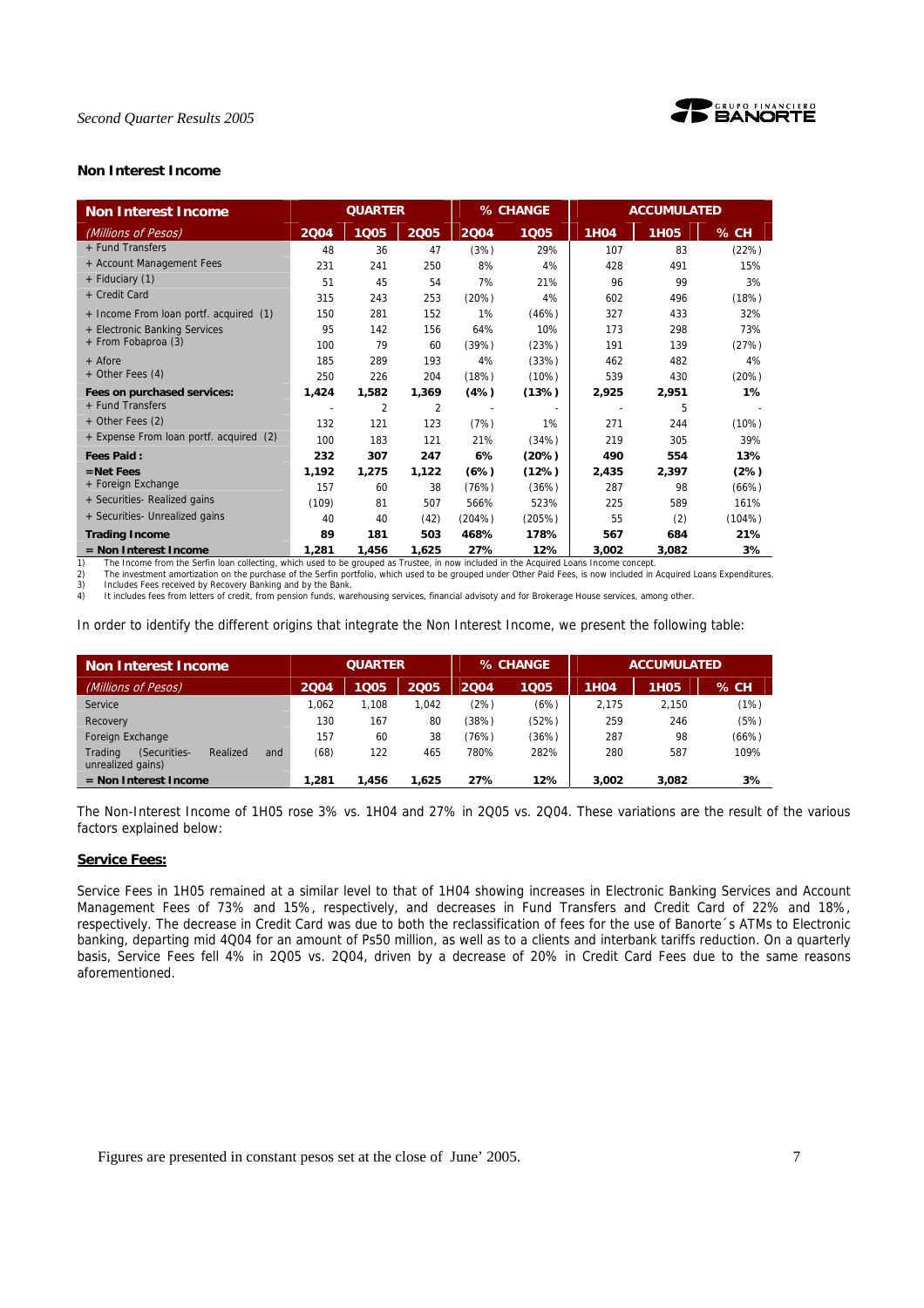### Non Interest Income

| Non Interest Income | QUARTER | | | % CHANGE | | ACCUMULATED | | |
|---|---|---|---|---|---|---|---|---|
| *(Millions of Pesos)* | 2Q04 | 1Q05 | 2Q05 | 2Q04 | 1Q05 | 1H04 | 1H05 | % CH |
| + Fund Transfers | 48 | 36 | 47 | (3%) | 29% | 107 | 83 | (22%) |
| + Account Management Fees | 231 | 241 | 250 | 8% | 4% | 428 | 491 | 15% |
| + Fiduciary (1) | 51 | 45 | 54 | 7% | 21% | 96 | 99 | 3% |
| + Credit Card | 315 | 243 | 253 | (20%) | 4% | 602 | 496 | (18%) |
| + Income From loan portf. acquired (1) | 150 | 281 | 152 | 1% | (46%) | 327 | 433 | 32% |
| + Electronic Banking Services | 95 | 142 | 156 | 64% | 10% | 173 | 298 | 73% |
| + From Fobaproa (3) | 100 | 79 | 60 | (39%) | (23%) | 191 | 139 | (27%) |
| + Afore | 185 | 289 | 193 | 4% | (33%) | 462 | 482 | 4% |
| + Other Fees (4) | 250 | 226 | 204 | (18%) | (10%) | 539 | 430 | (20%) |
| **Fees on purchased services:** | **1,424** | **1,582** | **1,369** | **(4%)** | **(13%)** | **2,925** | **2,951** | **1%** |
| + Fund Transfers | - | 2 | 2 | - | - | - | 5 | - |
| + Other Fees (2) | 132 | 121 | 123 | (7%) | 1% | 271 | 244 | (10%) |
| + Expense From loan portf. acquired (2) | 100 | 183 | 121 | 21% | (34%) | 219 | 305 | 39% |
| **Fees Paid :** | **232** | **307** | **247** | **6%** | **(20%)** | **490** | **554** | **13%** |
| **=Net Fees** | **1,192** | **1,275** | **1,122** | **(6%)** | **(12%)** | **2,435** | **2,397** | **(2%)** |
| + Foreign Exchange | 157 | 60 | 38 | (76%) | (36%) | 287 | 98 | (66%) |
| + Securities- Realized gains | (109) | 81 | 507 | 566% | 523% | 225 | 589 | 161% |
| + Securities- Unrealized gains | 40 | 40 | (42) | (204%) | (205%) | 55 | (2) | (104%) |
| **Trading Income** | **89** | **181** | **503** | **468%** | **178%** | **567** | **684** | **21%** |
| **= Non Interest Income** | **1,281** | **1,456** | **1,625** | **27%** | **12%** | **3,002** | **3,082** | **3%** |

1) The Income from the Serfin loan collecting, which used to be grouped as Trustee, in now included in the Acquired Loans Income concept.
2) The investment amortization on the purchase of the Serfin portfolio, which used to be grouped under Other Paid Fees, is now included in Acquired Loans Expenditures.
3) Includes Fees received by Recovery Banking and by the Bank.
4) It includes fees from letters of credit, from pension funds, warehousing services, financial advisoty and for Brokerage House services, among other.

In order to identify the different origins that integrate the Non Interest Income, we present the following table:

| Non Interest Income | QUARTER | | | % CHANGE | | ACCUMULATED | | |
|---|---|---|---|---|---|---|---|---|
| *(Millions of Pesos)* | 2Q04 | 1Q05 | 2Q05 | 2Q04 | 1Q05 | 1H04 | 1H05 | % CH |
| Service | 1,062 | 1,108 | 1,042 | (2%) | (6%) | 2,175 | 2,150 | (1%) |
| Recovery | 130 | 167 | 80 | (38%) | (52%) | 259 | 246 | (5%) |
| Foreign Exchange | 157 | 60 | 38 | (76%) | (36%) | 287 | 98 | (66%) |
| Trading (Securities- Realized and unrealized gains) | (68) | 122 | 465 | 780% | 282% | 280 | 587 | 109% |
| **= Non Interest Income** | **1,281** | **1,456** | **1,625** | **27%** | **12%** | **3,002** | **3,082** | **3%** |

The Non-Interest Income of 1H05 rose 3% vs. 1H04 and 27% in 2Q05 vs. 2Q04. These variations are the result of the various factors explained below:

**Service Fees:**

Service Fees in 1H05 remained at a similar level to that of 1H04 showing increases in Electronic Banking Services and Account Management Fees of 73% and 15%, respectively, and decreases in Fund Transfers and Credit Card of 22% and 18%, respectively. The decrease in Credit Card was due to both the reclassification of fees for the use of Banorte´s ATMs to Electronic banking, departing mid 4Q04 for an amount of Ps50 million, as well as to a clients and interbank tariffs reduction. On a quarterly basis, Service Fees fell 4% in 2Q05 vs. 2Q04, driven by a decrease of 20% in Credit Card Fees due to the same reasons aforementioned.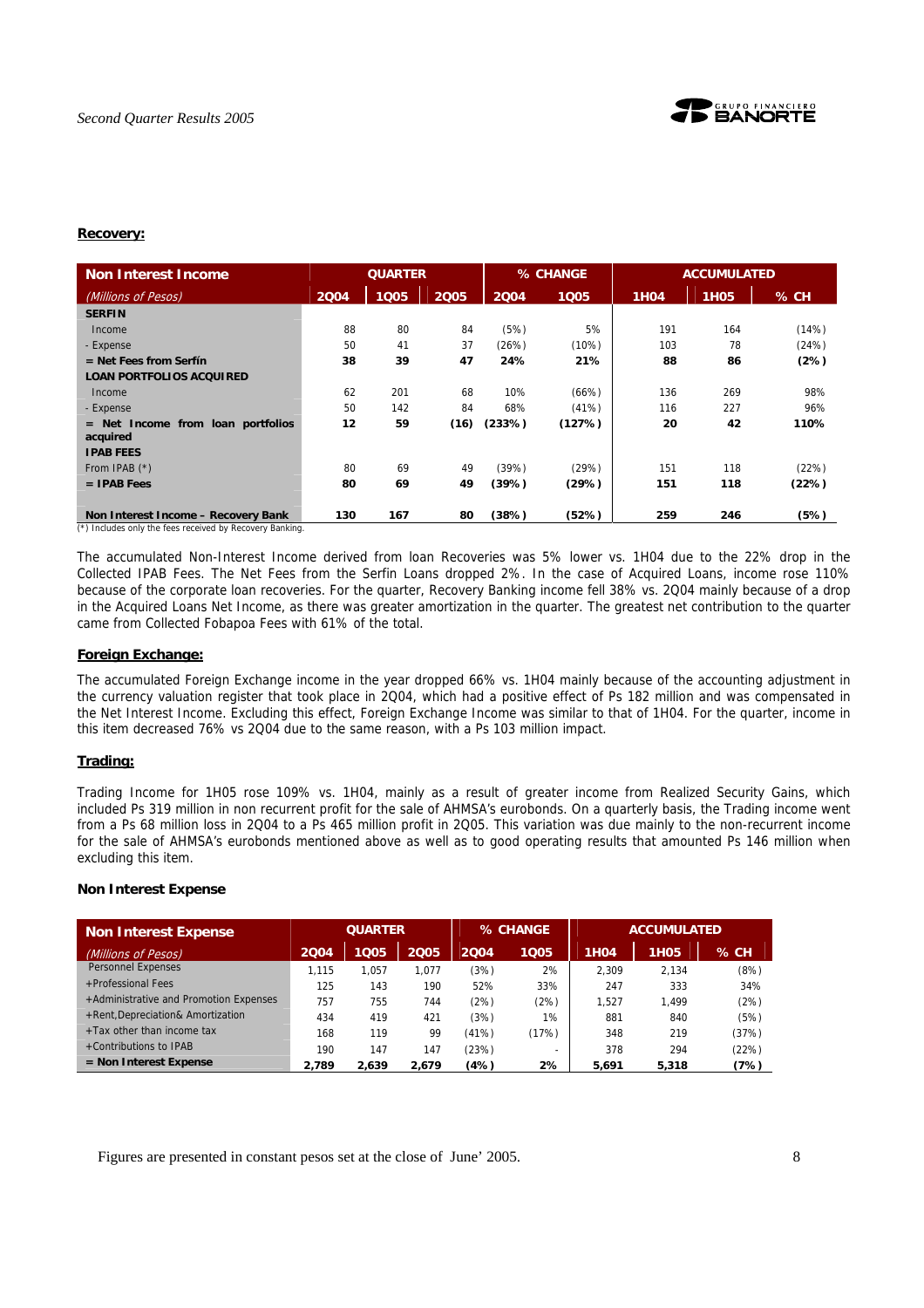**Recovery:**

| **Non Interest Income** | QUARTER | | | % CHANGE | | ACCUMULATED | | |
|---|---|---|---|---|---|---|---|---|
| *(Millions of Pesos)* | 2Q04 | 1Q05 | 2Q05 | 2Q04 | 1Q05 | 1H04 | 1H05 | % CH |
| **SERFIN** | | | | | | | | |
| Income | 88 | 80 | 84 | (5%) | 5% | 191 | 164 | (14%) |
| - Expense | 50 | 41 | 37 | (26%) | (10%) | 103 | 78 | (24%) |
| **= Net Fees from Serfín** | **38** | **39** | **47** | **24%** | **21%** | **88** | **86** | **(2%)** |
| **LOAN PORTFOLIOS ACQUIRED** | | | | | | | | |
| Income | 62 | 201 | 68 | 10% | (66%) | 136 | 269 | 98% |
| - Expense | 50 | 142 | 84 | 68% | (41%) | 116 | 227 | 96% |
| **= Net Income from loan portfolios acquired** | **12** | **59** | **(16)** | **(233%)** | **(127%)** | **20** | **42** | **110%** |
| **IPAB FEES** | | | | | | | | |
| From IPAB (*) | 80 | 69 | 49 | (39%) | (29%) | 151 | 118 | (22%) |
| **= IPAB Fees** | **80** | **69** | **49** | **(39%)** | **(29%)** | **151** | **118** | **(22%)** |
| **Non Interest Income – Recovery Bank** | **130** | **167** | **80** | **(38%)** | **(52%)** | **259** | **246** | **(5%)** |

(*) Includes only the fees received by Recovery Banking.

The accumulated Non-Interest Income derived from loan Recoveries was 5% lower vs. 1H04 due to the 22% drop in the Collected IPAB Fees. The Net Fees from the Serfin Loans dropped 2%. In the case of Acquired Loans, income rose 110% because of the corporate loan recoveries. For the quarter, Recovery Banking income fell 38% vs. 2Q04 mainly because of a drop in the Acquired Loans Net Income, as there was greater amortization in the quarter. The greatest net contribution to the quarter came from Collected Fobapoa Fees with 61% of the total.

**Foreign Exchange:**

The accumulated Foreign Exchange income in the year dropped 66% vs. 1H04 mainly because of the accounting adjustment in the currency valuation register that took place in 2Q04, which had a positive effect of Ps 182 million and was compensated in the Net Interest Income. Excluding this effect, Foreign Exchange Income was similar to that of 1H04. For the quarter, income in this item decreased 76% vs 2Q04 due to the same reason, with a Ps 103 million impact.

**Trading:**

Trading Income for 1H05 rose 109% vs. 1H04, mainly as a result of greater income from Realized Security Gains, which included Ps 319 million in non recurrent profit for the sale of AHMSA's eurobonds. On a quarterly basis, the Trading income went from a Ps 68 million loss in 2Q04 to a Ps 465 million profit in 2Q05. This variation was due mainly to the non-recurrent income for the sale of AHMSA's eurobonds mentioned above as well as to good operating results that amounted Ps 146 million when excluding this item.

**Non Interest Expense**

| **Non Interest Expense** | QUARTER | | | % CHANGE | | ACCUMULATED | | |
|---|---|---|---|---|---|---|---|---|
| *(Millions of Pesos)* | 2Q04 | 1Q05 | 2Q05 | 2Q04 | 1Q05 | 1H04 | 1H05 | % CH |
| Personnel Expenses | 1,115 | 1,057 | 1,077 | (3%) | 2% | 2,309 | 2,134 | (8%) |
| +Professional Fees | 125 | 143 | 190 | 52% | 33% | 247 | 333 | 34% |
| +Administrative and Promotion Expenses | 757 | 755 | 744 | (2%) | (2%) | 1,527 | 1,499 | (2%) |
| +Rent,Depreciation& Amortization | 434 | 419 | 421 | (3%) | 1% | 881 | 840 | (5%) |
| +Tax other than income tax | 168 | 119 | 99 | (41%) | (17%) | 348 | 219 | (37%) |
| +Contributions to IPAB | 190 | 147 | 147 | (23%) | - | 378 | 294 | (22%) |
| **= Non Interest Expense** | **2,789** | **2,639** | **2,679** | **(4%)** | **2%** | **5,691** | **5,318** | **(7%)** |

Figures are presented in constant pesos set at the close of June' 2005.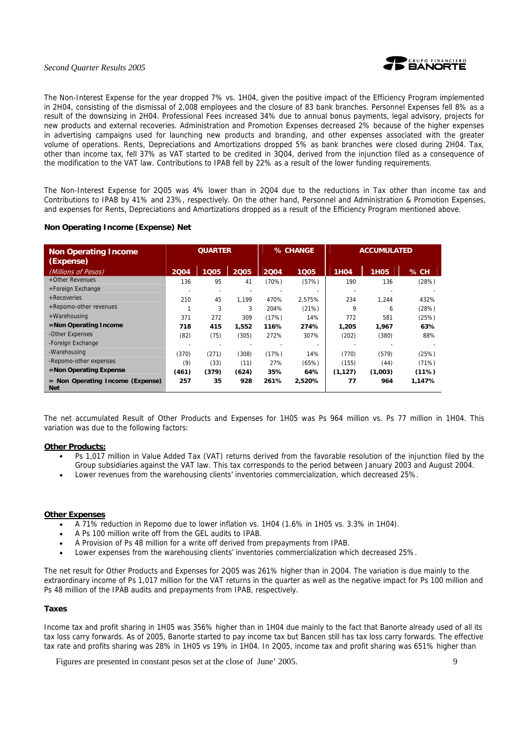The Non-Interest Expense for the year dropped 7% vs. 1H04, given the positive impact of the Efficiency Program implemented in 2H04, consisting of the dismissal of 2,008 employees and the closure of 83 bank branches. Personnel Expenses fell 8% as a result of the downsizing in 2H04. Professional Fees increased 34% due to annual bonus payments, legal advisory, projects for new products and external recoveries. Administration and Promotion Expenses decreased 2% because of the higher expenses in advertising campaigns used for launching new products and branding, and other expenses associated with the greater volume of operations. Rents, Depreciations and Amortizations dropped 5% as bank branches were closed during 2H04. Tax, other than income tax, fell 37% as VAT started to be credited in 3Q04, derived from the injunction filed as a consequence of the modification to the VAT law. Contributions to IPAB fell by 22% as a result of the lower funding requirements.

The Non-Interest Expense for 2Q05 was 4% lower than in 2Q04 due to the reductions in Tax other than income tax and Contributions to IPAB by 41% and 23%, respectively. On the other hand, Personnel and Administration & Promotion Expenses, and expenses for Rents, Depreciations and Amortizations dropped as a result of the Efficiency Program mentioned above.

### Non Operating Income (Expense) Net

| Non Operating Income (Expense) | QUARTER | | | % CHANGE | | ACCUMULATED | | |
|---|---|---|---|---|---|---|---|---|
| *(Millions of Pesos)* | 2Q04 | 1Q05 | 2Q05 | 2Q04 | 1Q05 | 1H04 | 1H05 | % CH |
| +Other Revenues | 136 | 95 | 41 | (70%) | (57%) | 190 | 136 | (28%) |
| +Foreign Exchange | - | - | - | - | - | - | - | - |
| +Recoveries | 210 | 45 | 1,199 | 470% | 2,575% | 234 | 1,244 | 432% |
| +Repomo-other revenues | 1 | 3 | 3 | 204% | (21%) | 9 | 6 | (28%) |
| +Warehousing | 371 | 272 | 309 | (17%) | 14% | 772 | 581 | (25%) |
| **=Non Operating Income** | **718** | **415** | **1,552** | **116%** | **274%** | **1,205** | **1,967** | **63%** |
| -Other Expenses | (82) | (75) | (305) | 272% | 307% | (202) | (380) | 88% |
| -Foreign Exchange | - | - | - | - | - | - | - | - |
| -Warehousing | (370) | (271) | (308) | (17%) | 14% | (770) | (579) | (25%) |
| -Repomo-other expenses | (9) | (33) | (11) | 27% | (65%) | (155) | (44) | (71%) |
| **=Non Operating Expense** | **(461)** | **(379)** | **(624)** | **35%** | **64%** | **(1,127)** | **(1,003)** | **(11%)** |
| **= Non Operating Income (Expense) Net** | **257** | **35** | **928** | **261%** | **2,520%** | **77** | **964** | **1,147%** |

The net accumulated Result of Other Products and Expenses for 1H05 was Ps 964 million vs. Ps 77 million in 1H04. This variation was due to the following factors:

**Other Products:**

- Ps 1,017 million in Value Added Tax (VAT) returns derived from the favorable resolution of the injunction filed by the Group subsidiaries against the VAT law. This tax corresponds to the period between January 2003 and August 2004.
- Lower revenues from the warehousing clients' inventories commercialization, which decreased 25%.

**Other Expenses**

- A 71% reduction in Repomo due to lower inflation vs. 1H04 (1.6% in 1H05 vs. 3.3% in 1H04).
- A Ps 100 million write off from the GEL audits to IPAB.
- A Provision of Ps 48 million for a write off derived from prepayments from IPAB.
- Lower expenses from the warehousing clients' inventories commercialization which decreased 25%.

The net result for Other Products and Expenses for 2Q05 was 261% higher than in 2Q04. The variation is due mainly to the extraordinary income of Ps 1,017 million for the VAT returns in the quarter as well as the negative impact for Ps 100 million and Ps 48 million of the IPAB audits and prepayments from IPAB, respectively.

### Taxes

Income tax and profit sharing in 1H05 was 356% higher than in 1H04 due mainly to the fact that Banorte already used of all its tax loss carry forwards. As of 2005, Banorte started to pay income tax but Bancen still has tax loss carry forwards. The effective tax rate and profits sharing was 28% in 1H05 vs 19% in 1H04. In 2Q05, income tax and profit sharing was 651% higher than

Figures are presented in constant pesos set at the close of June' 2005.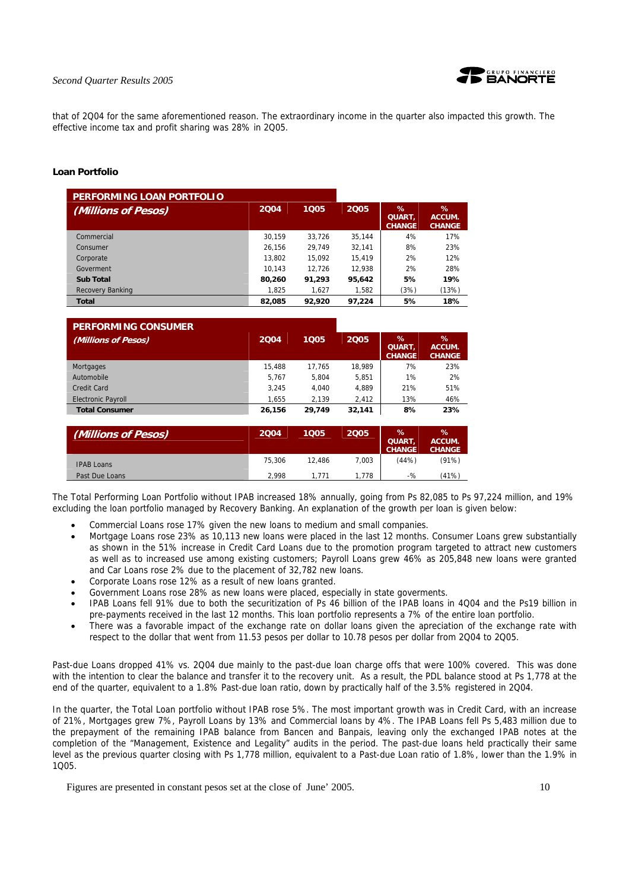that of 2Q04 for the same aforementioned reason. The extraordinary income in the quarter also impacted this growth. The effective income tax and profit sharing was 28% in 2Q05.

**Loan Portfolio**

| PERFORMING LOAN PORTFOLIO *(Millions of Pesos)* | 2Q04 | 1Q05 | 2Q05 | % QUART, CHANGE | % ACCUM. CHANGE |
|---|---|---|---|---|---|
| Commercial | 30,159 | 33,726 | 35,144 | 4% | 17% |
| Consumer | 26,156 | 29,749 | 32,141 | 8% | 23% |
| Corporate | 13,802 | 15,092 | 15,419 | 2% | 12% |
| Goverment | 10,143 | 12,726 | 12,938 | 2% | 28% |
| **Sub Total** | **80,260** | **91,293** | **95,642** | **5%** | **19%** |
| Recovery Banking | 1,825 | 1,627 | 1,582 | (3%) | (13%) |
| **Total** | **82,085** | **92,920** | **97,224** | **5%** | **18%** |

| PERFORMING CONSUMER *(Millions of Pesos)* | 2Q04 | 1Q05 | 2Q05 | % QUART, CHANGE | % ACCUM. CHANGE |
|---|---|---|---|---|---|
| Mortgages | 15,488 | 17,765 | 18,989 | 7% | 23% |
| Automobile | 5,767 | 5,804 | 5,851 | 1% | 2% |
| Credit Card | 3,245 | 4,040 | 4,889 | 21% | 51% |
| Electronic Payroll | 1,655 | 2,139 | 2,412 | 13% | 46% |
| **Total Consumer** | **26,156** | **29,749** | **32,141** | **8%** | **23%** |

| *(Millions of Pesos)* | 2Q04 | 1Q05 | 2Q05 | % QUART, CHANGE | % ACCUM. CHANGE |
|---|---|---|---|---|---|
| IPAB Loans | 75,306 | 12,486 | 7,003 | (44%) | (91%) |
| Past Due Loans | 2,998 | 1,771 | 1,778 | -% | (41%) |

The Total Performing Loan Portfolio without IPAB increased 18% annually, going from Ps 82,085 to Ps 97,224 million, and 19% excluding the loan portfolio managed by Recovery Banking. An explanation of the growth per loan is given below:

- Commercial Loans rose 17% given the new loans to medium and small companies.
- Mortgage Loans rose 23% as 10,113 new loans were placed in the last 12 months. Consumer Loans grew substantially as shown in the 51% increase in Credit Card Loans due to the promotion program targeted to attract new customers as well as to increased use among existing customers; Payroll Loans grew 46% as 205,848 new loans were granted and Car Loans rose 2% due to the placement of 32,782 new loans.
- Corporate Loans rose 12% as a result of new loans granted.
- Government Loans rose 28% as new loans were placed, especially in state goverments.
- IPAB Loans fell 91% due to both the securitization of Ps 46 billion of the IPAB loans in 4Q04 and the Ps19 billion in pre-payments received in the last 12 months. This loan portfolio represents a 7% of the entire loan portfolio.
- There was a favorable impact of the exchange rate on dollar loans given the apreciation of the exchange rate with respect to the dollar that went from 11.53 pesos per dollar to 10.78 pesos per dollar from 2Q04 to 2Q05.

Past-due Loans dropped 41% vs. 2Q04 due mainly to the past-due loan charge offs that were 100% covered. This was done with the intention to clear the balance and transfer it to the recovery unit. As a result, the PDL balance stood at Ps 1,778 at the end of the quarter, equivalent to a 1.8% Past-due loan ratio, down by practically half of the 3.5% registered in 2Q04.

In the quarter, the Total Loan portfolio without IPAB rose 5%. The most important growth was in Credit Card, with an increase of 21%, Mortgages grew 7%, Payroll Loans by 13% and Commercial loans by 4%. The IPAB Loans fell Ps 5,483 million due to the prepayment of the remaining IPAB balance from Bancen and Banpais, leaving only the exchanged IPAB notes at the completion of the "Management, Existence and Legality" audits in the period. The past-due loans held practically their same level as the previous quarter closing with Ps 1,778 million, equivalent to a Past-due Loan ratio of 1.8%, lower than the 1.9% in 1Q05.

Figures are presented in constant pesos set at the close of June' 2005.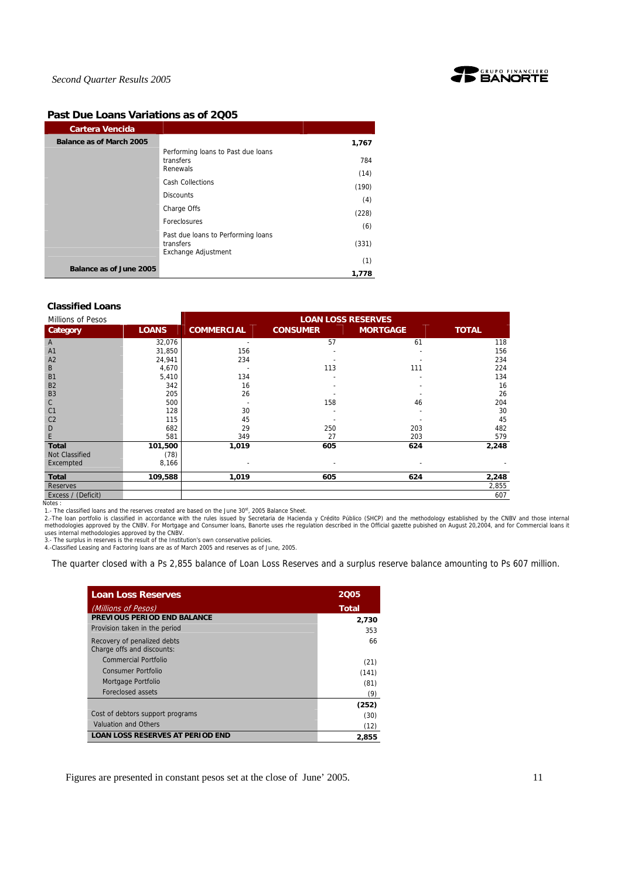## Past Due Loans Variations as of 2Q05

| Cartera Vencida | | |
|---|---|---|
| Balance as of March 2005 | | 1,767 |
| | Performing loans to Past due loans transfers | 784 |
| | Renewals | (14) |
| | Cash Collections | (190) |
| | Discounts | (4) |
| | Charge Offs | (228) |
| | Foreclosures | (6) |
| | Past due loans to Performing loans transfers | (331) |
| | Exchange Adjustment | (1) |
| Balance as of June 2005 | | 1,778 |

## Classified Loans

| Millions of Pesos | | LOAN LOSS RESERVES | | | |
|---|---|---|---|---|---|
| Category | LOANS | COMMERCIAL | CONSUMER | MORTGAGE | TOTAL |
| A | 32,076 | - | 57 | 61 | 118 |
| A1 | 31,850 | 156 | - | - | 156 |
| A2 | 24,941 | 234 | - | - | 234 |
| B | 4,670 | - | 113 | 111 | 224 |
| B1 | 5,410 | 134 | - | - | 134 |
| B2 | 342 | 16 | - | - | 16 |
| B3 | 205 | 26 | - | - | 26 |
| C | 500 | - | 158 | 46 | 204 |
| C1 | 128 | 30 | - | - | 30 |
| C2 | 115 | 45 | - | - | 45 |
| D | 682 | 29 | 250 | 203 | 482 |
| E | 581 | 349 | 27 | 203 | 579 |
| **Total** | **101,500** | **1,019** | **605** | **624** | **2,248** |
| Not Classified | (78) | | | | |
| Excempted | 8,166 | - | - | - | - |
| **Total** | **109,588** | **1,019** | **605** | **624** | **2,248** |
| Reserves | | | | | 2,855 |
| Excess / (Deficit) | | | | | 607 |

Notes :

1.- The classified loans and the reserves created are based on the June 30st, 2005 Balance Sheet.

2.-The loan portfolio is classified in accordance with the rules issued by Secretaria de Hacienda y Crédito Público (SHCP) and the methodology established by the CNBV and those internal methodologies approved by the CNBV. For Mortgage and Consumer loans, Banorte uses rhe regulation described in the Official gazette pubished on August 20,2004, and for Commercial loans it uses internal methodologies approved by the CNBV.

3.- The surplus in reserves is the result of the Institution's own conservative policies.

4.-Classified Leasing and Factoring loans are as of March 2005 and reserves as of June, 2005.

The quarter closed with a Ps 2,855 balance of Loan Loss Reserves and a surplus reserve balance amounting to Ps 607 million.

| Loan Loss Reserves | 2Q05 |
|---|---|
| *(Millions of Pesos)* | **Total** |
| **PREVIOUS PERIOD END BALANCE** | **2,730** |
| Provision taken in the period | 353 |
| Recovery of penalized debts | 66 |
| Charge offs and discounts: | |
| Commercial Portfolio | (21) |
| Consumer Portfolio | (141) |
| Mortgage Portfolio | (81) |
| Foreclosed assets | (9) |
| | **(252)** |
| Cost of debtors support programs | (30) |
| Valuation and Others | (12) |
| **LOAN LOSS RESERVES AT PERIOD END** | **2,855** |

Figures are presented in constant pesos set at the close of June' 2005.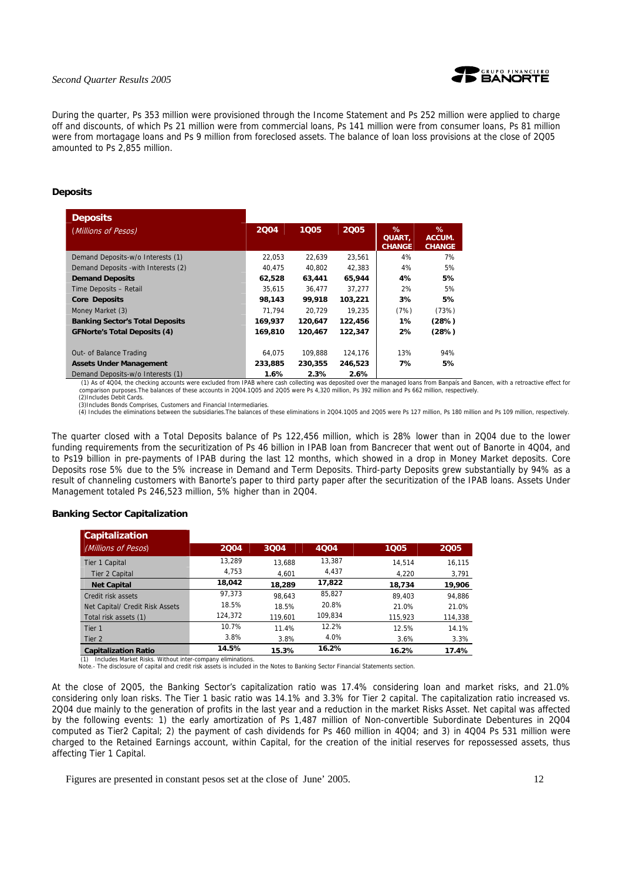During the quarter, Ps 353 million were provisioned through the Income Statement and Ps 252 million were applied to charge off and discounts, of which Ps 21 million were from commercial loans, Ps 141 million were from consumer loans, Ps 81 million were from mortagage loans and Ps 9 million from foreclosed assets. The balance of loan loss provisions at the close of 2Q05 amounted to Ps 2,855 million.

### Deposits

| **Deposits** *(Millions of Pesos)* | **2Q04** | **1Q05** | **2Q05** | **% QUART, CHANGE** | **% ACCUM. CHANGE** |
|---|---|---|---|---|---|
| Demand Deposits-w/o Interests (1) | 22,053 | 22,639 | 23,561 | 4% | 7% |
| Demand Deposits -with Interests (2) | 40,475 | 40,802 | 42,383 | 4% | 5% |
| **Demand Deposits** | **62,528** | **63,441** | **65,944** | **4%** | **5%** |
| Time Deposits – Retail | 35,615 | 36,477 | 37,277 | 2% | 5% |
| **Core Deposits** | **98,143** | **99,918** | **103,221** | **3%** | **5%** |
| Money Market (3) | 71,794 | 20,729 | 19,235 | (7%) | (73%) |
| **Banking Sector's Total Deposits** | **169,937** | **120,647** | **122,456** | **1%** | **(28%)** |
| **GFNorte's Total Deposits (4)** | **169,810** | **120,467** | **122,347** | **2%** | **(28%)** |
| | | | | | |
| Out- of Balance Trading | 64,075 | 109,888 | 124,176 | 13% | 94% |
| **Assets Under Management** | **233,885** | **230,355** | **246,523** | **7%** | **5%** |
| Demand Deposits-w/o Interests (1) | **1.6%** | **2.3%** | **2.6%** | | |

(1) As of 4Q04, the checking accounts were excluded from IPAB where cash collecting was deposited over the managed loans from Banpaís and Bancen, with a retroactive effect for comparison purposes.The balances of these accounts in 2Q04.1Q05 and 2Q05 were Ps 4,320 million, Ps 392 million and Ps 662 million, respectively.
(2)Includes Debit Cards.
(3)Includes Bonds Comprises, Customers and Financial Intermediaries.
(4) Includes the eliminations between the subsidiaries.The balances of these eliminations in 2Q04.1Q05 and 2Q05 were Ps 127 million, Ps 180 million and Ps 109 million, respectively.

The quarter closed with a Total Deposits balance of Ps 122,456 million, which is 28% lower than in 2Q04 due to the lower funding requirements from the securitization of Ps 46 billion in IPAB loan from Bancrecer that went out of Banorte in 4Q04, and to Ps19 billion in pre-payments of IPAB during the last 12 months, which showed in a drop in Money Market deposits. Core Deposits rose 5% due to the 5% increase in Demand and Term Deposits. Third-party Deposits grew substantially by 94% as a result of channeling customers with Banorte's paper to third party paper after the securitization of the IPAB loans. Assets Under Management totaled Ps 246,523 million, 5% higher than in 2Q04.

### Banking Sector Capitalization

| **Capitalization** *(Millions of Pesos)* | **2Q04** | **3Q04** | **4Q04** | **1Q05** | **2Q05** |
|---|---|---|---|---|---|
| Tier 1 Capital | 13,289 | 13,688 | 13,387 | 14,514 | 16,115 |
| Tier 2 Capital | 4,753 | 4,601 | 4,437 | 4,220 | 3,791 |
| **Net Capital** | **18,042** | **18,289** | **17,822** | **18,734** | **19,906** |
| Credit risk assets | 97,373 | 98,643 | 85,827 | 89,403 | 94,886 |
| Net Capital/ Credit Risk Assets | 18.5% | 18.5% | 20.8% | 21.0% | 21.0% |
| Total risk assets (1) | 124,372 | 119,601 | 109,834 | 115,923 | 114,338 |
| Tier 1 | 10.7% | 11.4% | 12.2% | 12.5% | 14.1% |
| Tier 2 | 3.8% | 3.8% | 4.0% | 3.6% | 3.3% |
| **Capitalization Ratio** | **14.5%** | **15.3%** | **16.2%** | **16.2%** | **17.4%** |

(1) Includes Market Risks. Without inter-company eliminations.
Note.- The disclosure of capital and credit risk assets is included in the Notes to Banking Sector Financial Statements section.

At the close of 2Q05, the Banking Sector's capitalization ratio was 17.4% considering loan and market risks, and 21.0% considering only loan risks. The Tier 1 basic ratio was 14.1% and 3.3% for Tier 2 capital. The capitalization ratio increased vs. 2Q04 due mainly to the generation of profits in the last year and a reduction in the market Risks Asset. Net capital was affected by the following events: 1) the early amortization of Ps 1,487 million of Non-convertible Subordinate Debentures in 2Q04 computed as Tier2 Capital; 2) the payment of cash dividends for Ps 460 million in 4Q04; and 3) in 4Q04 Ps 531 million were charged to the Retained Earnings account, within Capital, for the creation of the initial reserves for repossessed assets, thus affecting Tier 1 Capital.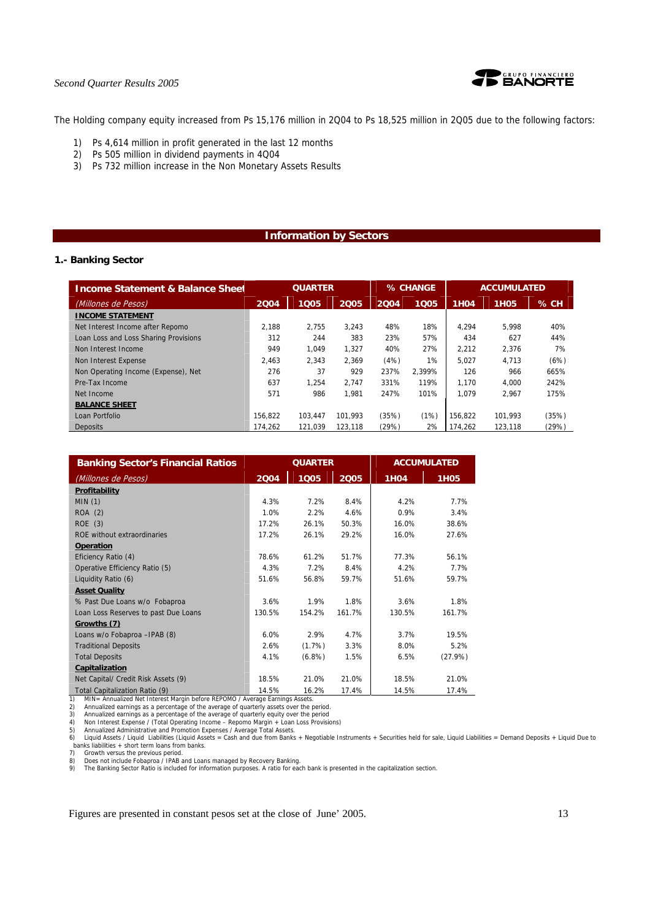The Holding company equity increased from Ps 15,176 million in 2Q04 to Ps 18,525 million in 2Q05 due to the following factors:

1) Ps 4,614 million in profit generated in the last 12 months
2) Ps 505 million in dividend payments in 4Q04
3) Ps 732 million increase in the Non Monetary Assets Results

## Information by Sectors

### 1.- Banking Sector

| Income Statement & Balance Sheet | QUARTER | | | % CHANGE | | ACCUMULATED | | |
|---|---|---|---|---|---|---|---|---|
| *(Millones de Pesos)* | 2Q04 | 1Q05 | 2Q05 | 2Q04 | 1Q05 | 1H04 | 1H05 | % CH |
| **INCOME STATEMENT** | | | | | | | | |
| Net Interest Income after Repomo | 2,188 | 2,755 | 3,243 | 48% | 18% | 4,294 | 5,998 | 40% |
| Loan Loss and Loss Sharing Provisions | 312 | 244 | 383 | 23% | 57% | 434 | 627 | 44% |
| Non Interest Income | 949 | 1,049 | 1,327 | 40% | 27% | 2,212 | 2,376 | 7% |
| Non Interest Expense | 2,463 | 2,343 | 2,369 | (4%) | 1% | 5,027 | 4,713 | (6%) |
| Non Operating Income (Expense), Net | 276 | 37 | 929 | 237% | 2,399% | 126 | 966 | 665% |
| Pre-Tax Income | 637 | 1,254 | 2,747 | 331% | 119% | 1,170 | 4,000 | 242% |
| Net Income | 571 | 986 | 1,981 | 247% | 101% | 1,079 | 2,967 | 175% |
| **BALANCE SHEET** | | | | | | | | |
| Loan Portfolio | 156,822 | 103,447 | 101,993 | (35%) | (1%) | 156,822 | 101,993 | (35%) |
| Deposits | 174,262 | 121,039 | 123,118 | (29%) | 2% | 174,262 | 123,118 | (29%) |

| Banking Sector's Financial Ratios | QUARTER | | | ACCUMULATED | |
|---|---|---|---|---|---|
| *(Millones de Pesos)* | 2Q04 | 1Q05 | 2Q05 | 1H04 | 1H05 |
| **Profitability** | | | | | |
| MIN (1) | 4.3% | 7.2% | 8.4% | 4.2% | 7.7% |
| ROA (2) | 1.0% | 2.2% | 4.6% | 0.9% | 3.4% |
| ROE (3) | 17.2% | 26.1% | 50.3% | 16.0% | 38.6% |
| ROE without extraordinaries | 17.2% | 26.1% | 29.2% | 16.0% | 27.6% |
| **Operation** | | | | | |
| Eficiency Ratio (4) | 78.6% | 61.2% | 51.7% | 77.3% | 56.1% |
| Operative Efficiency Ratio (5) | 4.3% | 7.2% | 8.4% | 4.2% | 7.7% |
| Liquidity Ratio (6) | 51.6% | 56.8% | 59.7% | 51.6% | 59.7% |
| **Asset Quality** | | | | | |
| % Past Due Loans w/o Fobaproa | 3.6% | 1.9% | 1.8% | 3.6% | 1.8% |
| Loan Loss Reserves to past Due Loans | 130.5% | 154.2% | 161.7% | 130.5% | 161.7% |
| **Growths (7)** | | | | | |
| Loans w/o Fobaproa –IPAB (8) | 6.0% | 2.9% | 4.7% | 3.7% | 19.5% |
| Traditional Deposits | 2.6% | (1.7%) | 3.3% | 8.0% | 5.2% |
| Total Deposits | 4.1% | (6.8%) | 1.5% | 6.5% | (27.9%) |
| **Capitalization** | | | | | |
| Net Capital/ Credit Risk Assets (9) | 18.5% | 21.0% | 21.0% | 18.5% | 21.0% |
| Total Capitalization Ratio (9) | 14.5% | 16.2% | 17.4% | 14.5% | 17.4% |

1) MIN= Annualized Net Interest Margin before REPOMO / Average Earnings Assets.
2) Annualized earnings as a percentage of the average of quarterly assets over the period.
3) Annualized earnings as a percentage of the average of quarterly equity over the period
4) Non Interest Expense / (Total Operating Income – Repomo Margin + Loan Loss Provisions)
5) Annualized Administrative and Promotion Expenses / Average Total Assets.
6) Liquid Assets / Liquid Liabilities (Liquid Assets = Cash and due from Banks + Negotiable Instruments + Securities held for sale, Liquid Liabilities = Demand Deposits + Liquid Due to banks liabilities + short term loans from banks.
7) Growth versus the previous period.
8) Does not include Fobaproa / IPAB and Loans managed by Recovery Banking.
9) The Banking Sector Ratio is included for information purposes. A ratio for each bank is presented in the capitalization section.

Figures are presented in constant pesos set at the close of June' 2005.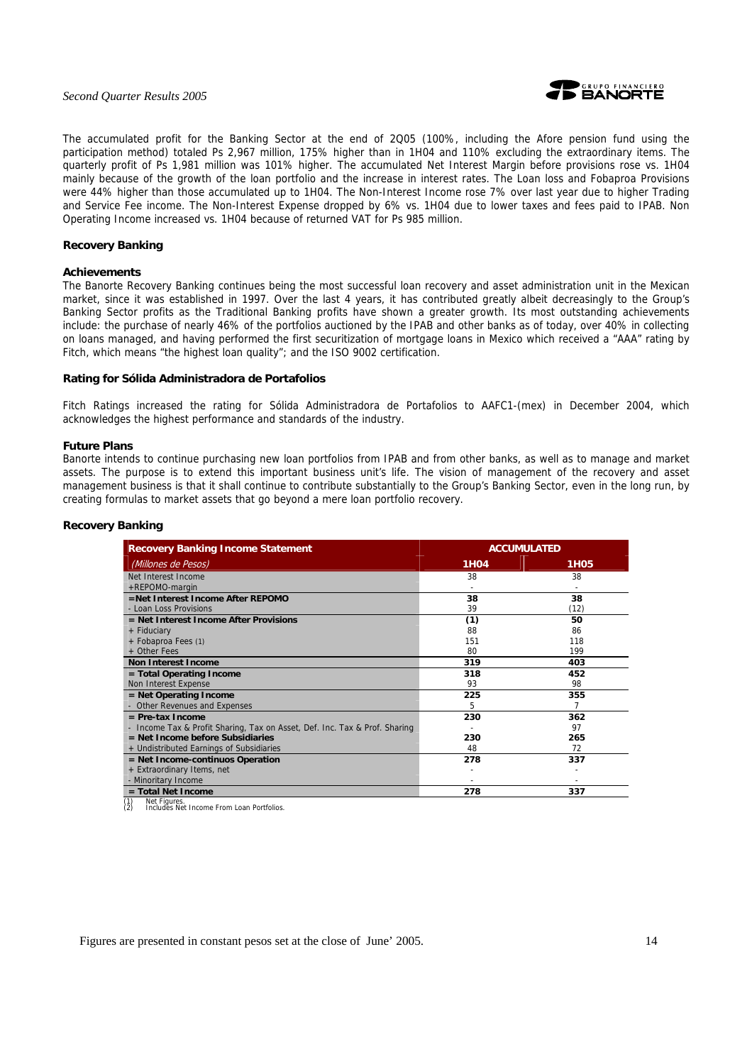The accumulated profit for the Banking Sector at the end of 2Q05 (100%, including the Afore pension fund using the participation method) totaled Ps 2,967 million, 175% higher than in 1H04 and 110% excluding the extraordinary items. The quarterly profit of Ps 1,981 million was 101% higher. The accumulated Net Interest Margin before provisions rose vs. 1H04 mainly because of the growth of the loan portfolio and the increase in interest rates. The Loan loss and Fobaproa Provisions were 44% higher than those accumulated up to 1H04. The Non-Interest Income rose 7% over last year due to higher Trading and Service Fee income. The Non-Interest Expense dropped by 6% vs. 1H04 due to lower taxes and fees paid to IPAB. Non Operating Income increased vs. 1H04 because of returned VAT for Ps 985 million.

### Recovery Banking

#### Achievements

The Banorte Recovery Banking continues being the most successful loan recovery and asset administration unit in the Mexican market, since it was established in 1997. Over the last 4 years, it has contributed greatly albeit decreasingly to the Group's Banking Sector profits as the Traditional Banking profits have shown a greater growth. Its most outstanding achievements include: the purchase of nearly 46% of the portfolios auctioned by the IPAB and other banks as of today, over 40% in collecting on loans managed, and having performed the first securitization of mortgage loans in Mexico which received a "AAA" rating by Fitch, which means "the highest loan quality"; and the ISO 9002 certification.

#### Rating for Sólida Administradora de Portafolios

Fitch Ratings increased the rating for Sólida Administradora de Portafolios to AAFC1-(mex) in December 2004, which acknowledges the highest performance and standards of the industry.

#### Future Plans

Banorte intends to continue purchasing new loan portfolios from IPAB and from other banks, as well as to manage and market assets. The purpose is to extend this important business unit's life. The vision of management of the recovery and asset management business is that it shall continue to contribute substantially to the Group's Banking Sector, even in the long run, by creating formulas to market assets that go beyond a mere loan portfolio recovery.

### Recovery Banking

| **Recovery Banking Income Statement** | **ACCUMULATED** | |
|---|---|---|
| *(Millones de Pesos)* | **1H04** | **1H05** |
| Net Interest Income | 38 | 38 |
| +REPOMO-margin | - | - |
| **=Net Interest Income After REPOMO** | **38** | **38** |
| - Loan Loss Provisions | 39 | (12) |
| **= Net Interest Income After Provisions** | **(1)** | **50** |
| + Fiduciary | 88 | 86 |
| + Fobaproa Fees (1) | 151 | 118 |
| + Other Fees | 80 | 199 |
| **Non Interest Income** | **319** | **403** |
| **= Total Operating Income** | **318** | **452** |
| Non Interest Expense | 93 | 98 |
| **= Net Operating Income** | **225** | **355** |
| - Other Revenues and Expenses | 5 | 7 |
| **= Pre-tax Income** | **230** | **362** |
| - Income Tax & Profit Sharing, Tax on Asset, Def. Inc. Tax & Prof. Sharing | - | 97 |
| **= Net Income before Subsidiaries** | **230** | **265** |
| + Undistributed Earnings of Subsidiaries | 48 | 72 |
| **= Net Income-continuos Operation** | **278** | **337** |
| + Extraordinary Items, net | - | - |
| - Minoritary Income | - | - |
| **= Total Net Income** | **278** | **337** |

(1) Net Figures.
(2) Includes Net Income From Loan Portfolios.

Figures are presented in constant pesos set at the close of June' 2005.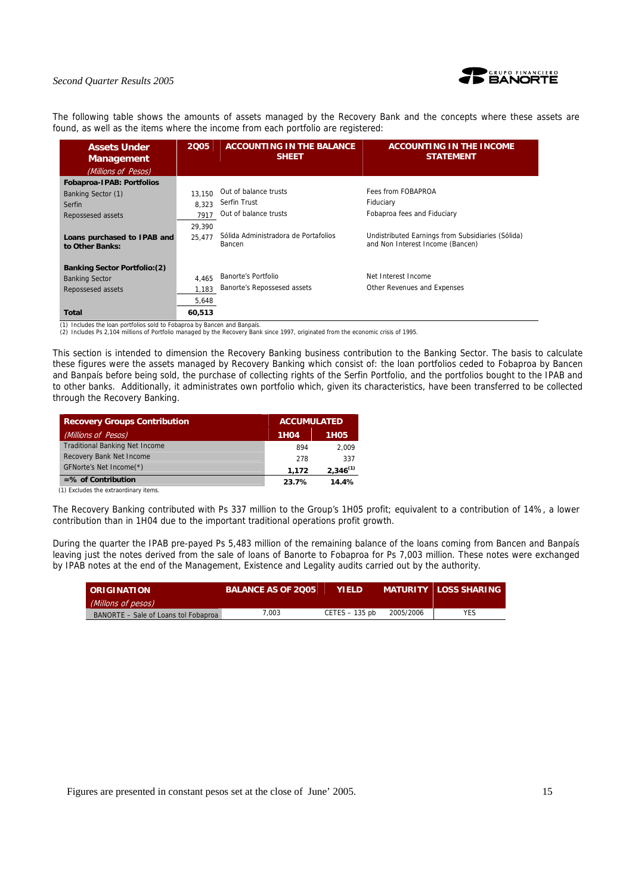The following table shows the amounts of assets managed by the Recovery Bank and the concepts where these assets are found, as well as the items where the income from each portfolio are registered:

| Assets Under Management *(Millions of Pesos)* | 2Q05 | ACCOUNTING IN THE BALANCE SHEET | ACCOUNTING IN THE INCOME STATEMENT |
|---|---|---|---|
| **Fobaproa-IPAB: Portfolios** | | | |
| Banking Sector (1) | 13,150 | Out of balance trusts | Fees from FOBAPROA |
| Serfin | 8,323 | Serfin Trust | Fiduciary |
| Repossessed assets | 7917 | Out of balance trusts | Fobaproa fees and Fiduciary |
| | 29,390 | | |
| **Loans purchased to IPAB and to Other Banks:** | 25,477 | Sólida Administradora de Portafolios Bancen | Undistributed Earnings from Subsidiaries (Sólida) and Non Interest Income (Bancen) |
| **Banking Sector Portfolio:(2)** | | | |
| Banking Sector | 4,465 | Banorte's Portfolio | Net Interest Income |
| Repossessed assets | 1,183 | Banorte's Repossesed assets | Other Revenues and Expenses |
| | 5,648 | | |
| **Total** | **60,513** | | |

(1) Includes the loan portfolios sold to Fobaproa by Bancen and Banpaís.
(2) Includes Ps 2,104 millions of Portfolio managed by the Recovery Bank since 1997, originated from the economic crisis of 1995.

This section is intended to dimension the Recovery Banking business contribution to the Banking Sector. The basis to calculate these figures were the assets managed by Recovery Banking which consist of: the loan portfolios ceded to Fobaproa by Bancen and Banpaís before being sold, the purchase of collecting rights of the Serfin Portfolio, and the portfolios bought to the IPAB and to other banks. Additionally, it administrates own portfolio which, given its characteristics, have been transferred to be collected through the Recovery Banking.

| Recovery Groups Contribution *(Millions of Pesos)* | ACCUMULATED 1H04 | 1H05 |
|---|---|---|
| Traditional Banking Net Income | 894 | 2,009 |
| Recovery Bank Net Income | 278 | 337 |
| GFNorte's Net Income(*) | 1,172 | 2,346(1) |
| **=% of Contribution** | **23.7%** | **14.4%** |

(1) Excludes the extraordinary items.

The Recovery Banking contributed with Ps 337 million to the Group's 1H05 profit; equivalent to a contribution of 14%, a lower contribution than in 1H04 due to the important traditional operations profit growth.

During the quarter the IPAB pre-payed Ps 5,483 million of the remaining balance of the loans coming from Bancen and Banpaís leaving just the notes derived from the sale of loans of Banorte to Fobaproa for Ps 7,003 million. These notes were exchanged by IPAB notes at the end of the Management, Existence and Legality audits carried out by the authority.

| ORIGINATION *(Millons of pesos)* | BALANCE AS OF 2Q05 | YIELD | MATURITY | LOSS SHARING |
|---|---|---|---|---|
| BANORTE – Sale of Loans tol Fobaproa | 7,003 | CETES – 135 pb | 2005/2006 | YES |

Figures are presented in constant pesos set at the close of June' 2005.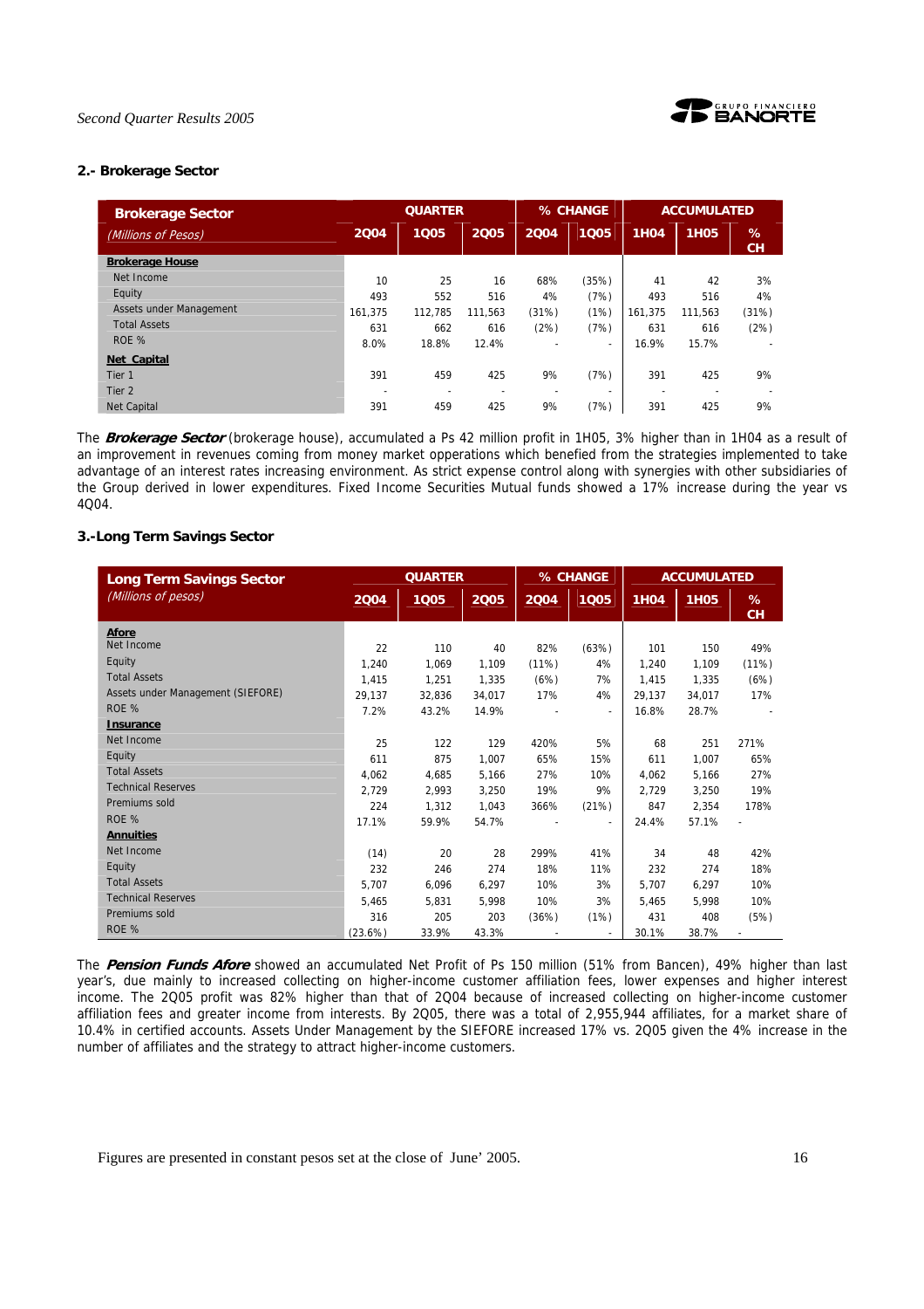### 2.- Brokerage Sector

| Brokerage Sector | QUARTER | | | % CHANGE | | ACCUMULATED | | |
|---|---|---|---|---|---|---|---|---|
| (Millions of Pesos) | 2Q04 | 1Q05 | 2Q05 | 2Q04 | 1Q05 | 1H04 | 1H05 | % CH |
| **Brokerage House** | | | | | | | | |
| Net Income | 10 | 25 | 16 | 68% | (35%) | 41 | 42 | 3% |
| Equity | 493 | 552 | 516 | 4% | (7%) | 493 | 516 | 4% |
| Assets under Management | 161,375 | 112,785 | 111,563 | (31%) | (1%) | 161,375 | 111,563 | (31%) |
| Total Assets | 631 | 662 | 616 | (2%) | (7%) | 631 | 616 | (2%) |
| ROE % | 8.0% | 18.8% | 12.4% | - | - | 16.9% | 15.7% | - |
| **Net Capital** | | | | | | | | |
| Tier 1 | 391 | 459 | 425 | 9% | (7%) | 391 | 425 | 9% |
| Tier 2 | - | - | - | - | - | - | - | - |
| Net Capital | 391 | 459 | 425 | 9% | (7%) | 391 | 425 | 9% |

The ***Brokerage Sector*** (brokerage house), accumulated a Ps 42 million profit in 1H05, 3% higher than in 1H04 as a result of an improvement in revenues coming from money market opperations which benefied from the strategies implemented to take advantage of an interest rates increasing environment. As strict expense control along with synergies with other subsidiaries of the Group derived in lower expenditures. Fixed Income Securities Mutual funds showed a 17% increase during the year vs 4Q04.

### 3.-Long Term Savings Sector

| Long Term Savings Sector | QUARTER | | | % CHANGE | | ACCUMULATED | | |
|---|---|---|---|---|---|---|---|---|
| (Millions of pesos) | 2Q04 | 1Q05 | 2Q05 | 2Q04 | 1Q05 | 1H04 | 1H05 | % CH |
| **Afore** | | | | | | | | |
| Net Income | 22 | 110 | 40 | 82% | (63%) | 101 | 150 | 49% |
| Equity | 1,240 | 1,069 | 1,109 | (11%) | 4% | 1,240 | 1,109 | (11%) |
| Total Assets | 1,415 | 1,251 | 1,335 | (6%) | 7% | 1,415 | 1,335 | (6%) |
| Assets under Management (SIEFORE) | 29,137 | 32,836 | 34,017 | 17% | 4% | 29,137 | 34,017 | 17% |
| ROE % | 7.2% | 43.2% | 14.9% | - | - | 16.8% | 28.7% | - |
| **Insurance** | | | | | | | | |
| Net Income | 25 | 122 | 129 | 420% | 5% | 68 | 251 | 271% |
| Equity | 611 | 875 | 1,007 | 65% | 15% | 611 | 1,007 | 65% |
| Total Assets | 4,062 | 4,685 | 5,166 | 27% | 10% | 4,062 | 5,166 | 27% |
| Technical Reserves | 2,729 | 2,993 | 3,250 | 19% | 9% | 2,729 | 3,250 | 19% |
| Premiums sold | 224 | 1,312 | 1,043 | 366% | (21%) | 847 | 2,354 | 178% |
| ROE % | 17.1% | 59.9% | 54.7% | - | - | 24.4% | 57.1% | - |
| **Annuities** | | | | | | | | |
| Net Income | (14) | 20 | 28 | 299% | 41% | 34 | 48 | 42% |
| Equity | 232 | 246 | 274 | 18% | 11% | 232 | 274 | 18% |
| Total Assets | 5,707 | 6,096 | 6,297 | 10% | 3% | 5,707 | 6,297 | 10% |
| Technical Reserves | 5,465 | 5,831 | 5,998 | 10% | 3% | 5,465 | 5,998 | 10% |
| Premiums sold | 316 | 205 | 203 | (36%) | (1%) | 431 | 408 | (5%) |
| ROE % | (23.6%) | 33.9% | 43.3% | - | - | 30.1% | 38.7% | - |

The ***Pension Funds Afore*** showed an accumulated Net Profit of Ps 150 million (51% from Bancen), 49% higher than last year's, due mainly to increased collecting on higher-income customer affiliation fees, lower expenses and higher interest income. The 2Q05 profit was 82% higher than that of 2Q04 because of increased collecting on higher-income customer affiliation fees and greater income from interests. By 2Q05, there was a total of 2,955,944 affiliates, for a market share of 10.4% in certified accounts. Assets Under Management by the SIEFORE increased 17% vs. 2Q05 given the 4% increase in the number of affiliates and the strategy to attract higher-income customers.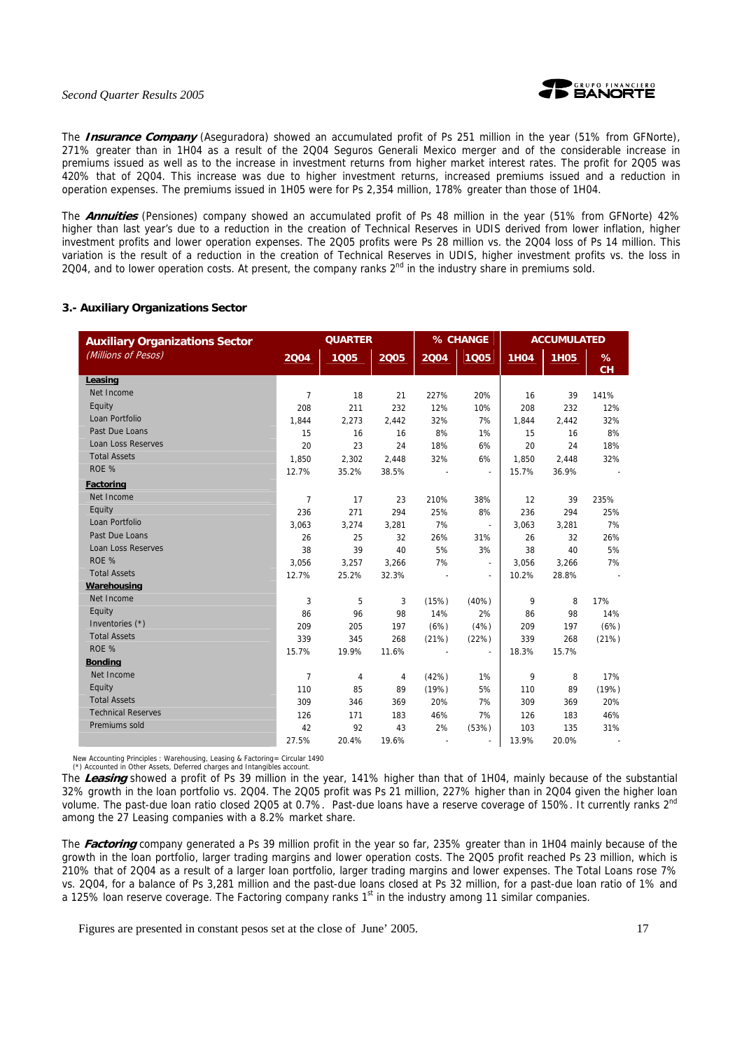The ***Insurance Company*** (Aseguradora) showed an accumulated profit of Ps 251 million in the year (51% from GFNorte), 271% greater than in 1H04 as a result of the 2Q04 Seguros Generali Mexico merger and of the considerable increase in premiums issued as well as to the increase in investment returns from higher market interest rates. The profit for 2Q05 was 420% that of 2Q04. This increase was due to higher investment returns, increased premiums issued and a reduction in operation expenses. The premiums issued in 1H05 were for Ps 2,354 million, 178% greater than those of 1H04.

The ***Annuities*** (Pensiones) company showed an accumulated profit of Ps 48 million in the year (51% from GFNorte) 42% higher than last year's due to a reduction in the creation of Technical Reserves in UDIS derived from lower inflation, higher investment profits and lower operation expenses. The 2Q05 profits were Ps 28 million vs. the 2Q04 loss of Ps 14 million. This variation is the result of a reduction in the creation of Technical Reserves in UDIS, higher investment profits vs. the loss in 2Q04, and to lower operation costs. At present, the company ranks 2nd in the industry share in premiums sold.

### 3.- Auxiliary Organizations Sector

| Auxiliary Organizations Sector | QUARTER | | | % CHANGE | | ACCUMULATED | | |
|---|---|---|---|---|---|---|---|---|
| *(Millions of Pesos)* | 2Q04 | 1Q05 | 2Q05 | 2Q04 | 1Q05 | 1H04 | 1H05 | % CH |
| **Leasing** | | | | | | | | |
| Net Income | 7 | 18 | 21 | 227% | 20% | 16 | 39 | 141% |
| Equity | 208 | 211 | 232 | 12% | 10% | 208 | 232 | 12% |
| Loan Portfolio | 1,844 | 2,273 | 2,442 | 32% | 7% | 1,844 | 2,442 | 32% |
| Past Due Loans | 15 | 16 | 16 | 8% | 1% | 15 | 16 | 8% |
| Loan Loss Reserves | 20 | 23 | 24 | 18% | 6% | 20 | 24 | 18% |
| Total Assets | 1,850 | 2,302 | 2,448 | 32% | 6% | 1,850 | 2,448 | 32% |
| ROE % | 12.7% | 35.2% | 38.5% | - | - | 15.7% | 36.9% | - |
| **Factoring** | | | | | | | | |
| Net Income | 7 | 17 | 23 | 210% | 38% | 12 | 39 | 235% |
| Equity | 236 | 271 | 294 | 25% | 8% | 236 | 294 | 25% |
| Loan Portfolio | 3,063 | 3,274 | 3,281 | 7% | - | 3,063 | 3,281 | 7% |
| Past Due Loans | 26 | 25 | 32 | 26% | 31% | 26 | 32 | 26% |
| Loan Loss Reserves | 38 | 39 | 40 | 5% | 3% | 38 | 40 | 5% |
| ROE % | 3,056 | 3,257 | 3,266 | 7% | - | 3,056 | 3,266 | 7% |
| Total Assets | 12.7% | 25.2% | 32.3% | - | - | 10.2% | 28.8% | - |
| **Warehousing** | | | | | | | | |
| Net Income | 3 | 5 | 3 | (15%) | (40%) | 9 | 8 | 17% |
| Equity | 86 | 96 | 98 | 14% | 2% | 86 | 98 | 14% |
| Inventories (*) | 209 | 205 | 197 | (6%) | (4%) | 209 | 197 | (6%) |
| Total Assets | 339 | 345 | 268 | (21%) | (22%) | 339 | 268 | (21%) |
| ROE % | 15.7% | 19.9% | 11.6% | - | - | 18.3% | 15.7% | |
| **Bonding** | | | | | | | | |
| Net Income | 7 | 4 | 4 | (42%) | 1% | 9 | 8 | 17% |
| Equity | 110 | 85 | 89 | (19%) | 5% | 110 | 89 | (19%) |
| Total Assets | 309 | 346 | 369 | 20% | 7% | 309 | 369 | 20% |
| Technical Reserves | 126 | 171 | 183 | 46% | 7% | 126 | 183 | 46% |
| Premiums sold | 42 | 92 | 43 | 2% | (53%) | 103 | 135 | 31% |
| | 27.5% | 20.4% | 19.6% | - | - | 13.9% | 20.0% | - |

New Accounting Principles : Warehousing, Leasing & Factoring= Circular 1490
(*) Accounted in Other Assets, Deferred charges and Intangibles account.

The ***Leasing*** showed a profit of Ps 39 million in the year, 141% higher than that of 1H04, mainly because of the substantial 32% growth in the loan portfolio vs. 2Q04. The 2Q05 profit was Ps 21 million, 227% higher than in 2Q04 given the higher loan volume. The past-due loan ratio closed 2Q05 at 0.7%. Past-due loans have a reserve coverage of 150%. It currently ranks 2nd among the 27 Leasing companies with a 8.2% market share.

The ***Factoring*** company generated a Ps 39 million profit in the year so far, 235% greater than in 1H04 mainly because of the growth in the loan portfolio, larger trading margins and lower operation costs. The 2Q05 profit reached Ps 23 million, which is 210% that of 2Q04 as a result of a larger loan portfolio, larger trading margins and lower expenses. The Total Loans rose 7% vs. 2Q04, for a balance of Ps 3,281 million and the past-due loans closed at Ps 32 million, for a past-due loan ratio of 1% and a 125% loan reserve coverage. The Factoring company ranks 1st in the industry among 11 similar companies.

Figures are presented in constant pesos set at the close of June' 2005.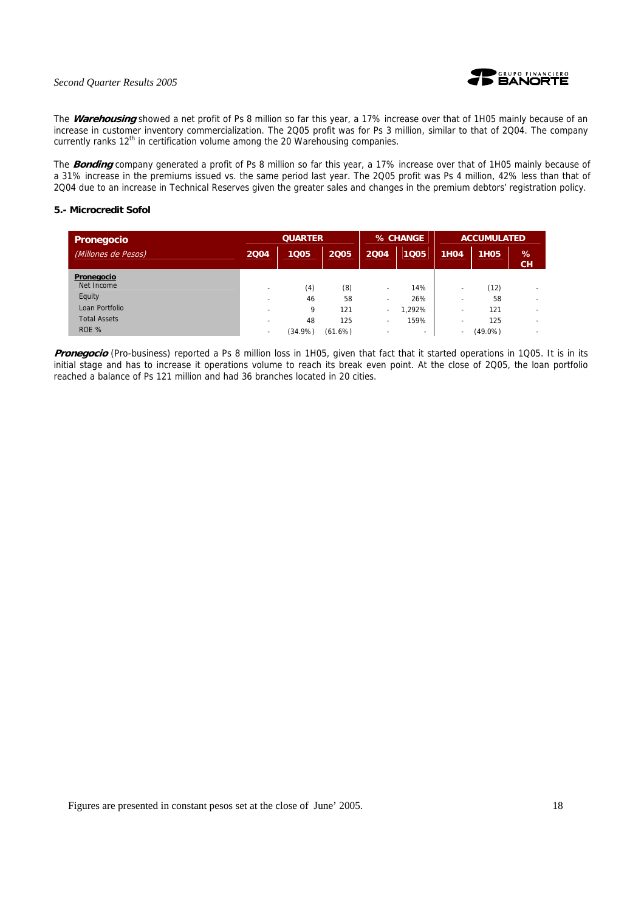The ***Warehousing*** showed a net profit of Ps 8 million so far this year, a 17% increase over that of 1H05 mainly because of an increase in customer inventory commercialization. The 2Q05 profit was for Ps 3 million, similar to that of 2Q04. The company currently ranks 12[th] in certification volume among the 20 Warehousing companies.

The ***Bonding*** company generated a profit of Ps 8 million so far this year, a 17% increase over that of 1H05 mainly because of a 31% increase in the premiums issued vs. the same period last year. The 2Q05 profit was Ps 4 million, 42% less than that of 2Q04 due to an increase in Technical Reserves given the greater sales and changes in the premium debtors' registration policy.

### 5.- Microcredit Sofol

| Pronegocio | QUARTER | | | % CHANGE | | ACCUMULATED | | |
|---|---|---|---|---|---|---|---|---|
| *(Millones de Pesos)* | 2Q04 | 1Q05 | 2Q05 | 2Q04 | 1Q05 | 1H04 | 1H05 | % CH |
| **Pronegocio** | | | | | | | | |
| Net Income | - | (4) | (8) | - | 14% | - | (12) | - |
| Equity | - | 46 | 58 | - | 26% | - | 58 | - |
| Loan Portfolio | - | 9 | 121 | - | 1,292% | - | 121 | - |
| Total Assets | - | 48 | 125 | - | 159% | - | 125 | - |
| ROE % | - | (34.9%) | (61.6%) | - | - | - | (49.0%) | - |

***Pronegocio*** (Pro-business) reported a Ps 8 million loss in 1H05, given that fact that it started operations in 1Q05. It is in its initial stage and has to increase it operations volume to reach its break even point. At the close of 2Q05, the loan portfolio reached a balance of Ps 121 million and had 36 branches located in 20 cities.

Figures are presented in constant pesos set at the close of June' 2005.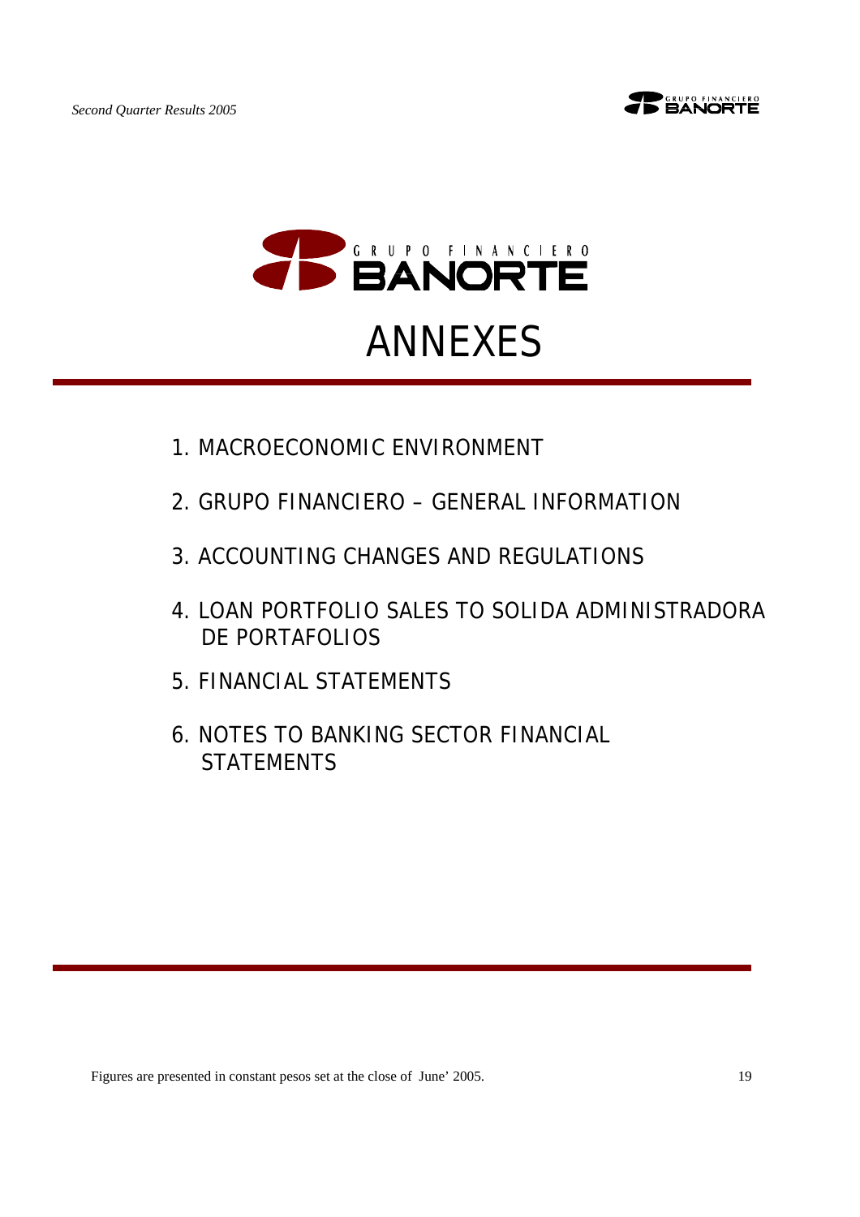# GRUPO FINANCIERO BANORTE

# ANNEXES

1. MACROECONOMIC ENVIRONMENT
2. GRUPO FINANCIERO – GENERAL INFORMATION
3. ACCOUNTING CHANGES AND REGULATIONS
4. LOAN PORTFOLIO SALES TO SOLIDA ADMINISTRADORA DE PORTAFOLIOS
5. FINANCIAL STATEMENTS
6. NOTES TO BANKING SECTOR FINANCIAL STATEMENTS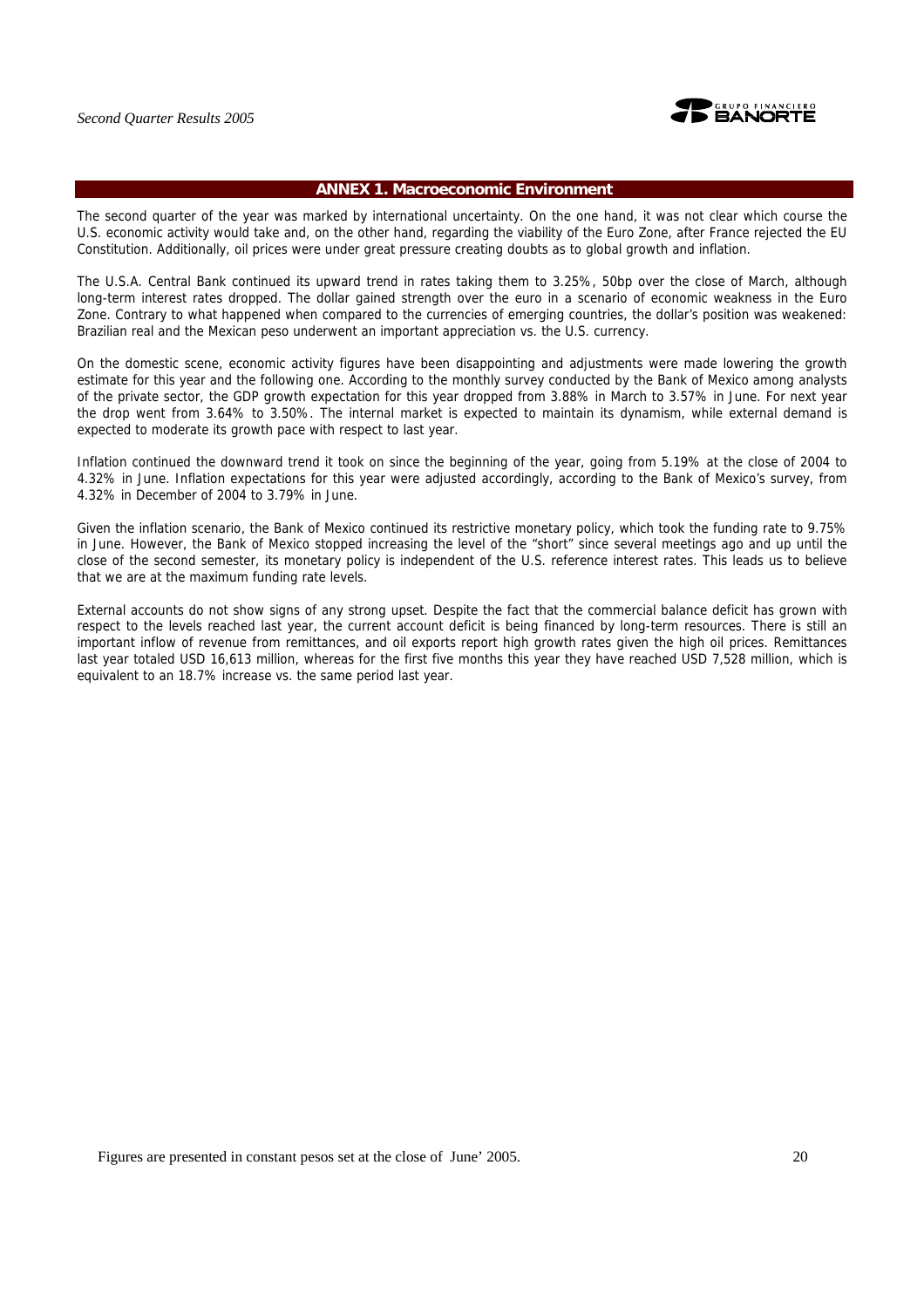## ANNEX 1. Macroeconomic Environment

The second quarter of the year was marked by international uncertainty. On the one hand, it was not clear which course the U.S. economic activity would take and, on the other hand, regarding the viability of the Euro Zone, after France rejected the EU Constitution. Additionally, oil prices were under great pressure creating doubts as to global growth and inflation.

The U.S.A. Central Bank continued its upward trend in rates taking them to 3.25%, 50bp over the close of March, although long-term interest rates dropped. The dollar gained strength over the euro in a scenario of economic weakness in the Euro Zone. Contrary to what happened when compared to the currencies of emerging countries, the dollar's position was weakened: Brazilian real and the Mexican peso underwent an important appreciation vs. the U.S. currency.

On the domestic scene, economic activity figures have been disappointing and adjustments were made lowering the growth estimate for this year and the following one. According to the monthly survey conducted by the Bank of Mexico among analysts of the private sector, the GDP growth expectation for this year dropped from 3.88% in March to 3.57% in June. For next year the drop went from 3.64% to 3.50%. The internal market is expected to maintain its dynamism, while external demand is expected to moderate its growth pace with respect to last year.

Inflation continued the downward trend it took on since the beginning of the year, going from 5.19% at the close of 2004 to 4.32% in June. Inflation expectations for this year were adjusted accordingly, according to the Bank of Mexico's survey, from 4.32% in December of 2004 to 3.79% in June.

Given the inflation scenario, the Bank of Mexico continued its restrictive monetary policy, which took the funding rate to 9.75% in June. However, the Bank of Mexico stopped increasing the level of the "short" since several meetings ago and up until the close of the second semester, its monetary policy is independent of the U.S. reference interest rates. This leads us to believe that we are at the maximum funding rate levels.

External accounts do not show signs of any strong upset. Despite the fact that the commercial balance deficit has grown with respect to the levels reached last year, the current account deficit is being financed by long-term resources. There is still an important inflow of revenue from remittances, and oil exports report high growth rates given the high oil prices. Remittances last year totaled USD 16,613 million, whereas for the first five months this year they have reached USD 7,528 million, which is equivalent to an 18.7% increase vs. the same period last year.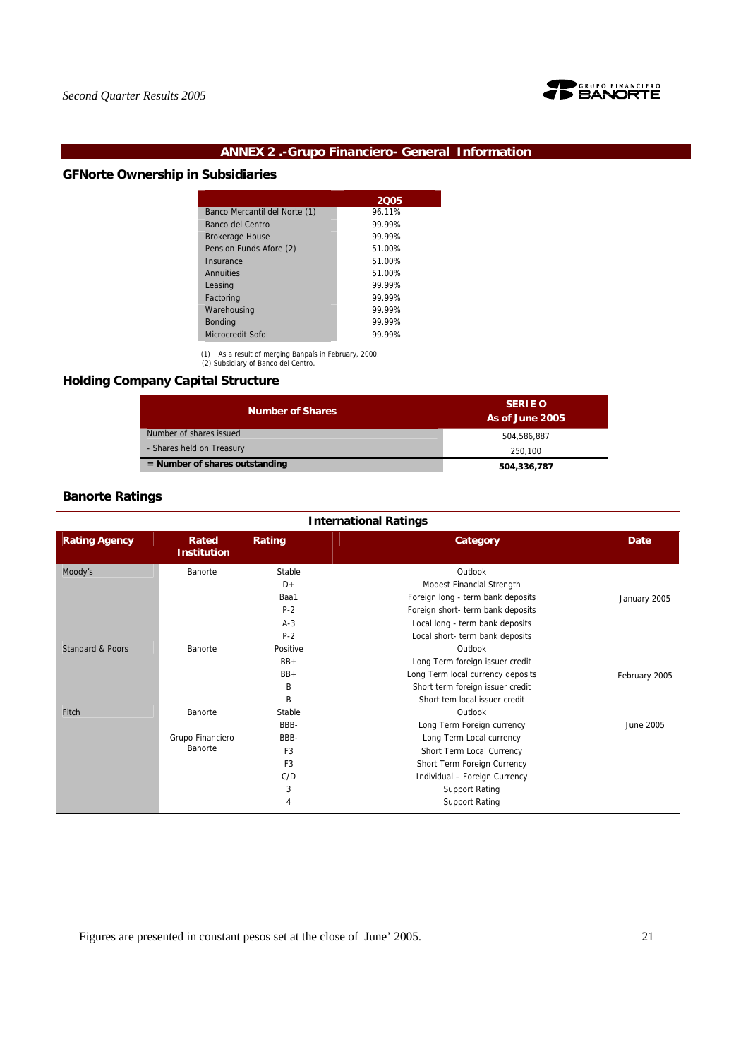## ANNEX 2 .-Grupo Financiero- General Information

### GFNorte Ownership in Subsidiaries

| | 2Q05 |
|---|---|
| Banco Mercantil del Norte (1) | 96.11% |
| Banco del Centro | 99.99% |
| Brokerage House | 99.99% |
| Pension Funds Afore (2) | 51.00% |
| Insurance | 51.00% |
| Annuities | 51.00% |
| Leasing | 99.99% |
| Factoring | 99.99% |
| Warehousing | 99.99% |
| Bonding | 99.99% |
| Microcredit Sofol | 99.99% |

(1) As a result of merging Banpaís in February, 2000.
(2) Subsidiary of Banco del Centro.

### Holding Company Capital Structure

| Number of Shares | SERIE O As of June 2005 |
|---|---|
| Number of shares issued | 504,586,887 |
| - Shares held on Treasury | 250,100 |
| **= Number of shares outstanding** | **504,336,787** |

### Banorte Ratings

**International Ratings**

| Rating Agency | Rated Institution | Rating | Category | Date |
|---|---|---|---|---|
| Moody's | Banorte | Stable | Outlook | January 2005 |
| | | D+ | Modest Financial Strength | |
| | | Baa1 | Foreign long - term bank deposits | |
| | | P-2 | Foreign short- term bank deposits | |
| | | A-3 | Local long - term bank deposits | |
| | | P-2 | Local short- term bank deposits | |
| Standard & Poors | Banorte | Positive | Outlook | February 2005 |
| | | BB+ | Long Term foreign issuer credit | |
| | | BB+ | Long Term local currency deposits | |
| | | B | Short term foreign issuer credit | |
| | | B | Short tem local issuer credit | |
| Fitch | Banorte | Stable | Outlook | June 2005 |
| | | BBB- | Long Term Foreign currency | |
| | Grupo Financiero Banorte | BBB- | Long Term Local currency | |
| | | F3 | Short Term Local Currency | |
| | | F3 | Short Term Foreign Currency | |
| | | C/D | Individual – Foreign Currency | |
| | | 3 | Support Rating | |
| | | 4 | Support Rating | |

Figures are presented in constant pesos set at the close of June' 2005.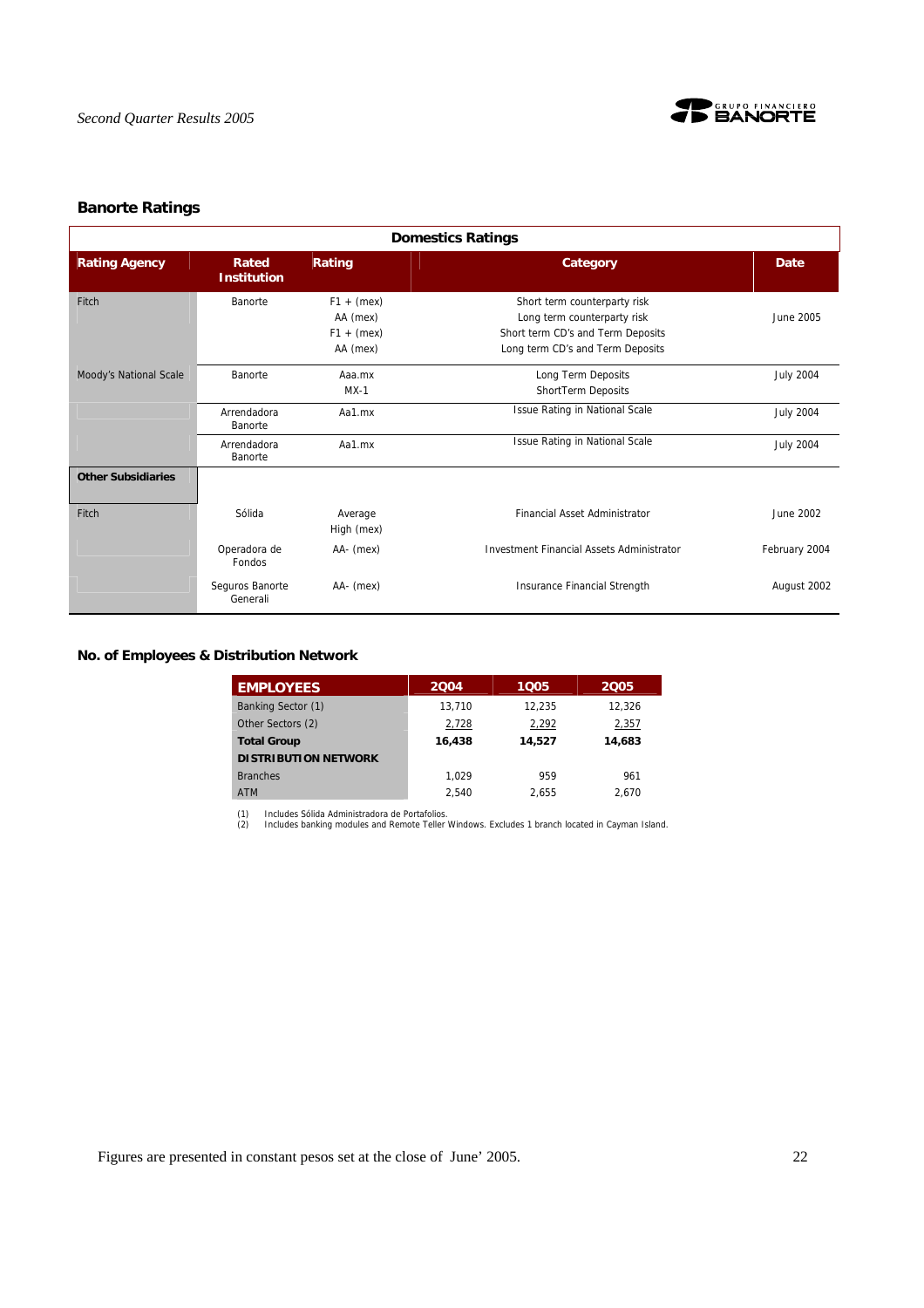## Banorte Ratings

| Domestics Ratings | | | | |
|---|---|---|---|---|
| **Rating Agency** | **Rated Institution** | **Rating** | **Category** | **Date** |
| Fitch | Banorte | F1 + (mex)<br>AA (mex)<br>F1 + (mex)<br>AA (mex) | Short term counterparty risk<br>Long term counterparty risk<br>Short term CD's and Term Deposits<br>Long term CD's and Term Deposits | June 2005 |
| Moody's National Scale | Banorte | Aaa.mx<br>MX-1 | Long Term Deposits<br>ShortTerm Deposits | July 2004 |
| | Arrendadora Banorte | Aa1.mx | Issue Rating in National Scale | July 2004 |
| | Arrendadora Banorte | Aa1.mx | Issue Rating in National Scale | July 2004 |
| **Other Subsidiaries** | | | | |
| Fitch | Sólida | Average High (mex) | Financial Asset Administrator | June 2002 |
| | Operadora de Fondos | AA- (mex) | Investment Financial Assets Administrator | February 2004 |
| | Seguros Banorte Generali | AA- (mex) | Insurance Financial Strength | August 2002 |

## No. of Employees & Distribution Network

| EMPLOYEES | 2Q04 | 1Q05 | 2Q05 |
|---|---|---|---|
| Banking Sector (1) | 13,710 | 12,235 | 12,326 |
| Other Sectors (2) | 2,728 | 2,292 | 2,357 |
| **Total Group** | **16,438** | **14,527** | **14,683** |
| **DISTRIBUTION NETWORK** | | | |
| Branches | 1,029 | 959 | 961 |
| ATM | 2,540 | 2,655 | 2,670 |

(1) Includes Sólida Administradora de Portafolios.
(2) Includes banking modules and Remote Teller Windows. Excludes 1 branch located in Cayman Island.

Figures are presented in constant pesos set at the close of June' 2005.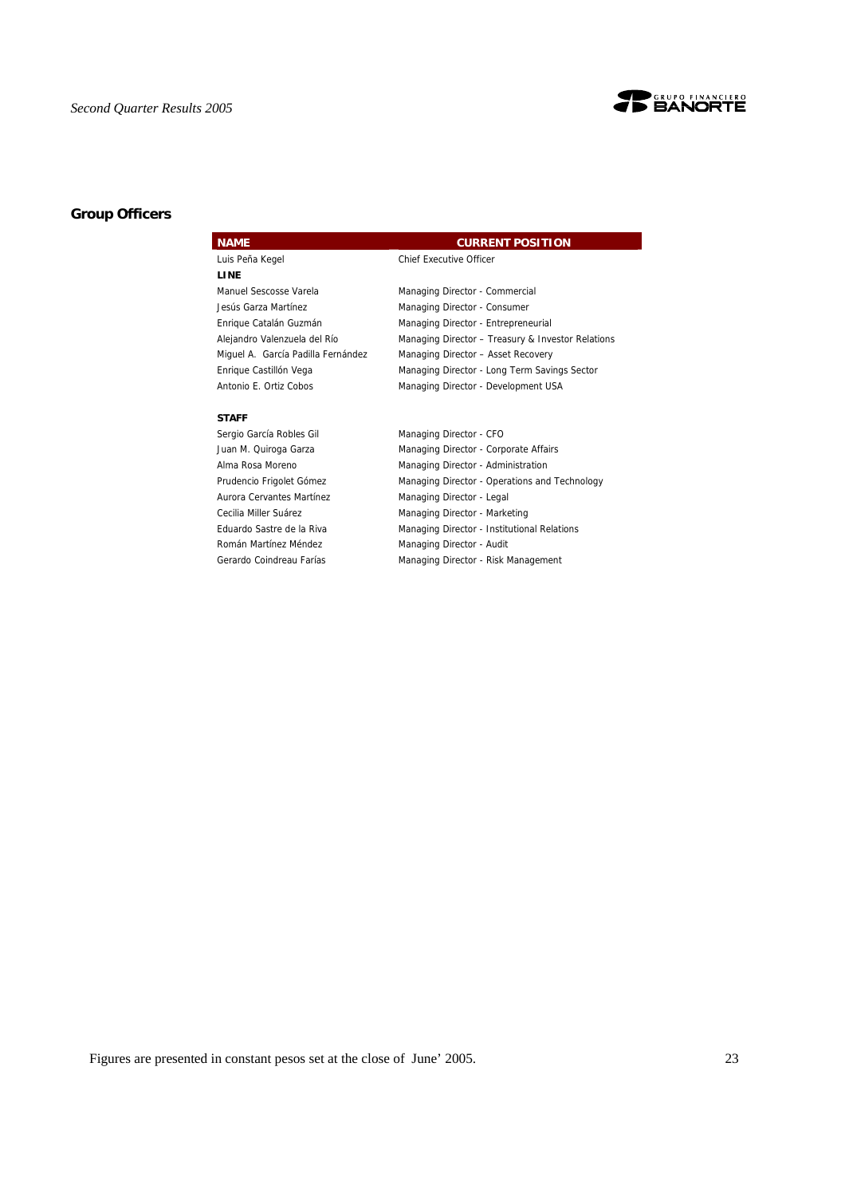## Group Officers

| NAME | CURRENT POSITION |
|---|---|
| Luis Peña Kegel | Chief Executive Officer |
| **LINE** | |
| Manuel Sescosse Varela | Managing Director - Commercial |
| Jesús Garza Martínez | Managing Director - Consumer |
| Enrique Catalán Guzmán | Managing Director - Entrepreneurial |
| Alejandro Valenzuela del Río | Managing Director – Treasury & Investor Relations |
| Miguel A. García Padilla Fernández | Managing Director – Asset Recovery |
| Enrique Castillón Vega | Managing Director - Long Term Savings Sector |
| Antonio E. Ortiz Cobos | Managing Director - Development USA |
| **STAFF** | |
| Sergio García Robles Gil | Managing Director - CFO |
| Juan M. Quiroga Garza | Managing Director - Corporate Affairs |
| Alma Rosa Moreno | Managing Director - Administration |
| Prudencio Frigolet Gómez | Managing Director - Operations and Technology |
| Aurora Cervantes Martínez | Managing Director - Legal |
| Cecilia Miller Suárez | Managing Director - Marketing |
| Eduardo Sastre de la Riva | Managing Director - Institutional Relations |
| Román Martínez Méndez | Managing Director - Audit |
| Gerardo Coindreau Farías | Managing Director - Risk Management |

Figures are presented in constant pesos set at the close of June' 2005.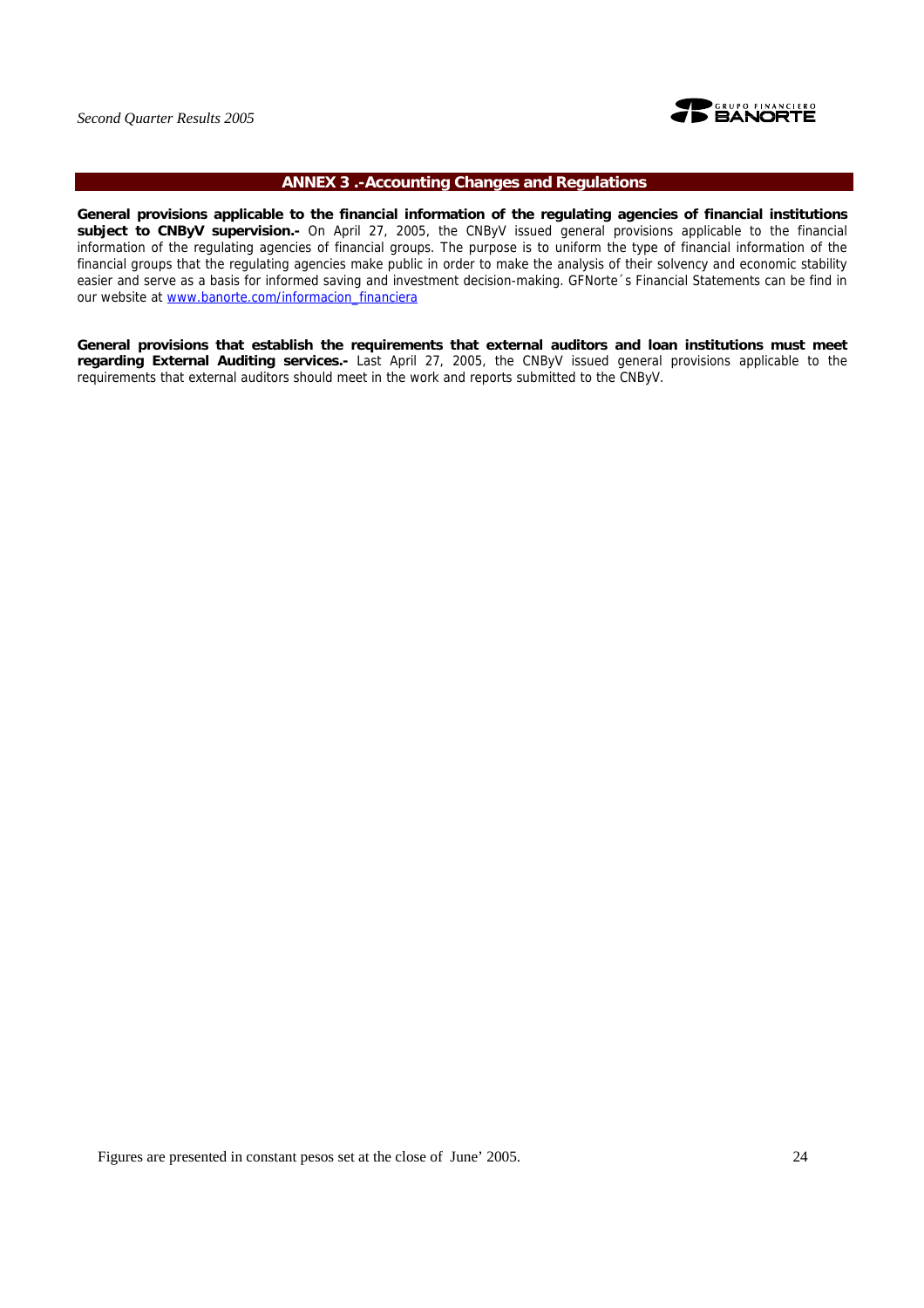## ANNEX 3 .-Accounting Changes and Regulations

**General provisions applicable to the financial information of the regulating agencies of financial institutions subject to CNByV supervision.-** On April 27, 2005, the CNByV issued general provisions applicable to the financial information of the regulating agencies of financial groups. The purpose is to uniform the type of financial information of the financial groups that the regulating agencies make public in order to make the analysis of their solvency and economic stability easier and serve as a basis for informed saving and investment decision-making. GFNorte´s Financial Statements can be find in our website at www.banorte.com/informacion_financiera

**General provisions that establish the requirements that external auditors and loan institutions must meet regarding External Auditing services.-** Last April 27, 2005, the CNByV issued general provisions applicable to the requirements that external auditors should meet in the work and reports submitted to the CNByV.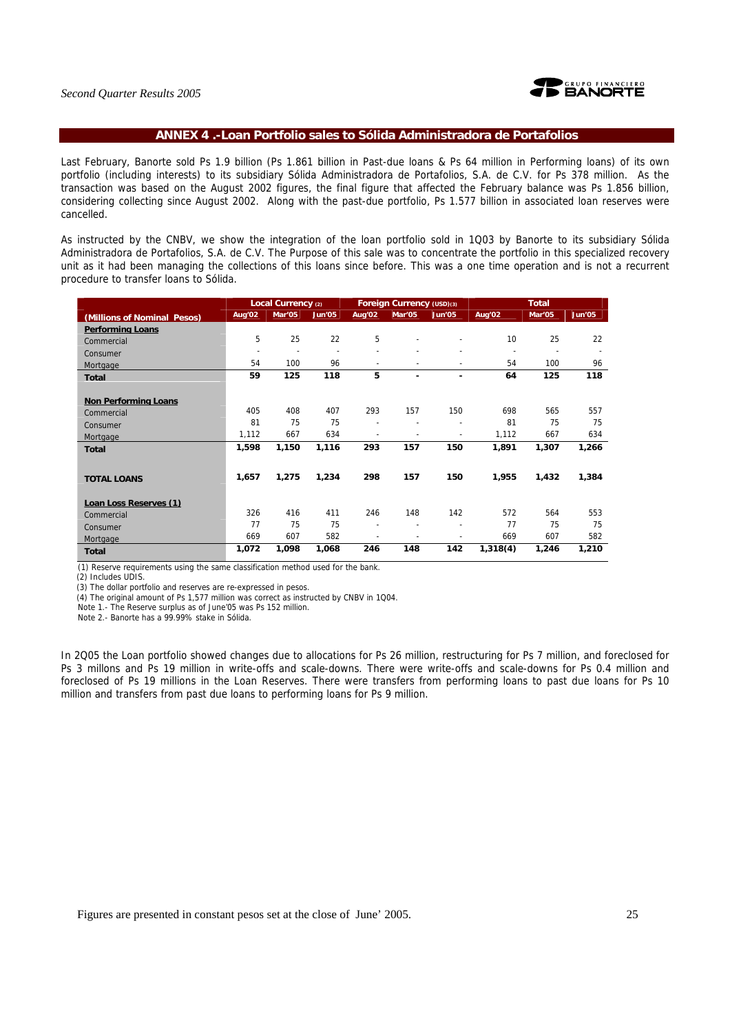## ANNEX 4 .-Loan Portfolio sales to Sólida Administradora de Portafolios

Last February, Banorte sold Ps 1.9 billion (Ps 1.861 billion in Past-due loans & Ps 64 million in Performing loans) of its own portfolio (including interests) to its subsidiary Sólida Administradora de Portafolios, S.A. de C.V. for Ps 378 million. As the transaction was based on the August 2002 figures, the final figure that affected the February balance was Ps 1.856 billion, considering collecting since August 2002. Along with the past-due portfolio, Ps 1.577 billion in associated loan reserves were cancelled.

As instructed by the CNBV, we show the integration of the loan portfolio sold in 1Q03 by Banorte to its subsidiary Sólida Administradora de Portafolios, S.A. de C.V. The Purpose of this sale was to concentrate the portfolio in this specialized recovery unit as it had been managing the collections of this loans since before. This was a one time operation and is not a recurrent procedure to transfer loans to Sólida.

| | Local Currency (2) | | | Foreign Currency (USD)(3) | | | Total | | |
|---|---|---|---|---|---|---|---|---|---|
| **(Millions of Nominal Pesos)** | **Aug'02** | **Mar'05** | **Jun'05** | **Aug'02** | **Mar'05** | **Jun'05** | **Aug'02** | **Mar'05** | **Jun'05** |
| **Performing Loans** | | | | | | | | | |
| Commercial | 5 | 25 | 22 | 5 | - | - | 10 | 25 | 22 |
| Consumer | - | - | - | - | - | - | - | - | - |
| Mortgage | 54 | 100 | 96 | - | - | - | 54 | 100 | 96 |
| **Total** | **59** | **125** | **118** | **5** | **-** | **-** | **64** | **125** | **118** |
| **Non Performing Loans** | | | | | | | | | |
| Commercial | 405 | 408 | 407 | 293 | 157 | 150 | 698 | 565 | 557 |
| Consumer | 81 | 75 | 75 | - | - | - | 81 | 75 | 75 |
| Mortgage | 1,112 | 667 | 634 | - | - | - | 1,112 | 667 | 634 |
| **Total** | **1,598** | **1,150** | **1,116** | **293** | **157** | **150** | **1,891** | **1,307** | **1,266** |
| **TOTAL LOANS** | **1,657** | **1,275** | **1,234** | **298** | **157** | **150** | **1,955** | **1,432** | **1,384** |
| **Loan Loss Reserves (1)** | | | | | | | | | |
| Commercial | 326 | 416 | 411 | 246 | 148 | 142 | 572 | 564 | 553 |
| Consumer | 77 | 75 | 75 | - | - | - | 77 | 75 | 75 |
| Mortgage | 669 | 607 | 582 | - | - | - | 669 | 607 | 582 |
| **Total** | **1,072** | **1,098** | **1,068** | **246** | **148** | **142** | **1,318(4)** | **1,246** | **1,210** |

(1) Reserve requirements using the same classification method used for the bank.
(2) Includes UDIS.
(3) The dollar portfolio and reserves are re-expressed in pesos.
(4) The original amount of Ps 1,577 million was correct as instructed by CNBV in 1Q04.
Note 1.- The Reserve surplus as of June'05 was Ps 152 million.
Note 2.- Banorte has a 99.99% stake in Sólida.

In 2Q05 the Loan portfolio showed changes due to allocations for Ps 26 million, restructuring for Ps 7 million, and foreclosed for Ps 3 millons and Ps 19 million in write-offs and scale-downs. There were write-offs and scale-downs for Ps 0.4 million and foreclosed of Ps 19 millions in the Loan Reserves. There were transfers from performing loans to past due loans for Ps 10 million and transfers from past due loans to performing loans for Ps 9 million.

Figures are presented in constant pesos set at the close of June' 2005.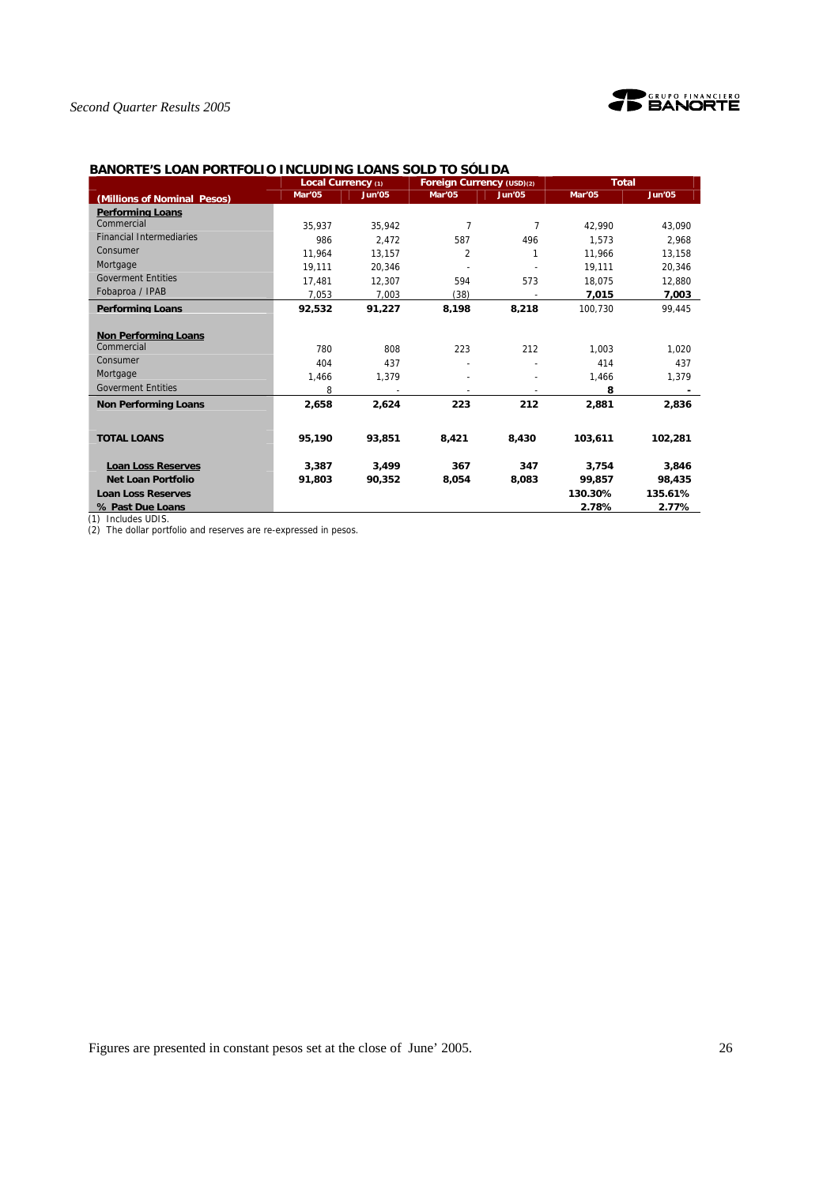### BANORTE'S LOAN PORTFOLIO INCLUDING LOANS SOLD TO SÓLIDA

| (Millions of Nominal Pesos) | Local Currency (1) | | Foreign Currency (USD)(2) | | Total | |
|---|---|---|---|---|---|---|
| | Mar'05 | Jun'05 | Mar'05 | Jun'05 | Mar'05 | Jun'05 |
| **Performing Loans** | | | | | | |
| Commercial | 35,937 | 35,942 | 7 | 7 | 42,990 | 43,090 |
| Financial Intermediaries | 986 | 2,472 | 587 | 496 | 1,573 | 2,968 |
| Consumer | 11,964 | 13,157 | 2 | 1 | 11,966 | 13,158 |
| Mortgage | 19,111 | 20,346 | - | - | 19,111 | 20,346 |
| Goverment Entities | 17,481 | 12,307 | 594 | 573 | 18,075 | 12,880 |
| Fobaproa / IPAB | 7,053 | 7,003 | (38) | - | 7,015 | 7,003 |
| **Performing Loans** | **92,532** | **91,227** | **8,198** | **8,218** | 100,730 | 99,445 |
| **Non Performing Loans** | | | | | | |
| Commercial | 780 | 808 | 223 | 212 | 1,003 | 1,020 |
| Consumer | 404 | 437 | - | - | 414 | 437 |
| Mortgage | 1,466 | 1,379 | - | - | 1,466 | 1,379 |
| Goverment Entities | 8 | - | - | - | 8 | - |
| **Non Performing Loans** | **2,658** | **2,624** | **223** | **212** | **2,881** | **2,836** |
| **TOTAL LOANS** | **95,190** | **93,851** | **8,421** | **8,430** | **103,611** | **102,281** |
| **Loan Loss Reserves** | **3,387** | **3,499** | **367** | **347** | **3,754** | **3,846** |
| **Net Loan Portfolio** | **91,803** | **90,352** | **8,054** | **8,083** | **99,857** | **98,435** |
| **Loan Loss Reserves** | | | | | **130.30%** | **135.61%** |
| **% Past Due Loans** | | | | | **2.78%** | **2.77%** |

(1) Includes UDIS.
(2) The dollar portfolio and reserves are re-expressed in pesos.

Figures are presented in constant pesos set at the close of June' 2005.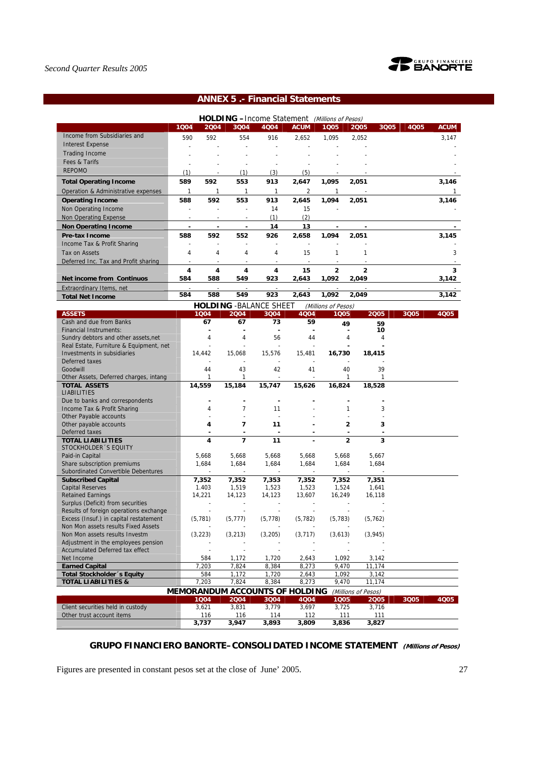## ANNEX 5 .- Financial Statements

**HOLDING – Income Statement** *(Millions of Pesos)*

| | 1Q04 | 2Q04 | 3Q04 | 4Q04 | ACUM | 1Q05 | 2Q05 | 3Q05 | 4Q05 | ACUM |
|---|---|---|---|---|---|---|---|---|---|---|
| Income from Subsidiaries and | 590 | 592 | 554 | 916 | 2,652 | 1,095 | 2,052 | | | 3,147 |
| Interest Expense | - | - | - | - | - | - | - | | | - |
| Trading Income | - | - | - | - | - | - | - | | | - |
| Fees & Tarifs | - | - | - | - | - | - | - | | | - |
| REPOMO | (1) | - | (1) | (3) | (5) | - | - | | | - |
| **Total Operating Income** | **589** | **592** | **553** | **913** | **2,647** | **1,095** | **2,051** | | | **3,146** |
| Operation & Administrative expenses | 1 | 1 | 1 | 1 | 2 | 1 | - | | | 1 |
| **Operating Income** | **588** | **592** | **553** | **913** | **2,645** | **1,094** | **2,051** | | | **3,146** |
| Non Operating Income | - | - | - | 14 | 15 | - | | | | - |
| Non Operating Expense | - | - | - | (1) | (2) | | | | | |
| **Non Operating Income** | **-** | **-** | **-** | **14** | **13** | **-** | **-** | | | **-** |
| **Pre-tax Income** | **588** | **592** | **552** | **926** | **2,658** | **1,094** | **2,051** | | | **3,145** |
| Income Tax & Profit Sharing | - | - | - | - | - | - | - | | | - |
| Tax on Assets | 4 | 4 | 4 | 4 | 15 | 1 | 1 | | | 3 |
| Deferred Inc. Tax and Profit sharing | - | - | - | - | - | - | - | | | - |
| | **4** | **4** | **4** | **4** | **15** | **2** | **2** | | | **3** |
| **Net income from Continuos** | **584** | **588** | **549** | **923** | **2,643** | **1,092** | **2,049** | | | **3,142** |
| Extraordinary Items, net | - | - | - | - | - | - | - | | | - |
| **Total Net Income** | **584** | **588** | **549** | **923** | **2,643** | **1,092** | **2,049** | | | **3,142** |

**HOLDING -BALANCE SHEET** *(Millions of Pesos)*

| **ASSETS** | 1Q04 | 2Q04 | 3Q04 | 4Q04 | 1Q05 | 2Q05 | 3Q05 | 4Q05 |
|---|---|---|---|---|---|---|---|---|
| Cash and due from Banks | 67 | 67 | 73 | 59 | 49 | 59 | | |
| Financial Instruments: | - | - | - | - | - | 10 | | |
| Sundry debtors and other assets,net | 4 | 4 | 56 | 44 | 4 | 4 | | |
| Real Estate, Furniture & Equipment, net | - | - | - | - | - | - | | |
| Investments in subsidiaries | 14,442 | 15,068 | 15,576 | 15,481 | **16,730** | **18,415** | | |
| Deferred taxes | - | - | - | - | - | - | | |
| Goodwill | 44 | 43 | 42 | 41 | 40 | 39 | | |
| Other Assets, Deferred charges, intang | 1 | 1 | - | - | 1 | 1 | | |
| **TOTAL ASSETS** | **14,559** | **15,184** | **15,747** | **15,626** | **16,824** | **18,528** | | |
| LIABILITIES | | | | | | | | |
| Due to banks and correspondents | - | - | - | - | - | - | | |
| Income Tax & Profit Sharing | 4 | 7 | 11 | - | 1 | 3 | | |
| Other Payable accounts | - | - | - | - | - | - | | |
| Other payable accounts | **4** | **7** | **11** | **-** | **2** | **3** | | |
| Deferred taxes | - | - | - | - | - | - | | |
| **TOTAL LIABILITIES** | **4** | **7** | **11** | **-** | **2** | **3** | | |
| STOCKHOLDER´S EQUITY | | | | | | | | |
| Paid-in Capital | 5,668 | 5,668 | 5,668 | 5,668 | 5,668 | 5,667 | | |
| Share subscription premiums | 1,684 | 1,684 | 1,684 | 1,684 | 1,684 | 1,684 | | |
| Subordinated Convertible Debentures | - | - | - | - | - | - | | |
| **Subscribed Capital** | **7,352** | **7,352** | **7,353** | **7,352** | **7,352** | **7,351** | | |
| Capital Reserves | 1.403 | 1,519 | 1,523 | 1,523 | 1,524 | 1,641 | | |
| Retained Earnings | 14,221 | 14,123 | 14,123 | 13,607 | 16,249 | 16,118 | | |
| Surplus (Deficit) from securities | - | - | - | - | - | - | | |
| Results of foreign operations exchange | - | - | - | - | - | - | | |
| Excess (Insuf.) in capital restatement | (5,781) | (5,777) | (5,778) | (5,782) | (5,783) | (5,762) | | |
| Non Mon assets results Fixed Assets | - | - | - | - | - | - | | |
| Non Mon assets results Investm | (3,223) | (3,213) | (3,205) | (3,717) | (3,613) | (3,945) | | |
| Adjustment in the employees pension | - | - | - | - | - | - | | |
| Accumulated Deferred tax effect | - | - | - | - | - | - | | |
| Net Income | 584 | 1,172 | 1,720 | 2,643 | 1,092 | 3,142 | | |
| **Earned Capital** | 7,203 | 7,824 | 8,384 | 8,273 | 9,470 | 11,174 | | |
| **Total Stockholder´s Equity** | 584 | 1,172 | 1,720 | 2,643 | 1,092 | 3,142 | | |
| **TOTAL LIABILITIES &** | 7,203 | 7,824 | 8,384 | 8,273 | 9,470 | 11,174 | | |

**MEMORANDUM ACCOUNTS OF HOLDING** *(Millions of Pesos)*

| | 1Q04 | 2Q04 | 3Q04 | 4Q04 | 1Q05 | 2Q05 | 3Q05 | 4Q05 |
|---|---|---|---|---|---|---|---|---|
| Client securities held in custody | 3,621 | 3,831 | 3,779 | 3,697 | 3,725 | 3,716 | | |
| Other trust account items | 116 | 116 | 114 | 112 | 111 | 111 | | |
| | **3,737** | **3,947** | **3,893** | **3,809** | **3,836** | **3,827** | | |

**GRUPO FINANCIERO BANORTE–CONSOLIDATED INCOME STATEMENT** ***(Millions of Pesos)***

Figures are presented in constant pesos set at the close of June' 2005.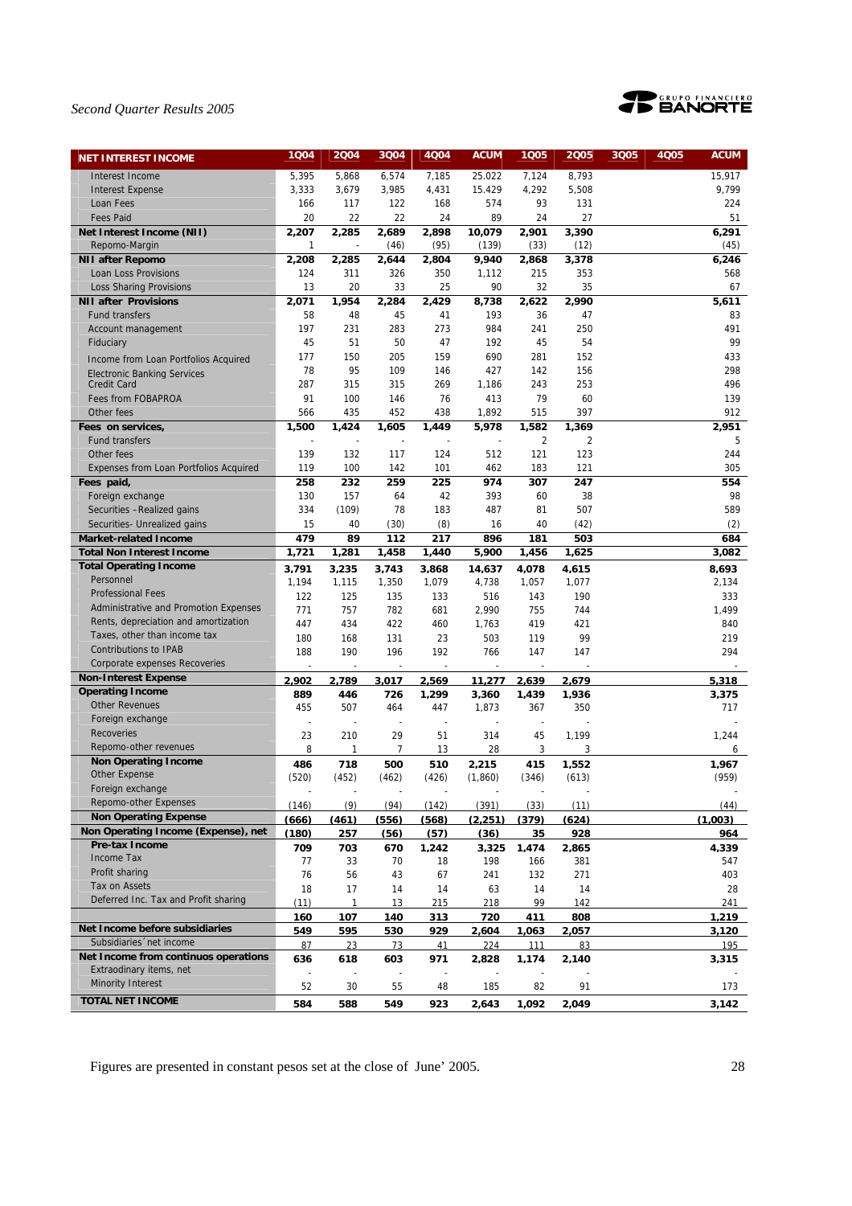| NET INTEREST INCOME | 1Q04 | 2Q04 | 3Q04 | 4Q04 | ACUM | 1Q05 | 2Q05 | 3Q05 | 4Q05 | ACUM |
|---|---|---|---|---|---|---|---|---|---|---|
| Interest Income | 5,395 | 5,868 | 6,574 | 7,185 | 25.022 | 7,124 | 8,793 | | | 15,917 |
| Interest Expense | 3,333 | 3,679 | 3,985 | 4,431 | 15.429 | 4,292 | 5,508 | | | 9,799 |
| Loan Fees | 166 | 117 | 122 | 168 | 574 | 93 | 131 | | | 224 |
| Fees Paid | 20 | 22 | 22 | 24 | 89 | 24 | 27 | | | 51 |
| **Net Interest Income (NII)** | **2,207** | **2,285** | **2,689** | **2,898** | **10,079** | **2,901** | **3,390** | | | **6,291** |
| Repomo-Margin | 1 | - | (46) | (95) | (139) | (33) | (12) | | | (45) |
| **NII after Repomo** | **2,208** | **2,285** | **2,644** | **2,804** | **9,940** | **2,868** | **3,378** | | | **6,246** |
| Loan Loss Provisions | 124 | 311 | 326 | 350 | 1,112 | 215 | 353 | | | 568 |
| Loss Sharing Provisions | 13 | 20 | 33 | 25 | 90 | 32 | 35 | | | 67 |
| **NII after Provisions** | **2,071** | **1,954** | **2,284** | **2,429** | **8,738** | **2,622** | **2,990** | | | **5,611** |
| Fund transfers | 58 | 48 | 45 | 41 | 193 | 36 | 47 | | | 83 |
| Account management | 197 | 231 | 283 | 273 | 984 | 241 | 250 | | | 491 |
| Fiduciary | 45 | 51 | 50 | 47 | 192 | 45 | 54 | | | 99 |
| Income from Loan Portfolios Acquired | 177 | 150 | 205 | 159 | 690 | 281 | 152 | | | 433 |
| Electronic Banking Services | 78 | 95 | 109 | 146 | 427 | 142 | 156 | | | 298 |
| Credit Card | 287 | 315 | 315 | 269 | 1,186 | 243 | 253 | | | 496 |
| Fees from FOBAPROA | 91 | 100 | 146 | 76 | 413 | 79 | 60 | | | 139 |
| Other fees | 566 | 435 | 452 | 438 | 1,892 | 515 | 397 | | | 912 |
| **Fees on services,** | **1,500** | **1,424** | **1,605** | **1,449** | **5,978** | **1,582** | **1,369** | | | **2,951** |
| Fund transfers | - | - | - | - | - | 2 | 2 | | | 5 |
| Other fees | 139 | 132 | 117 | 124 | 512 | 121 | 123 | | | 244 |
| Expenses from Loan Portfolios Acquired | 119 | 100 | 142 | 101 | 462 | 183 | 121 | | | 305 |
| **Fees paid,** | **258** | **232** | **259** | **225** | **974** | **307** | **247** | | | **554** |
| Foreign exchange | 130 | 157 | 64 | 42 | 393 | 60 | 38 | | | 98 |
| Securities –Realized gains | 334 | (109) | 78 | 183 | 487 | 81 | 507 | | | 589 |
| Securities- Unrealized gains | 15 | 40 | (30) | (8) | 16 | 40 | (42) | | | (2) |
| **Market-related Income** | **479** | **89** | **112** | **217** | **896** | **181** | **503** | | | **684** |
| **Total Non Interest Income** | **1,721** | **1,281** | **1,458** | **1,440** | **5,900** | **1,456** | **1,625** | | | **3,082** |
| **Total Operating Income** | **3,791** | **3,235** | **3,743** | **3,868** | **14,637** | **4,078** | **4,615** | | | **8,693** |
| Personnel | 1,194 | 1,115 | 1,350 | 1,079 | 4,738 | 1,057 | 1,077 | | | 2,134 |
| Professional Fees | 122 | 125 | 135 | 133 | 516 | 143 | 190 | | | 333 |
| Administrative and Promotion Expenses | 771 | 757 | 782 | 681 | 2,990 | 755 | 744 | | | 1,499 |
| Rents, depreciation and amortization | 447 | 434 | 422 | 460 | 1,763 | 419 | 421 | | | 840 |
| Taxes, other than income tax | 180 | 168 | 131 | 23 | 503 | 119 | 99 | | | 219 |
| Contributions to IPAB | 188 | 190 | 196 | 192 | 766 | 147 | 147 | | | 294 |
| Corporate expenses Recoveries | - | - | - | - | - | - | - | | | - |
| **Non-Interest Expense** | **2,902** | **2,789** | **3,017** | **2,569** | **11,277** | **2,639** | **2,679** | | | **5,318** |
| **Operating Income** | **889** | **446** | **726** | **1,299** | **3,360** | **1,439** | **1,936** | | | **3,375** |
| Other Revenues | 455 | 507 | 464 | 447 | 1,873 | 367 | 350 | | | 717 |
| Foreign exchange | - | - | - | - | - | - | - | | | - |
| Recoveries | 23 | 210 | 29 | 51 | 314 | 45 | 1,199 | | | 1,244 |
| Repomo-other revenues | 8 | 1 | 7 | 13 | 28 | 3 | 3 | | | 6 |
| **Non Operating Income** | **486** | **718** | **500** | **510** | **2,215** | **415** | **1,552** | | | **1,967** |
| Other Expense | (520) | (452) | (462) | (426) | (1,860) | (346) | (613) | | | (959) |
| Foreign exchange | - | - | - | - | - | - | - | | | - |
| Repomo-other Expenses | (146) | (9) | (94) | (142) | (391) | (33) | (11) | | | (44) |
| **Non Operating Expense** | **(666)** | **(461)** | **(556)** | **(568)** | **(2,251)** | **(379)** | **(624)** | | | **(1,003)** |
| **Non Operating Income (Expense), net** | **(180)** | **257** | **(56)** | **(57)** | **(36)** | **35** | **928** | | | **964** |
| **Pre-tax Income** | **709** | **703** | **670** | **1,242** | **3,325** | **1,474** | **2,865** | | | **4,339** |
| Income Tax | 77 | 33 | 70 | 18 | 198 | 166 | 381 | | | 547 |
| Profit sharing | 76 | 56 | 43 | 67 | 241 | 132 | 271 | | | 403 |
| Tax on Assets | 18 | 17 | 14 | 14 | 63 | 14 | 14 | | | 28 |
| Deferred Inc. Tax and Profit sharing | (11) | 1 | 13 | 215 | 218 | 99 | 142 | | | 241 |
| | **160** | **107** | **140** | **313** | **720** | **411** | **808** | | | **1,219** |
| **Net Income before subsidiaries** | **549** | **595** | **530** | **929** | **2,604** | **1,063** | **2,057** | | | **3,120** |
| Subsidiaries´ net income | 87 | 23 | 73 | 41 | 224 | 111 | 83 | | | 195 |
| **Net Income from continuos operations** | **636** | **618** | **603** | **971** | **2,828** | **1,174** | **2,140** | | | **3,315** |
| Extraordinary items, net | - | - | - | - | - | - | - | | | - |
| Minority Interest | 52 | 30 | 55 | 48 | 185 | 82 | 91 | | | 173 |
| **TOTAL NET INCOME** | **584** | **588** | **549** | **923** | **2,643** | **1,092** | **2,049** | | | **3,142** |

Figures are presented in constant pesos set at the close of June' 2005.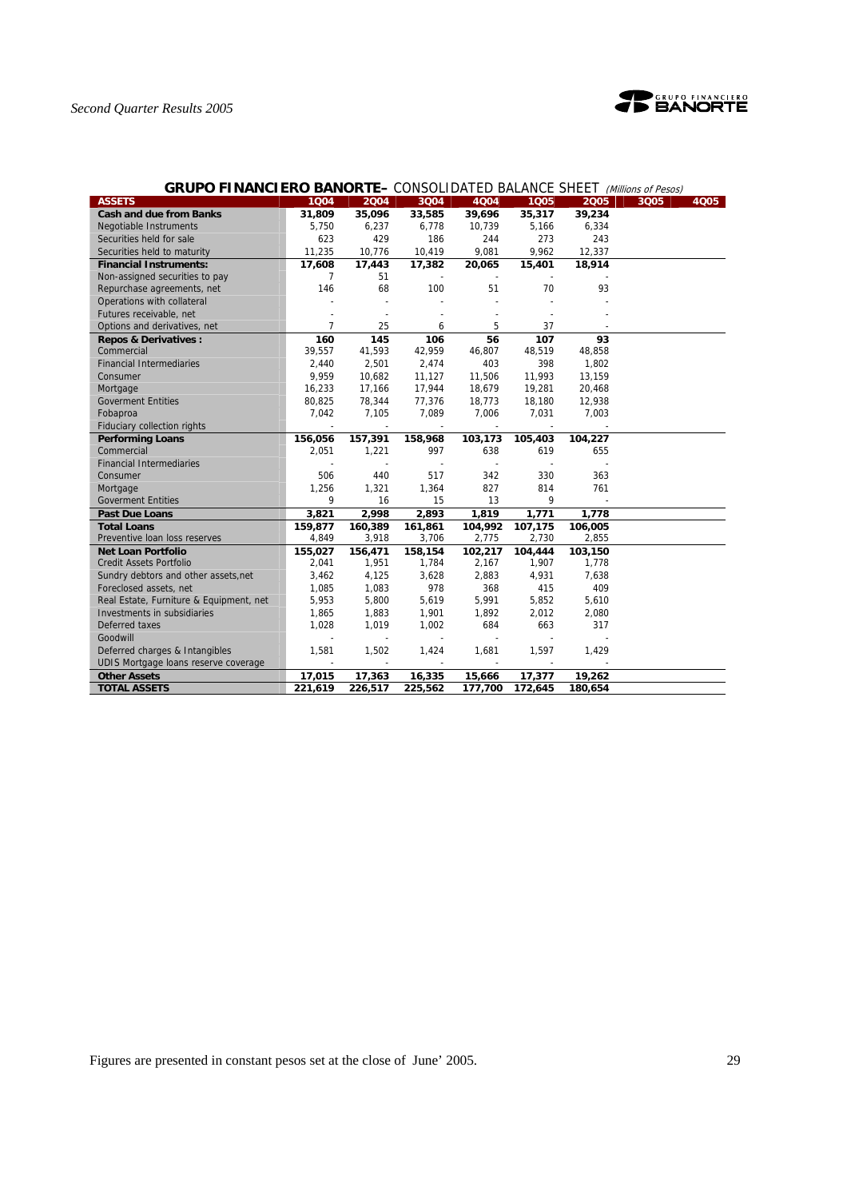## GRUPO FINANCIERO BANORTE– CONSOLIDATED BALANCE SHEET *(Millions of Pesos)*

| ASSETS | 1Q04 | 2Q04 | 3Q04 | 4Q04 | 1Q05 | 2Q05 | 3Q05 | 4Q05 |
|---|---|---|---|---|---|---|---|---|
| **Cash and due from Banks** | **31,809** | **35,096** | **33,585** | **39,696** | **35,317** | **39,234** | | |
| Negotiable Instruments | 5,750 | 6,237 | 6,778 | 10,739 | 5,166 | 6,334 | | |
| Securities held for sale | 623 | 429 | 186 | 244 | 273 | 243 | | |
| Securities held to maturity | 11,235 | 10,776 | 10,419 | 9,081 | 9,962 | 12,337 | | |
| **Financial Instruments:** | **17,608** | **17,443** | **17,382** | **20,065** | **15,401** | **18,914** | | |
| Non-assigned securities to pay | 7 | 51 | - | - | - | - | | |
| Repurchase agreements, net | 146 | 68 | 100 | 51 | 70 | 93 | | |
| Operations with collateral | - | - | - | - | - | - | | |
| Futures receivable, net | - | - | - | - | - | - | | |
| Options and derivatives, net | 7 | 25 | 6 | 5 | 37 | - | | |
| **Repos & Derivatives :** | **160** | **145** | **106** | **56** | **107** | **93** | | |
| Commercial | 39,557 | 41,593 | 42,959 | 46,807 | 48,519 | 48,858 | | |
| Financial Intermediaries | 2,440 | 2,501 | 2,474 | 403 | 398 | 1,802 | | |
| Consumer | 9,959 | 10,682 | 11,127 | 11,506 | 11,993 | 13,159 | | |
| Mortgage | 16,233 | 17,166 | 17,944 | 18,679 | 19,281 | 20,468 | | |
| Goverment Entities | 80,825 | 78,344 | 77,376 | 18,773 | 18,180 | 12,938 | | |
| Fobaproa | 7,042 | 7,105 | 7,089 | 7,006 | 7,031 | 7,003 | | |
| Fiduciary collection rights | - | - | - | - | - | - | | |
| **Performing Loans** | **156,056** | **157,391** | **158,968** | **103,173** | **105,403** | **104,227** | | |
| Commercial | 2,051 | 1,221 | 997 | 638 | 619 | 655 | | |
| Financial Intermediaries | - | - | - | - | - | - | | |
| Consumer | 506 | 440 | 517 | 342 | 330 | 363 | | |
| Mortgage | 1,256 | 1,321 | 1,364 | 827 | 814 | 761 | | |
| Goverment Entities | 9 | 16 | 15 | 13 | 9 | - | | |
| **Past Due Loans** | **3,821** | **2,998** | **2,893** | **1,819** | **1,771** | **1,778** | | |
| **Total Loans** | **159,877** | **160,389** | **161,861** | **104,992** | **107,175** | **106,005** | | |
| Preventive loan loss reserves | 4,849 | 3,918 | 3,706 | 2,775 | 2,730 | 2,855 | | |
| **Net Loan Portfolio** | **155,027** | **156,471** | **158,154** | **102,217** | **104,444** | **103,150** | | |
| Credit Assets Portfolio | 2,041 | 1,951 | 1,784 | 2,167 | 1,907 | 1,778 | | |
| Sundry debtors and other assets,net | 3,462 | 4,125 | 3,628 | 2,883 | 4,931 | 7,638 | | |
| Foreclosed assets, net | 1,085 | 1,083 | 978 | 368 | 415 | 409 | | |
| Real Estate, Furniture & Equipment, net | 5,953 | 5,800 | 5,619 | 5,991 | 5,852 | 5,610 | | |
| Investments in subsidiaries | 1,865 | 1,883 | 1,901 | 1,892 | 2,012 | 2,080 | | |
| Deferred taxes | 1,028 | 1,019 | 1,002 | 684 | 663 | 317 | | |
| Goodwill | - | - | - | - | - | - | | |
| Deferred charges & Intangibles | 1,581 | 1,502 | 1,424 | 1,681 | 1,597 | 1,429 | | |
| UDIS Mortgage loans reserve coverage | - | - | - | - | - | - | | |
| **Other Assets** | **17,015** | **17,363** | **16,335** | **15,666** | **17,377** | **19,262** | | |
| **TOTAL ASSETS** | **221,619** | **226,517** | **225,562** | **177,700** | **172,645** | **180,654** | | |

Figures are presented in constant pesos set at the close of June' 2005.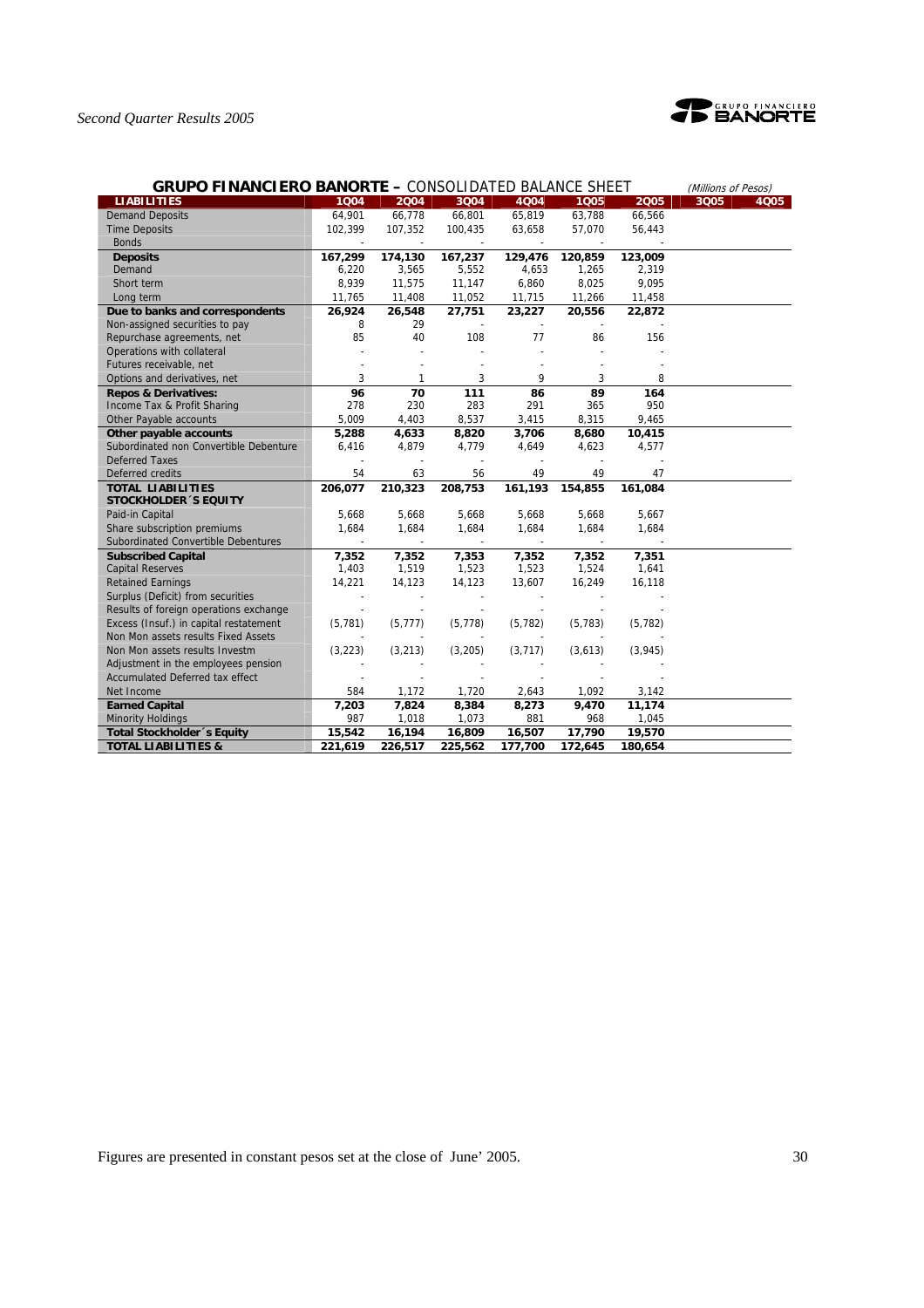**GRUPO FINANCIERO BANORTE – CONSOLIDATED BALANCE SHEET** *(Millions of Pesos)*

| LIABILITIES | 1Q04 | 2Q04 | 3Q04 | 4Q04 | 1Q05 | 2Q05 | 3Q05 | 4Q05 |
|---|---|---|---|---|---|---|---|---|
| Demand Deposits | 64,901 | 66,778 | 66,801 | 65,819 | 63,788 | 66,566 | | |
| Time Deposits | 102,399 | 107,352 | 100,435 | 63,658 | 57,070 | 56,443 | | |
| Bonds | - | - | - | - | - | - | | |
| **Deposits** | **167,299** | **174,130** | **167,237** | **129,476** | **120,859** | **123,009** | | |
| Demand | 6,220 | 3,565 | 5,552 | 4,653 | 1,265 | 2,319 | | |
| Short term | 8,939 | 11,575 | 11,147 | 6,860 | 8,025 | 9,095 | | |
| Long term | 11,765 | 11,408 | 11,052 | 11,715 | 11,266 | 11,458 | | |
| **Due to banks and correspondents** | **26,924** | **26,548** | **27,751** | **23,227** | **20,556** | **22,872** | | |
| Non-assigned securities to pay | 8 | 29 | - | - | - | - | | |
| Repurchase agreements, net | 85 | 40 | 108 | 77 | 86 | 156 | | |
| Operations with collateral | - | - | - | - | - | - | | |
| Futures receivable, net | - | - | - | - | - | - | | |
| Options and derivatives, net | 3 | 1 | 3 | 9 | 3 | 8 | | |
| **Repos & Derivatives:** | **96** | **70** | **111** | **86** | **89** | **164** | | |
| Income Tax & Profit Sharing | 278 | 230 | 283 | 291 | 365 | 950 | | |
| Other Payable accounts | 5,009 | 4,403 | 8,537 | 3,415 | 8,315 | 9,465 | | |
| **Other payable accounts** | **5,288** | **4,633** | **8,820** | **3,706** | **8,680** | **10,415** | | |
| Subordinated non Convertible Debenture | 6,416 | 4,879 | 4,779 | 4,649 | 4,623 | 4,577 | | |
| Deferred Taxes | - | - | - | - | - | - | | |
| Deferred credits | 54 | 63 | 56 | 49 | 49 | 47 | | |
| **TOTAL LIABILITIES** | **206,077** | **210,323** | **208,753** | **161,193** | **154,855** | **161,084** | | |
| **STOCKHOLDER´S EQUITY** | | | | | | | | |
| Paid-in Capital | 5,668 | 5,668 | 5,668 | 5,668 | 5,668 | 5,667 | | |
| Share subscription premiums | 1,684 | 1,684 | 1,684 | 1,684 | 1,684 | 1,684 | | |
| Subordinated Convertible Debentures | - | - | - | - | - | - | | |
| **Subscribed Capital** | **7,352** | **7,352** | **7,353** | **7,352** | **7,352** | **7,351** | | |
| Capital Reserves | 1,403 | 1,519 | 1,523 | 1,523 | 1,524 | 1,641 | | |
| Retained Earnings | 14,221 | 14,123 | 14,123 | 13,607 | 16,249 | 16,118 | | |
| Surplus (Deficit) from securities | - | - | - | - | - | - | | |
| Results of foreign operations exchange | - | - | - | - | - | - | | |
| Excess (Insuf.) in capital restatement | (5,781) | (5,777) | (5,778) | (5,782) | (5,783) | (5,782) | | |
| Non Mon assets results Fixed Assets | - | - | - | - | - | - | | |
| Non Mon assets results Investm | (3,223) | (3,213) | (3,205) | (3,717) | (3,613) | (3,945) | | |
| Adjustment in the employees pension | - | - | - | - | - | - | | |
| Accumulated Deferred tax effect | - | - | - | - | - | - | | |
| Net Income | 584 | 1,172 | 1,720 | 2,643 | 1,092 | 3,142 | | |
| **Earned Capital** | **7,203** | **7,824** | **8,384** | **8,273** | **9,470** | **11,174** | | |
| Minority Holdings | 987 | 1,018 | 1,073 | 881 | 968 | 1,045 | | |
| **Total Stockholder´s Equity** | **15,542** | **16,194** | **16,809** | **16,507** | **17,790** | **19,570** | | |
| **TOTAL LIABILITIES &** | **221,619** | **226,517** | **225,562** | **177,700** | **172,645** | **180,654** | | |

Figures are presented in constant pesos set at the close of June' 2005.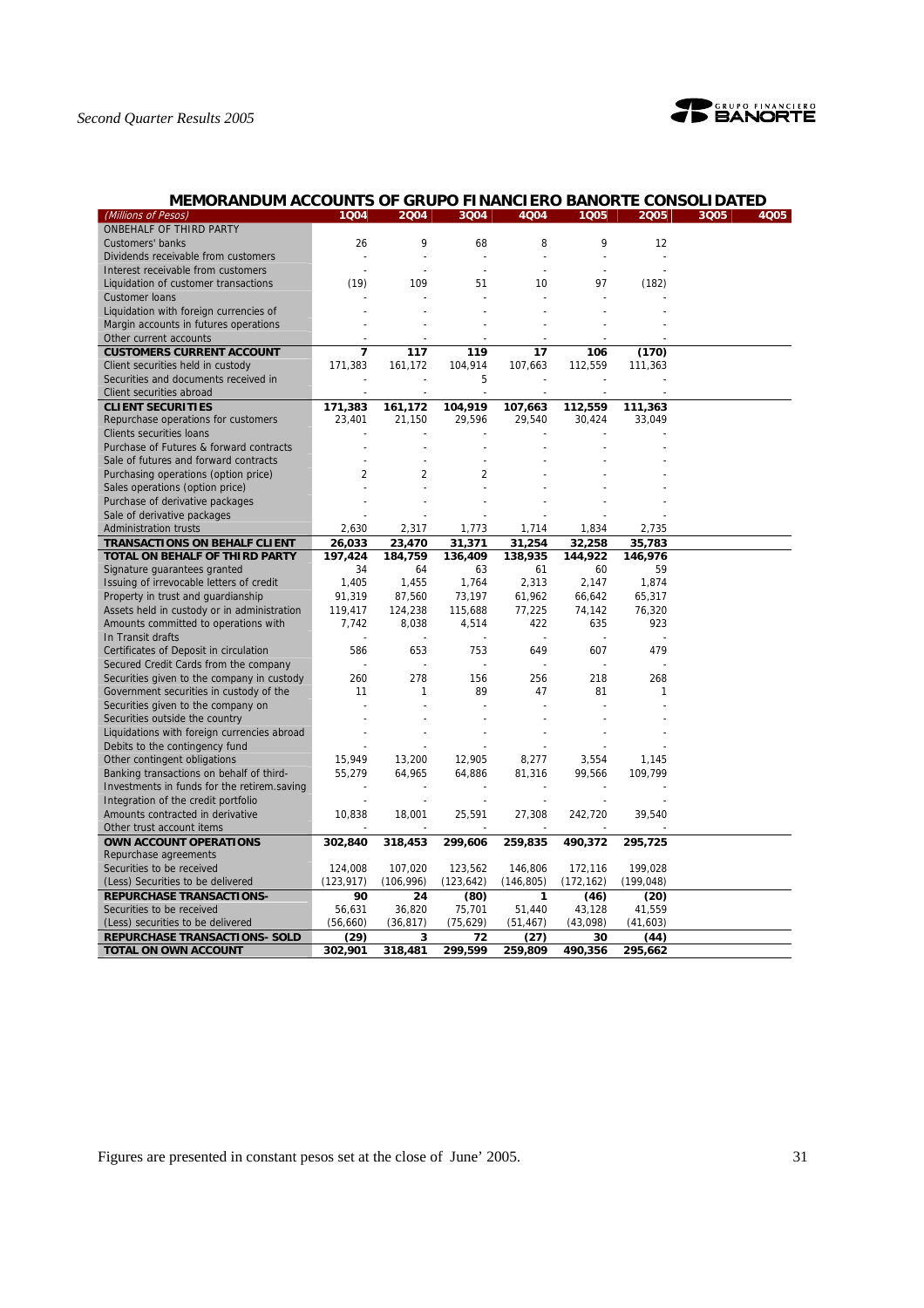## MEMORANDUM ACCOUNTS OF GRUPO FINANCIERO BANORTE CONSOLIDATED

| (Millions of Pesos) | 1Q04 | 2Q04 | 3Q04 | 4Q04 | 1Q05 | 2Q05 | 3Q05 | 4Q05 |
|---|---|---|---|---|---|---|---|---|
| ONBEHALF OF THIRD PARTY | | | | | | | | |
| Customers' banks | 26 | 9 | 68 | 8 | 9 | 12 | | |
| Dividends receivable from customers | - | - | - | - | - | - | | |
| Interest receivable from customers | - | - | - | - | - | - | | |
| Liquidation of customer transactions | (19) | 109 | 51 | 10 | 97 | (182) | | |
| Customer loans | - | - | - | - | - | - | | |
| Liquidation with foreign currencies of | - | - | - | - | - | - | | |
| Margin accounts in futures operations | - | - | - | - | - | - | | |
| Other current accounts | - | - | - | - | - | - | | |
| **CUSTOMERS CURRENT ACCOUNT** | **7** | **117** | **119** | **17** | **106** | **(170)** | | |
| Client securities held in custody | 171,383 | 161,172 | 104,914 | 107,663 | 112,559 | 111,363 | | |
| Securities and documents received in | - | - | 5 | - | - | - | | |
| Client securities abroad | - | - | - | - | - | - | | |
| **CLIENT SECURITIES** | **171,383** | **161,172** | **104,919** | **107,663** | **112,559** | **111,363** | | |
| Repurchase operations for customers | 23,401 | 21,150 | 29,596 | 29,540 | 30,424 | 33,049 | | |
| Clients securities loans | - | - | - | - | - | - | | |
| Purchase of Futures & forward contracts | - | - | - | - | - | - | | |
| Sale of futures and forward contracts | - | - | - | - | - | - | | |
| Purchasing operations (option price) | 2 | 2 | 2 | - | - | - | | |
| Sales operations (option price) | - | - | - | - | - | - | | |
| Purchase of derivative packages | - | - | - | - | - | - | | |
| Sale of derivative packages | - | - | - | - | - | - | | |
| Administration trusts | 2,630 | 2,317 | 1,773 | 1,714 | 1,834 | 2,735 | | |
| **TRANSACTIONS ON BEHALF CLIENT** | **26,033** | **23,470** | **31,371** | **31,254** | **32,258** | **35,783** | | |
| **TOTAL ON BEHALF OF THIRD PARTY** | **197,424** | **184,759** | **136,409** | **138,935** | **144,922** | **146,976** | | |
| Signature guarantees granted | 34 | 64 | 63 | 61 | 60 | 59 | | |
| Issuing of irrevocable letters of credit | 1,405 | 1,455 | 1,764 | 2,313 | 2,147 | 1,874 | | |
| Property in trust and guardianship | 91,319 | 87,560 | 73,197 | 61,962 | 66,642 | 65,317 | | |
| Assets held in custody or in administration | 119,417 | 124,238 | 115,688 | 77,225 | 74,142 | 76,320 | | |
| Amounts committed to operations with | 7,742 | 8,038 | 4,514 | 422 | 635 | 923 | | |
| In Transit drafts | - | - | - | - | - | - | | |
| Certificates of Deposit in circulation | 586 | 653 | 753 | 649 | 607 | 479 | | |
| Secured Credit Cards from the company | - | - | - | - | - | - | | |
| Securities given to the company in custody | 260 | 278 | 156 | 256 | 218 | 268 | | |
| Government securities in custody of the | 11 | 1 | 89 | 47 | 81 | 1 | | |
| Securities given to the company on | - | - | - | - | - | - | | |
| Securities outside the country | - | - | - | - | - | - | | |
| Liquidations with foreign currencies abroad | - | - | - | - | - | - | | |
| Debits to the contingency fund | - | - | - | - | - | - | | |
| Other contingent obligations | 15,949 | 13,200 | 12,905 | 8,277 | 3,554 | 1,145 | | |
| Banking transactions on behalf of third- | 55,279 | 64,965 | 64,886 | 81,316 | 99,566 | 109,799 | | |
| Investments in funds for the retirem.saving | - | - | - | - | - | - | | |
| Integration of the credit portfolio | - | - | - | - | - | - | | |
| Amounts contracted in derivative | 10,838 | 18,001 | 25,591 | 27,308 | 242,720 | 39,540 | | |
| Other trust account items | - | - | - | - | - | - | | |
| **OWN ACCOUNT OPERATIONS** | **302,840** | **318,453** | **299,606** | **259,835** | **490,372** | **295,725** | | |
| Repurchase agreements | | | | | | | | |
| Securities to be received | 124,008 | 107,020 | 123,562 | 146,806 | 172,116 | 199,028 | | |
| (Less) Securities to be delivered | (123,917) | (106,996) | (123,642) | (146,805) | (172,162) | (199,048) | | |
| **REPURCHASE TRANSACTIONS-** | **90** | **24** | **(80)** | **1** | **(46)** | **(20)** | | |
| Securities to be received | 56,631 | 36,820 | 75,701 | 51,440 | 43,128 | 41,559 | | |
| (Less) securities to be delivered | (56,660) | (36,817) | (75,629) | (51,467) | (43,098) | (41,603) | | |
| **REPURCHASE TRANSACTIONS- SOLD** | **(29)** | **3** | **72** | **(27)** | **30** | **(44)** | | |
| **TOTAL ON OWN ACCOUNT** | **302,901** | **318,481** | **299,599** | **259,809** | **490,356** | **295,662** | | |

Figures are presented in constant pesos set at the close of June' 2005.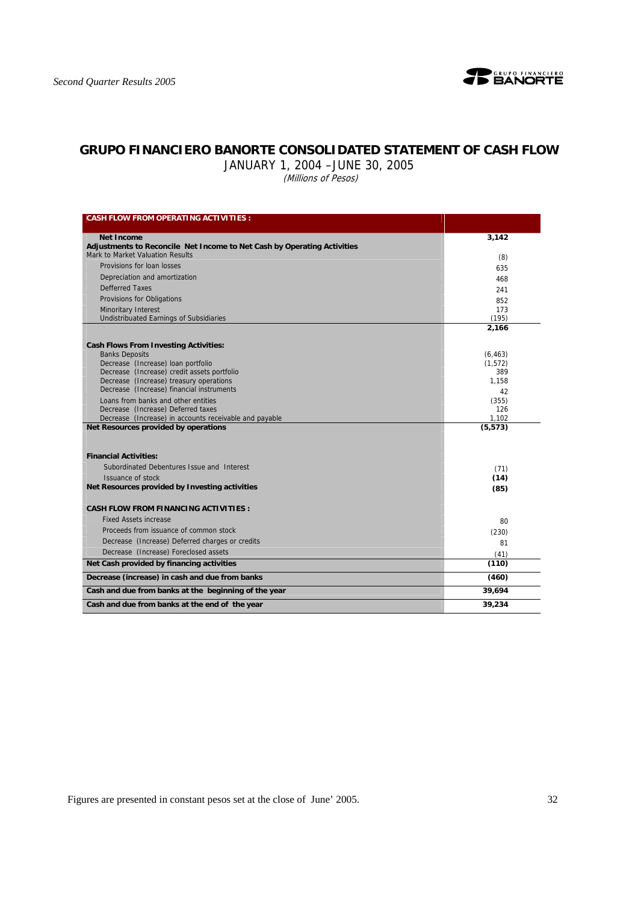## GRUPO FINANCIERO BANORTE CONSOLIDATED STATEMENT OF CASH FLOW

JANUARY 1, 2004 –JUNE 30, 2005

*(Millions of Pesos)*

| **CASH FLOW FROM OPERATING ACTIVITIES :** | |
|---|---|
| **Net Income** | **3,142** |
| **Adjustments to Reconcile Net Income to Net Cash by Operating Activities** | |
| Mark to Market Valuation Results | (8) |
| Provisions for loan losses | 635 |
| Depreciation and amortization | 468 |
| Defferred Taxes | 241 |
| Provisions for Obligations | 852 |
| Minoritary Interest | 173 |
| Undistribuated Earnings of Subsidiaries | (195) |
| | **2,166** |
| **Cash Flows From Investing Activities:** | |
| Banks Deposits | (6,463) |
| Decrease (Increase) loan portfolio | (1,572) |
| Decrease (Increase) credit assets portfolio | 389 |
| Decrease (Increase) treasury operations | 1,158 |
| Decrease (Increase) financial instruments | 42 |
| Loans from banks and other entities | (355) |
| Decrease (Increase) Deferred taxes | 126 |
| Decrease (Increase) in accounts receivable and payable | 1,102 |
| **Net Resources provided by operations** | **(5,573)** |
| **Financial Activities:** | |
| Subordinated Debentures Issue and Interest | (71) |
| Issuance of stock | **(14)** |
| **Net Resources provided by Investing activities** | **(85)** |
| **CASH FLOW FROM FINANCING ACTIVITIES :** | |
| Fixed Assets increase | 80 |
| Proceeds from issuance of common stock | (230) |
| Decrease (Increase) Deferred charges or credits | 81 |
| Decrease (Increase) Foreclosed assets | (41) |
| **Net Cash provided by financing activities** | **(110)** |
| **Decrease (increase) in cash and due from banks** | **(460)** |
| **Cash and due from banks at the beginning of the year** | **39,694** |
| **Cash and due from banks at the end of the year** | **39,234** |

Figures are presented in constant pesos set at the close of June' 2005.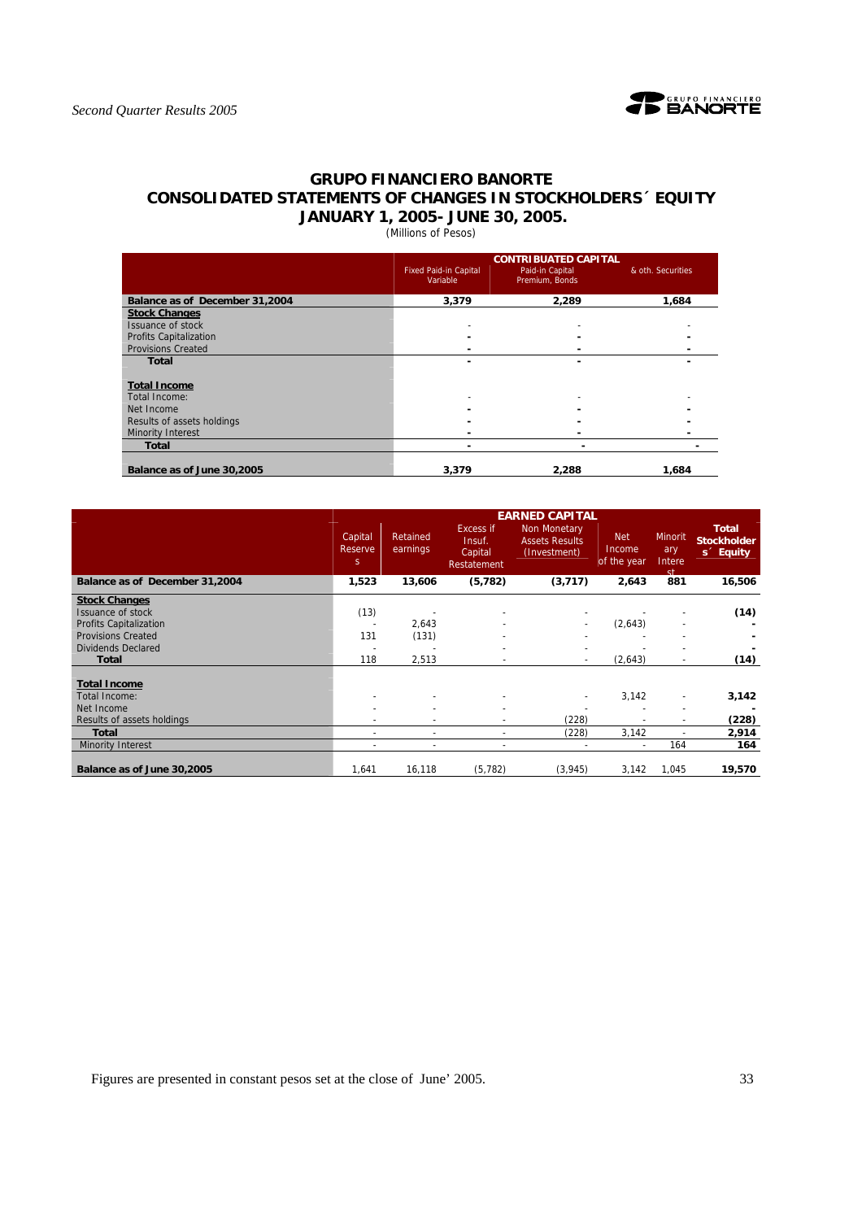# GRUPO FINANCIERO BANORTE

## CONSOLIDATED STATEMENTS OF CHANGES IN STOCKHOLDERS´ EQUITY

## JANUARY 1, 2005- JUNE 30, 2005.

(Millions of Pesos)

| | CONTRIBUATED CAPITAL | | |
|---|---|---|---|
| | Fixed Paid-in Capital Variable | Paid-in Capital Premium, Bonds | & oth. Securities |
| **Balance as of December 31,2004** | **3,379** | **2,289** | **1,684** |
| **Stock Changes** | | | |
| Issuance of stock | - | - | - |
| Profits Capitalization | - | - | - |
| Provisions Created | - | - | - |
| **Total** | - | - | - |
| **Total Income** | | | |
| Total Income: | - | - | - |
| Net Income | - | - | - |
| Results of assets holdings | - | - | - |
| Minority Interest | - | - | - |
| **Total** | - | - | - |
| **Balance as of June 30,2005** | **3,379** | **2,288** | **1,684** |

| | EARNED CAPITAL | | | | | | |
|---|---|---|---|---|---|---|---|
| | Capital Reserves | Retained earnings | Excess if Insuf. Capital Restatement | Non Monetary Assets Results (Investment) | Net Income of the year | Minoritary Interest | Total Stockholders´ Equity |
| **Balance as of December 31,2004** | **1,523** | **13,606** | **(5,782)** | **(3,717)** | **2,643** | **881** | **16,506** |
| **Stock Changes** | | | | | | | |
| Issuance of stock | (13) | - | - | - | - | - | **(14)** |
| Profits Capitalization | - | 2,643 | - | - | (2,643) | - | **-** |
| Provisions Created | 131 | (131) | - | - | - | - | **-** |
| Dividends Declared | - | - | - | - | - | - | **-** |
| **Total** | 118 | 2,513 | - | - | (2,643) | - | **(14)** |
| **Total Income** | | | | | | | |
| Total Income: | - | - | - | - | 3,142 | - | **3,142** |
| Net Income | - | - | - | - | - | - | **-** |
| Results of assets holdings | - | - | - | (228) | - | - | **(228)** |
| **Total** | - | - | - | (228) | 3,142 | - | **2,914** |
| Minority Interest | - | - | - | - | - | 164 | **164** |
| **Balance as of June 30,2005** | 1,641 | 16,118 | (5,782) | (3,945) | 3,142 | 1,045 | **19,570** |

Figures are presented in constant pesos set at the close of June' 2005.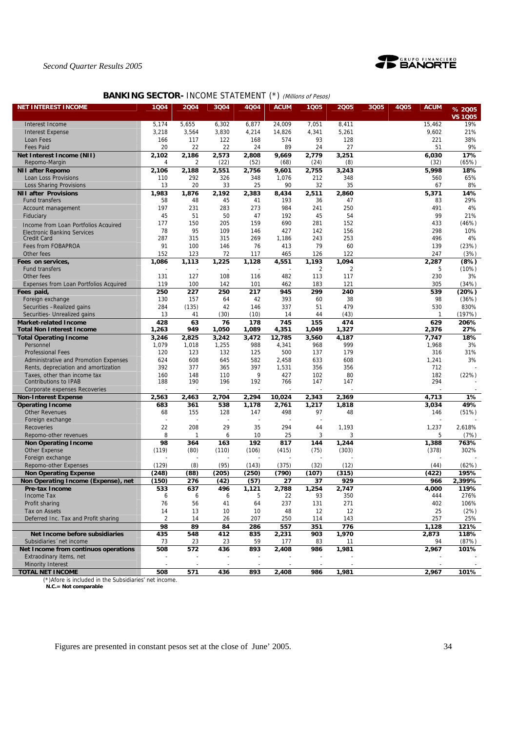## BANKING SECTOR- INCOME STATEMENT (*) *(Millions of Pesos)*

| NET INTEREST INCOME | 1Q04 | 2Q04 | 3Q04 | 4Q04 | ACUM | 1Q05 | 2Q05 | 3Q05 | 4Q05 | ACUM | % 2Q05 VS 1Q05 |
|---|---|---|---|---|---|---|---|---|---|---|---|
| Interest Income | 5,174 | 5,655 | 6,302 | 6,877 | 24,009 | 7,051 | 8,411 | | | 15,462 | 19% |
| Interest Expense | 3,218 | 3,564 | 3,830 | 4,214 | 14,826 | 4,341 | 5,261 | | | 9,602 | 21% |
| Loan Fees | 166 | 117 | 122 | 168 | 574 | 93 | 128 | | | 221 | 38% |
| Fees Paid | 20 | 22 | 22 | 24 | 89 | 24 | 27 | | | 51 | 9% |
| **Net Interest Income (NII)** | **2,102** | **2,186** | **2,573** | **2,808** | **9,669** | **2,779** | **3,251** | | | **6,030** | **17%** |
| Repomo-Margin | 4 | 2 | (22) | (52) | (68) | (24) | (8) | | | (32) | (65%) |
| **NII after Repomo** | **2,106** | **2,188** | **2,551** | **2,756** | **9,601** | **2,755** | **3,243** | | | **5,998** | **18%** |
| Loan Loss Provisions | 110 | 292 | 326 | 348 | 1,076 | 212 | 348 | | | 560 | 65% |
| Loss Sharing Provisions | 13 | 20 | 33 | 25 | 90 | 32 | 35 | | | 67 | 8% |
| **NII after Provisions** | **1,983** | **1,876** | **2,192** | **2,383** | **8,434** | **2,511** | **2,860** | | | **5,371** | **14%** |
| Fund transfers | 58 | 48 | 45 | 41 | 193 | 36 | 47 | | | 83 | 29% |
| Account management | 197 | 231 | 283 | 273 | 984 | 241 | 250 | | | 491 | 4% |
| Fiduciary | 45 | 51 | 50 | 47 | 192 | 45 | 54 | | | 99 | 21% |
| Income from Loan Portfolios Acquired | 177 | 150 | 205 | 159 | 690 | 281 | 152 | | | 433 | (46%) |
| Electronic Banking Services | 78 | 95 | 109 | 146 | 427 | 142 | 156 | | | 298 | 10% |
| Credit Card | 287 | 315 | 315 | 269 | 1,186 | 243 | 253 | | | 496 | 4% |
| Fees from FOBAPROA | 91 | 100 | 146 | 76 | 413 | 79 | 60 | | | 139 | (23%) |
| Other fees | 152 | 123 | 72 | 117 | 465 | 126 | 122 | | | 247 | (3%) |
| **Fees on services,** | **1,086** | **1,113** | **1,225** | **1,128** | **4,551** | **1,193** | **1,094** | | | **2,287** | **(8%)** |
| Fund transfers | - | - | - | - | - | 2 | 2 | | | 5 | (10%) |
| Other fees | 131 | 127 | 108 | 116 | 482 | 113 | 117 | | | 230 | 3% |
| Expenses from Loan Portfolios Acquired | 119 | 100 | 142 | 101 | 462 | 183 | 121 | | | 305 | (34%) |
| **Fees paid,** | **250** | **227** | **250** | **217** | **945** | **299** | **240** | | | **539** | **(20%)** |
| Foreign exchange | 130 | 157 | 64 | 42 | 393 | 60 | 38 | | | 98 | (36%) |
| Securities –Realized gains | 284 | (135) | 42 | 146 | 337 | 51 | 479 | | | 530 | 830% |
| Securities- Unrealized gains | 13 | 41 | (30) | (10) | 14 | 44 | (43) | | | 1 | (197%) |
| **Market-related Income** | **428** | **63** | **76** | **178** | **745** | **155** | **474** | | | **629** | **206%** |
| **Total Non Interest Income** | **1,263** | **949** | **1,050** | **1,089** | **4,351** | **1,049** | **1,327** | | | **2,376** | **27%** |
| **Total Operating Income** | **3,246** | **2,825** | **3,242** | **3,472** | **12,785** | **3,560** | **4,187** | | | **7,747** | **18%** |
| Personnel | 1,079 | 1,018 | 1,255 | 988 | 4,341 | 968 | 999 | | | 1,968 | 3% |
| Professional Fees | 120 | 123 | 132 | 125 | 500 | 137 | 179 | | | 316 | 31% |
| Administrative and Promotion Expenses | 624 | 608 | 645 | 582 | 2,458 | 633 | 608 | | | 1,241 | 3% |
| Rents, depreciation and amortization | 392 | 377 | 365 | 397 | 1,531 | 356 | 356 | | | 712 | - |
| Taxes, other than income tax | 160 | 148 | 110 | 9 | 427 | 102 | 80 | | | 182 | (22%) |
| Contributions to IPAB | 188 | 190 | 196 | 192 | 766 | 147 | 147 | | | 294 | - |
| Corporate expenses Recoveries | - | - | - | - | - | - | - | | | - | - |
| **Non-Interest Expense** | **2,563** | **2,463** | **2,704** | **2,294** | **10,024** | **2,343** | **2,369** | | | **4,713** | **1%** |
| **Operating Income** | **683** | **361** | **538** | **1,178** | **2,761** | **1,217** | **1,818** | | | **3,034** | **49%** |
| Other Revenues | 68 | 155 | 128 | 147 | 498 | 97 | 48 | | | 146 | (51%) |
| Foreign exchange | - | - | - | - | - | - | | | | - | - |
| Recoveries | 22 | 208 | 29 | 35 | 294 | 44 | 1,193 | | | 1,237 | 2,618% |
| Repomo-other revenues | 8 | 1 | 6 | 10 | 25 | 3 | 3 | | | 5 | (7%) |
| **Non Operating Income** | **98** | **364** | **163** | **192** | **817** | **144** | **1,244** | | | **1,388** | **763%** |
| Other Expense | (119) | (80) | (110) | (106) | (415) | (75) | (303) | | | (378) | 302% |
| Foreign exchange | - | - | - | - | - | - | - | | | - | - |
| Repomo-other Expenses | (129) | (8) | (95) | (143) | (375) | (32) | (12) | | | (44) | (62%) |
| **Non Operating Expense** | **(248)** | **(88)** | **(205)** | **(250)** | **(790)** | **(107)** | **(315)** | | | **(422)** | **195%** |
| **Non Operating Income (Expense), net** | **(150)** | **276** | **(42)** | **(57)** | **27** | **37** | **929** | | | **966** | **2,399%** |
| **Pre-tax Income** | **533** | **637** | **496** | **1,121** | **2,788** | **1,254** | **2,747** | | | **4,000** | **119%** |
| Income Tax | 6 | 6 | 6 | 5 | 22 | 93 | 350 | | | 444 | 276% |
| Profit sharing | 76 | 56 | 41 | 64 | 237 | 131 | 271 | | | 402 | 106% |
| Tax on Assets | 14 | 13 | 10 | 10 | 48 | 12 | 12 | | | 25 | (2%) |
| Deferred Inc. Tax and Profit sharing | 2 | 14 | 26 | 207 | 250 | 114 | 143 | | | 257 | 25% |
| | **98** | **89** | **84** | **286** | **557** | **351** | **776** | | | **1,128** | **121%** |
| **Net Income before subsidiaries** | **435** | **548** | **412** | **835** | **2,231** | **903** | **1,970** | | | **2,873** | **118%** |
| Subsidiaries´net income | 73 | 23 | 23 | 59 | 177 | 83 | 11 | | | 94 | (87%) |
| **Net Income from continuos operations** | **508** | **572** | **436** | **893** | **2,408** | **986** | **1,981** | | | **2,967** | **101%** |
| Extraordinary items, net | - | - | - | - | - | - | - | | | - | - |
| Minority Interest | - | - | - | - | - | - | - | | | - | - |
| **TOTAL NET INCOME** | **508** | **571** | **436** | **893** | **2,408** | **986** | **1,981** | | | **2,967** | **101%** |

(*)Afore is included in the Subsidiaries' net income.
**N.C.= Not comparable**

Figures are presented in constant pesos set at the close of June' 2005.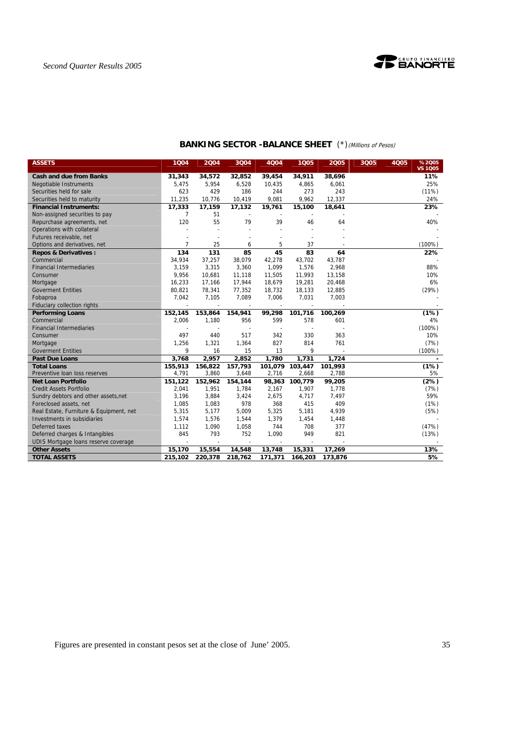## BANKING SECTOR -BALANCE SHEET (*) *(Millions of Pesos)*

| ASSETS | 1Q04 | 2Q04 | 3Q04 | 4Q04 | 1Q05 | 2Q05 | 3Q05 | 4Q05 | % 2Q05 VS 1Q05 |
|---|---|---|---|---|---|---|---|---|---|
| **Cash and due from Banks** | **31,343** | **34,572** | **32,852** | **39,454** | **34,911** | **38,696** | | | **11%** |
| Negotiable Instruments | 5,475 | 5,954 | 6,528 | 10,435 | 4,865 | 6,061 | | | 25% |
| Securities held for sale | 623 | 429 | 186 | 244 | 273 | 243 | | | (11%) |
| Securities held to maturity | 11,235 | 10,776 | 10,419 | 9,081 | 9,962 | 12,337 | | | 24% |
| **Financial Instruments:** | **17,333** | **17,159** | **17,132** | **19,761** | **15,100** | **18,641** | | | **23%** |
| Non-assigned securities to pay | 7 | 51 | - | - | - | - | | | - |
| Repurchase agreements, net | 120 | 55 | 79 | 39 | 46 | 64 | | | 40% |
| Operations with collateral | - | - | - | - | - | - | | | - |
| Futures receivable, net | - | - | - | - | - | - | | | - |
| Options and derivatives, net | 7 | 25 | 6 | 5 | 37 | - | | | (100%) |
| **Repos & Derivatives :** | **134** | **131** | **85** | **45** | **83** | **64** | | | **22%** |
| Commercial | 34,934 | 37,257 | 38,079 | 42,278 | 43,702 | 43,787 | | | - |
| Financial Intermediaries | 3,159 | 3,315 | 3,360 | 1,099 | 1,576 | 2,968 | | | 88% |
| Consumer | 9,956 | 10,681 | 11,118 | 11,505 | 11,993 | 13,158 | | | 10% |
| Mortgage | 16,233 | 17,166 | 17,944 | 18,679 | 19,281 | 20,468 | | | 6% |
| Goverment Entities | 80,821 | 78,341 | 77,352 | 18,732 | 18,133 | 12,885 | | | (29%) |
| Fobaproa | 7,042 | 7,105 | 7,089 | 7,006 | 7,031 | 7,003 | | | - |
| Fiduciary collection rights | - | - | - | - | - | - | | | - |
| **Performing Loans** | **152,145** | **153,864** | **154,941** | **99,298** | **101,716** | **100,269** | | | **(1%)** |
| Commercial | 2,006 | 1,180 | 956 | 599 | 578 | 601 | | | 4% |
| Financial Intermediaries | - | - | - | - | - | - | | | (100%) |
| Consumer | 497 | 440 | 517 | 342 | 330 | 363 | | | 10% |
| Mortgage | 1,256 | 1,321 | 1,364 | 827 | 814 | 761 | | | (7%) |
| Goverment Entities | 9 | 16 | 15 | 13 | 9 | - | | | (100%) |
| **Past Due Loans** | **3,768** | **2,957** | **2,852** | **1,780** | **1,731** | **1,724** | | | **-** |
| **Total Loans** | **155,913** | **156,822** | **157,793** | **101,079** | **103,447** | **101,993** | | | **(1%)** |
| Preventive loan loss reserves | 4,791 | 3,860 | 3,648 | 2,716 | 2,668 | 2,788 | | | 5% |
| **Net Loan Portfolio** | **151,122** | **152,962** | **154,144** | **98,363** | **100,779** | **99,205** | | | **(2%)** |
| Credit Assets Portfolio | 2,041 | 1,951 | 1,784 | 2,167 | 1,907 | 1,778 | | | (7%) |
| Sundry debtors and other assets,net | 3,196 | 3,884 | 3,424 | 2,675 | 4,717 | 7,497 | | | 59% |
| Foreclosed assets, net | 1,085 | 1,083 | 978 | 368 | 415 | 409 | | | (1%) |
| Real Estate, Furniture & Equipment, net | 5,315 | 5,177 | 5,009 | 5,325 | 5,181 | 4,939 | | | (5%) |
| Investments in subsidiaries | 1,574 | 1,576 | 1,544 | 1,379 | 1,454 | 1,448 | | | - |
| Deferred taxes | 1,112 | 1,090 | 1,058 | 744 | 708 | 377 | | | (47%) |
| Deferred charges & Intangibles | 845 | 793 | 752 | 1,090 | 949 | 821 | | | (13%) |
| UDIS Mortgage loans reserve coverage | - | - | - | - | - | - | | | - |
| **Other Assets** | **15,170** | **15,554** | **14,548** | **13,748** | **15,331** | **17,269** | | | **13%** |
| **TOTAL ASSETS** | **215,102** | **220,378** | **218,762** | **171,371** | **166,203** | **173,876** | | | **5%** |

Figures are presented in constant pesos set at the close of June' 2005.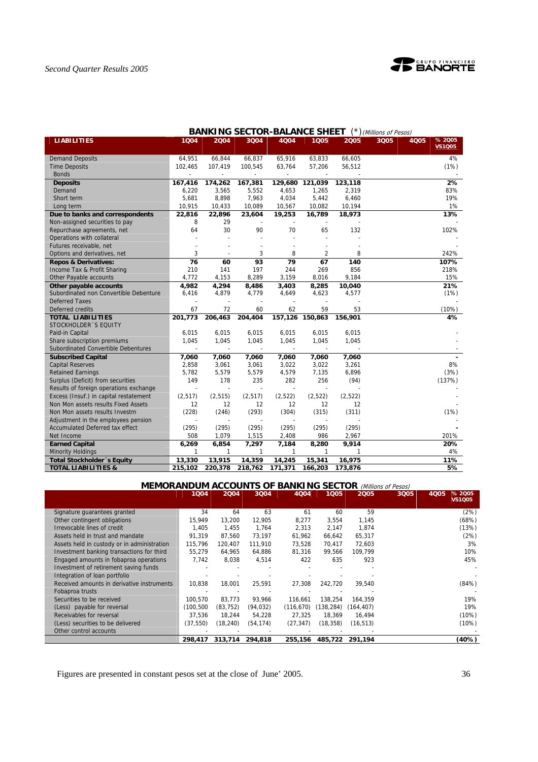## BANKING SECTOR-BALANCE SHEET (*) *(Millions of Pesos)*

| LIABILITIES | 1Q04 | 2Q04 | 3Q04 | 4Q04 | 1Q05 | 2Q05 | 3Q05 | 4Q05 | % 2Q05 VS1Q05 |
|---|---|---|---|---|---|---|---|---|---|
| Demand Deposits | 64,951 | 66,844 | 66,837 | 65,916 | 63,833 | 66,605 | | | 4% |
| Time Deposits | 102,465 | 107,419 | 100,545 | 63,764 | 57,206 | 56,512 | | | (1%) |
| Bonds | - | - | - | - | - | - | | | - |
| **Deposits** | **167,416** | **174,262** | **167,381** | **129,680** | **121,039** | **123,118** | | | **2%** |
| Demand | 6,220 | 3,565 | 5,552 | 4,653 | 1,265 | 2,319 | | | 83% |
| Short term | 5,681 | 8,898 | 7,963 | 4,034 | 5,442 | 6,460 | | | 19% |
| Long term | 10,915 | 10,433 | 10,089 | 10,567 | 10,082 | 10,194 | | | 1% |
| **Due to banks and correspondents** | **22,816** | **22,896** | **23,604** | **19,253** | **16,789** | **18,973** | | | **13%** |
| Non-assigned securities to pay | 8 | 29 | - | - | - | - | | | - |
| Repurchase agreements, net | 64 | 30 | 90 | 70 | 65 | 132 | | | 102% |
| Operations with collateral | - | - | - | - | - | - | | | - |
| Futures receivable, net | - | - | - | - | - | - | | | - |
| Options and derivatives, net | 3 | - | 3 | 8 | 2 | 8 | | | 242% |
| **Repos & Derivatives:** | **76** | **60** | **93** | **79** | **67** | **140** | | | **107%** |
| Income Tax & Profit Sharing | 210 | 141 | 197 | 244 | 269 | 856 | | | 218% |
| Other Payable accounts | 4,772 | 4,153 | 8,289 | 3,159 | 8,016 | 9,184 | | | 15% |
| **Other payable accounts** | **4,982** | **4,294** | **8,486** | **3,403** | **8,285** | **10,040** | | | **21%** |
| Subordinated non Convertible Debenture | 6,416 | 4,879 | 4,779 | 4,649 | 4,623 | 4,577 | | | (1%) |
| Deferred Taxes | - | - | - | - | - | - | | | - |
| Deferred credits | 67 | 72 | 60 | 62 | 59 | 53 | | | (10%) |
| **TOTAL LIABILITIES** | **201,773** | **206,463** | **204,404** | **157,126** | **150,863** | **156,901** | | | **4%** |
| STOCKHOLDER´S EQUITY | | | | | | | | | |
| Paid-in Capital | 6,015 | 6,015 | 6,015 | 6,015 | 6,015 | 6,015 | | | - |
| Share subscription premiums | 1,045 | 1,045 | 1,045 | 1,045 | 1,045 | 1,045 | | | - |
| Subordinated Convertible Debentures | - | - | - | - | - | - | | | - |
| **Subscribed Capital** | **7,060** | **7,060** | **7,060** | **7,060** | **7,060** | **7,060** | | | **-** |
| Capital Reserves | 2,858 | 3,061 | 3,061 | 3,022 | 3,022 | 3,261 | | | 8% |
| Retained Earnings | 5,782 | 5,579 | 5,579 | 4,579 | 7,135 | 6,896 | | | (3%) |
| Surplus (Deficit) from securities | 149 | 178 | 235 | 282 | 256 | (94) | | | (137%) |
| Results of foreign operations exchange | - | - | - | - | - | - | | | |
| Excess (Insuf.) in capital restatement | (2,517) | (2,515) | (2,517) | (2,522) | (2,522) | (2,522) | | | - |
| Non Mon assets results Fixed Assets | 12 | 12 | 12 | 12 | 12 | 12 | | | - |
| Non Mon assets results Investm | (228) | (246) | (293) | (304) | (315) | (311) | | | (1%) |
| Adjustment in the employees pension | - | - | - | - | - | - | | | - |
| Accumulated Deferred tax effect | (295) | (295) | (295) | (295) | (295) | (295) | | | - |
| Net Income | 508 | 1,079 | 1,515 | 2,408 | 986 | 2,967 | | | 201% |
| **Earned Capital** | **6,269** | **6,854** | **7,297** | **7,184** | **8,280** | **9,914** | | | **20%** |
| Minority Holdings | 1 | 1 | 1 | 1 | 1 | 1 | | | 4% |
| **Total Stockholder´s Equity** | **13,330** | **13,915** | **14,359** | **14,245** | **15,341** | **16,975** | | | **11%** |
| **TOTAL LIABILITIES &** | **215,102** | **220,378** | **218,762** | **171,371** | **166,203** | **173,876** | | | **5%** |

## MEMORANDUM ACCOUNTS OF BANKING SECTOR *(Millions of Pesos)*

| | 1Q04 | 2Q04 | 3Q04 | 4Q04 | 1Q05 | 2Q05 | 3Q05 | 4Q05 | % 2Q05 VS1Q05 |
|---|---|---|---|---|---|---|---|---|---|
| Signature guarantees granted | 34 | 64 | 63 | 61 | 60 | 59 | | | (2%) |
| Other contingent obligations | 15,949 | 13,200 | 12,905 | 8,277 | 3,554 | 1,145 | | | (68%) |
| Irrevocable lines of credit | 1,405 | 1,455 | 1,764 | 2,313 | 2,147 | 1,874 | | | (13%) |
| Assets held in trust and mandate | 91,319 | 87,560 | 73,197 | 61,962 | 66,642 | 65,317 | | | (2%) |
| Assets held in custody or in administration | 115,796 | 120,407 | 111,910 | 73,528 | 70,417 | 72,603 | | | 3% |
| Investment banking transactions for third | 55,279 | 64,965 | 64,886 | 81,316 | 99,566 | 109,799 | | | 10% |
| Engaged amounts in fobaproa operations | 7,742 | 8,038 | 4,514 | 422 | 635 | 923 | | | 45% |
| Investment of retirement saving funds | - | - | - | - | - | - | | | - |
| Integration of loan portfolio | - | - | - | - | - | - | | | - |
| Received amounts in derivative instruments | 10,838 | 18,001 | 25,591 | 27,308 | 242,720 | 39,540 | | | (84%) |
| Fobaproa trusts | - | - | - | - | - | - | | | - |
| Securities to be received | 100,570 | 83,773 | 93,966 | 116,661 | 138,254 | 164,359 | | | 19% |
| (Less) payable for reversal | (100,500 | (83,752) | (94,032) | (116,670) | (138,284) | (164,407) | | | 19% |
| Receivables for reversal | 37,536 | 18,244 | 54,228 | 27,325 | 18,369 | 16,494 | | | (10%) |
| (Less) securities to be delivered | (37,550) | (18,240) | (54,174) | (27,347) | (18,358) | (16,513) | | | (10%) |
| Other control accounts | - | - | - | - | - | - | | | - |
| | **298,417** | **313,714** | **294,818** | **255,156** | **485,722** | **291,194** | | | **(40%)** |

Figures are presented in constant pesos set at the close of June' 2005.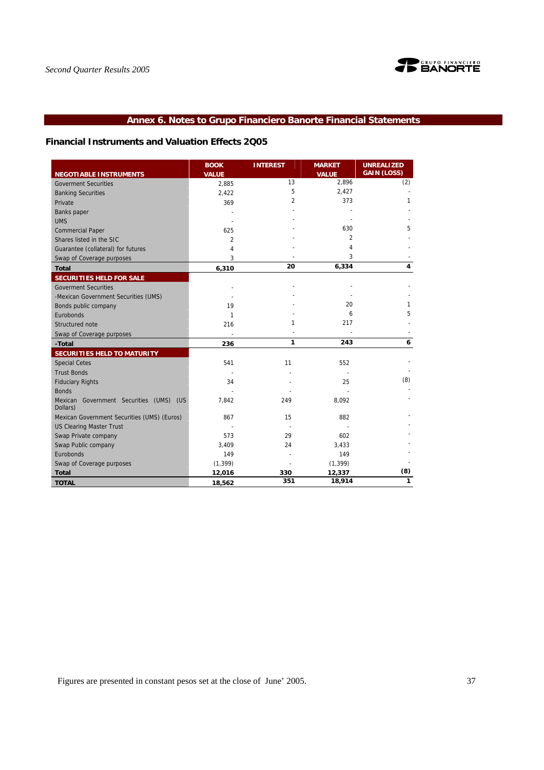## Annex 6. Notes to Grupo Financiero Banorte Financial Statements

### Financial Instruments and Valuation Effects 2Q05

| NEGOTIABLE INSTRUMENTS | BOOK VALUE | INTEREST | MARKET VALUE | UNREALIZED GAIN (LOSS) |
|---|---|---|---|---|
| Goverment Securities | 2,885 | 13 | 2,896 | (2) |
| Banking Securities | 2,422 | 5 | 2,427 | - |
| Private | 369 | 2 | 373 | 1 |
| Banks paper | - | - | - | - |
| UMS | - | - | - | - |
| Commercial Paper | 625 | - | 630 | 5 |
| Shares listed in the SIC | 2 | - | 2 | - |
| Guarantee (collateral) for futures | 4 | - | 4 | - |
| Swap of Coverage purposes | 3 | - | 3 | - |
| **Total** | **6,310** | **20** | **6,334** | **4** |
| **SECURITIES HELD FOR SALE** | | | | |
| Goverment Securities | - | - | - | - |
| -Mexican Government Securities (UMS) | - | - | - | - |
| Bonds public company | 19 | - | 20 | 1 |
| Eurobonds | 1 | - | 6 | 5 |
| Structured note | 216 | 1 | 217 | - |
| Swap of Coverage purposes | - | - | - | - |
| **-Total** | **236** | **1** | **243** | **6** |
| **SECURITIES HELD TO MATURITY** | | | | |
| Special Cetes | 541 | 11 | 552 | - |
| Trust Bonds | - | - | - | - |
| Fiduciary Rights | 34 | - | 25 | (8) |
| Bonds | - | - | - | - |
| Mexican Government Securities (UMS) (US Dollars) | 7,842 | 249 | 8,092 | - |
| Mexican Government Securities (UMS) (Euros) | 867 | 15 | 882 | - |
| US Clearing Master Trust | - | - | - | - |
| Swap Private company | 573 | 29 | 602 | - |
| Swap Public company | 3,409 | 24 | 3,433 | - |
| Eurobonds | 149 | - | 149 | - |
| Swap of Coverage purposes | (1,399) | - | (1,399) | - |
| **Total** | **12,016** | **330** | **12,337** | **(8)** |
| **TOTAL** | **18,562** | **351** | **18,914** | **1** |

Figures are presented in constant pesos set at the close of June' 2005.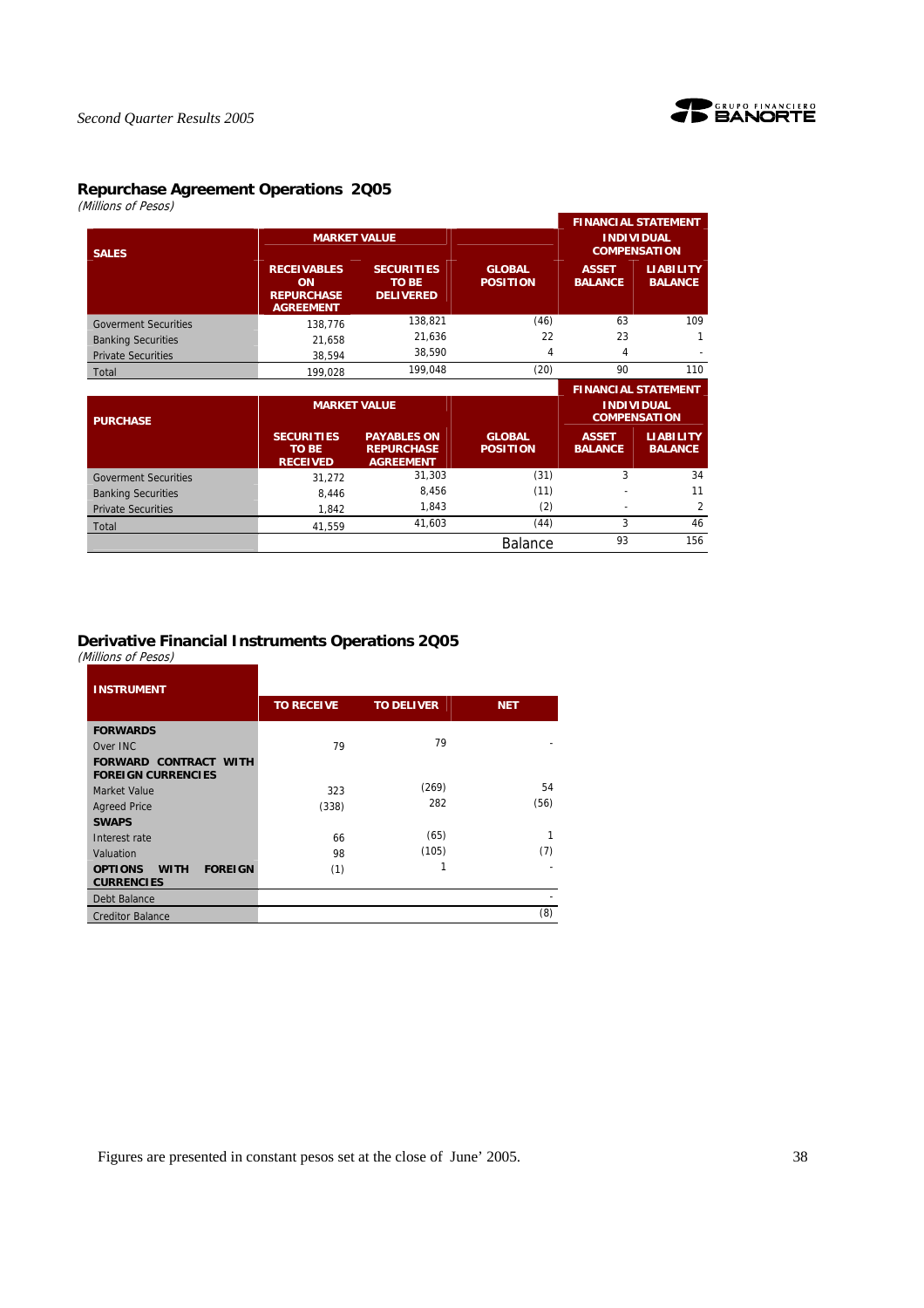## Repurchase Agreement Operations 2Q05

*(Millions of Pesos)*

| SALES | MARKET VALUE | | | FINANCIAL STATEMENT INDIVIDUAL COMPENSATION | |
|---|---|---|---|---|---|
| | RECEIVABLES ON REPURCHASE AGREEMENT | SECURITIES TO BE DELIVERED | GLOBAL POSITION | ASSET BALANCE | LIABILITY BALANCE |
| Goverment Securities | 138,776 | 138,821 | (46) | 63 | 109 |
| Banking Securities | 21,658 | 21,636 | 22 | 23 | 1 |
| Private Securities | 38,594 | 38,590 | 4 | 4 | - |
| Total | 199,028 | 199,048 | (20) | 90 | 110 |

| PURCHASE | MARKET VALUE | | | FINANCIAL STATEMENT INDIVIDUAL COMPENSATION | |
|---|---|---|---|---|---|
| | SECURITIES TO BE RECEIVED | PAYABLES ON REPURCHASE AGREEMENT | GLOBAL POSITION | ASSET BALANCE | LIABILITY BALANCE |
| Goverment Securities | 31,272 | 31,303 | (31) | 3 | 34 |
| Banking Securities | 8,446 | 8,456 | (11) | - | 11 |
| Private Securities | 1,842 | 1,843 | (2) | - | 2 |
| Total | 41,559 | 41,603 | (44) | 3 | 46 |
| | | | Balance | 93 | 156 |

## Derivative Financial Instruments Operations 2Q05

*(Millions of Pesos)*

| INSTRUMENT | TO RECEIVE | TO DELIVER | NET |
|---|---|---|---|
| **FORWARDS** | | | |
| Over INC | 79 | 79 | - |
| **FORWARD CONTRACT WITH FOREIGN CURRENCIES** | | | |
| Market Value | 323 | (269) | 54 |
| Agreed Price | (338) | 282 | (56) |
| **SWAPS** | | | |
| Interest rate | 66 | (65) | 1 |
| Valuation | 98 | (105) | (7) |
| **OPTIONS WITH FOREIGN CURRENCIES** | (1) | 1 | - |
| Debt Balance | | | - |
| Creditor Balance | | | (8) |

Figures are presented in constant pesos set at the close of June' 2005.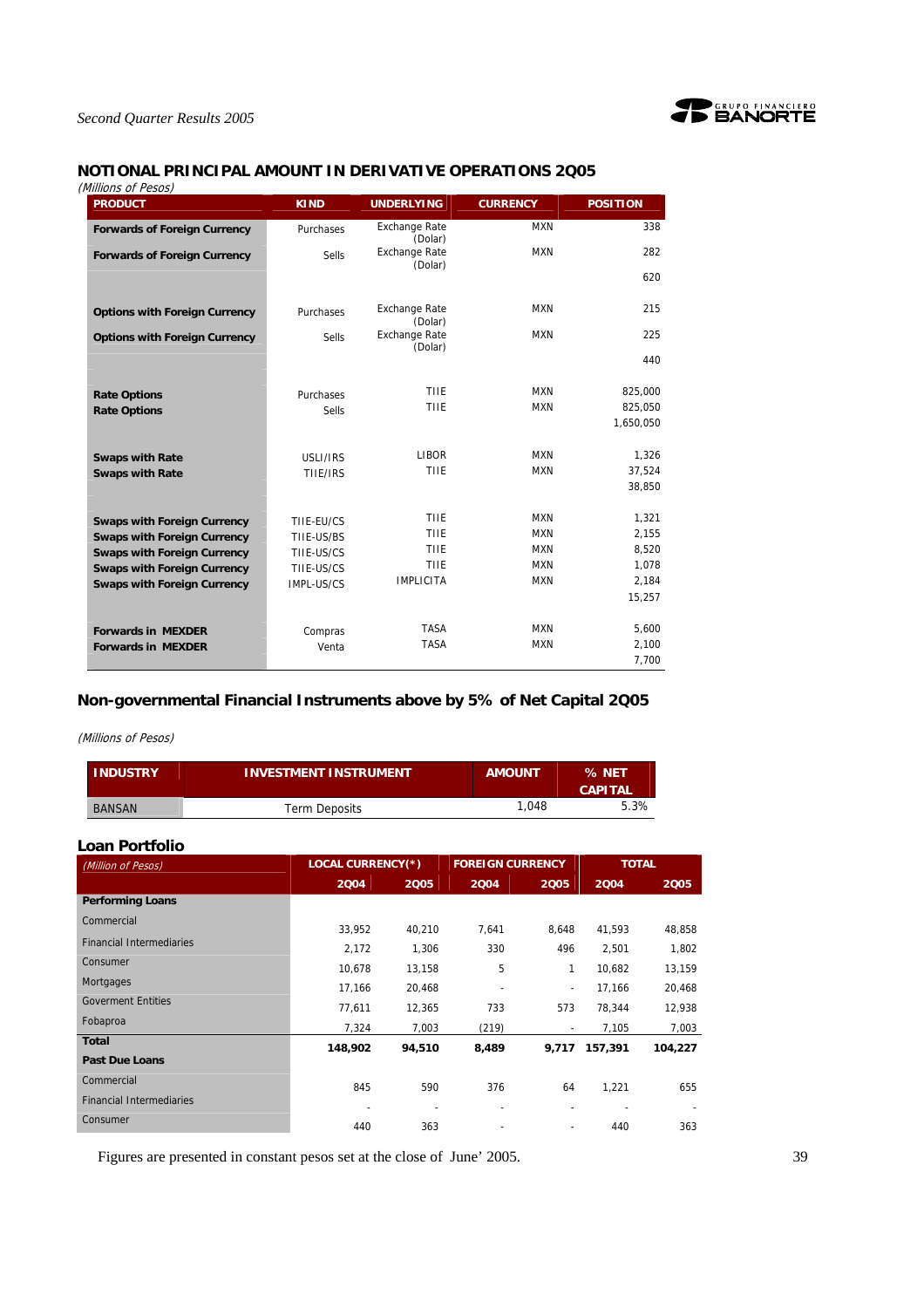## NOTIONAL PRINCIPAL AMOUNT IN DERIVATIVE OPERATIONS 2Q05

*(Millions of Pesos)*

| PRODUCT | KIND | UNDERLYING | CURRENCY | POSITION |
|---|---|---|---|---|
| **Forwards of Foreign Currency** | Purchases | Exchange Rate (Dolar) | MXN | 338 |
| **Forwards of Foreign Currency** | Sells | Exchange Rate (Dolar) | MXN | 282 |
| | | | | 620 |
| **Options with Foreign Currency** | Purchases | Exchange Rate (Dolar) | MXN | 215 |
| **Options with Foreign Currency** | Sells | Exchange Rate (Dolar) | MXN | 225 |
| | | | | 440 |
| **Rate Options** | Purchases | TIIE | MXN | 825,000 |
| **Rate Options** | Sells | TIIE | MXN | 825,050 |
| | | | | 1,650,050 |
| **Swaps with Rate** | USLI/IRS | LIBOR | MXN | 1,326 |
| **Swaps with Rate** | TIIE/IRS | TIIE | MXN | 37,524 |
| | | | | 38,850 |
| **Swaps with Foreign Currency** | TIIE-EU/CS | TIIE | MXN | 1,321 |
| **Swaps with Foreign Currency** | TIIE-US/BS | TIIE | MXN | 2,155 |
| **Swaps with Foreign Currency** | TIIE-US/CS | TIIE | MXN | 8,520 |
| **Swaps with Foreign Currency** | TIIE-US/CS | TIIE | MXN | 1,078 |
| **Swaps with Foreign Currency** | IMPL-US/CS | IMPLICITA | MXN | 2,184 |
| | | | | 15,257 |
| **Forwards in MEXDER** | Compras | TASA | MXN | 5,600 |
| **Forwards in MEXDER** | Venta | TASA | MXN | 2,100 |
| | | | | 7,700 |

## Non-governmental Financial Instruments above by 5% of Net Capital 2Q05

*(Millions of Pesos)*

| INDUSTRY | INVESTMENT INSTRUMENT | AMOUNT | % NET CAPITAL |
|---|---|---|---|
| BANSAN | Term Deposits | 1,048 | 5.3% |

## Loan Portfolio

| *(Million of Pesos)* | LOCAL CURRENCY(*) | | FOREIGN CURRENCY | | TOTAL | |
|---|---|---|---|---|---|---|
| | 2Q04 | 2Q05 | 2Q04 | 2Q05 | 2Q04 | 2Q05 |
| **Performing Loans** | | | | | | |
| Commercial | 33,952 | 40,210 | 7,641 | 8,648 | 41,593 | 48,858 |
| Financial Intermediaries | 2,172 | 1,306 | 330 | 496 | 2,501 | 1,802 |
| Consumer | 10,678 | 13,158 | 5 | 1 | 10,682 | 13,159 |
| Mortgages | 17,166 | 20,468 | - | - | 17,166 | 20,468 |
| Goverment Entities | 77,611 | 12,365 | 733 | 573 | 78,344 | 12,938 |
| Fobaproa | 7,324 | 7,003 | (219) | - | 7,105 | 7,003 |
| **Total** | **148,902** | **94,510** | **8,489** | **9,717** | **157,391** | **104,227** |
| **Past Due Loans** | | | | | | |
| Commercial | 845 | 590 | 376 | 64 | 1,221 | 655 |
| Financial Intermediaries | - | - | - | - | - | - |
| Consumer | 440 | 363 | - | - | 440 | 363 |

Figures are presented in constant pesos set at the close of June' 2005.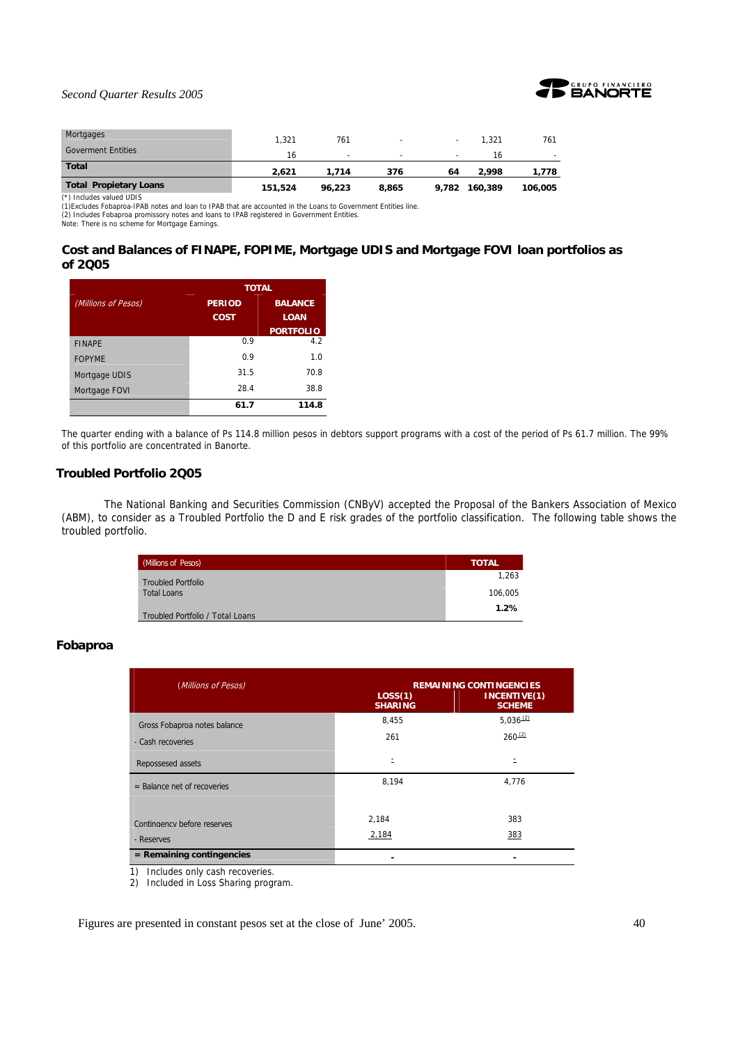| | | | | | | |
|---|---|---|---|---|---|---|
| Mortgages | 1,321 | 761 | - | - | 1,321 | 761 |
| Goverment Entities | 16 | - | - | - | 16 | - |
| **Total** | **2,621** | **1,714** | **376** | **64** | **2,998** | **1,778** |
| **Total Propietary Loans** | **151,524** | **96,223** | **8,865** | **9,782** | **160,389** | **106,005** |

(*) Includes valued UDIS
(1)Excludes Fobaproa-IPAB notes and loan to IPAB that are accounted in the Loans to Government Entities line.
(2) Includes Fobaproa promissory notes and loans to IPAB registered in Government Entities.
Note: There is no scheme for Mortgage Earnings.

## Cost and Balances of FINAPE, FOPIME, Mortgage UDIS and Mortgage FOVI loan portfolios as of 2Q05

| *(Millions of Pesos)* | TOTAL | |
|---|---|---|
| | PERIOD COST | BALANCE LOAN PORTFOLIO |
| FINAPE | 0.9 | 4.2 |
| FOPYME | 0.9 | 1.0 |
| Mortgage UDIS | 31.5 | 70.8 |
| Mortgage FOVI | 28.4 | 38.8 |
| | **61.7** | **114.8** |

The quarter ending with a balance of Ps 114.8 million pesos in debtors support programs with a cost of the period of Ps 61.7 million. The 99% of this portfolio are concentrated in Banorte.

## Troubled Portfolio 2Q05

The National Banking and Securities Commission (CNByV) accepted the Proposal of the Bankers Association of Mexico (ABM), to consider as a Troubled Portfolio the D and E risk grades of the portfolio classification. The following table shows the troubled portfolio.

| (Millions of Pesos) | TOTAL |
|---|---|
| Troubled Portfolio | 1,263 |
| Total Loans | 106,005 |
| Troubled Portfolio / Total Loans | **1.2%** |

## Fobaproa

| *(Millions of Pesos)* | REMAINING CONTINGENCIES | |
|---|---|---|
| | LOSS(1) SHARING | INCENTIVE(1) SCHEME |
| Gross Fobaproa notes balance | 8,455 | 5,036 (2) |
| - Cash recoveries | 261 | 260 (2) |
| Repossesed assets | - | - |
| = Balance net of recoveries | 8,194 | 4,776 |
| Contingency before reserves | 2,184 | 383 |
| - Reserves | 2,184 | 383 |
| **= Remaining contingencies** | **-** | **-** |

1) Includes only cash recoveries.
2) Included in Loss Sharing program.

Figures are presented in constant pesos set at the close of June' 2005.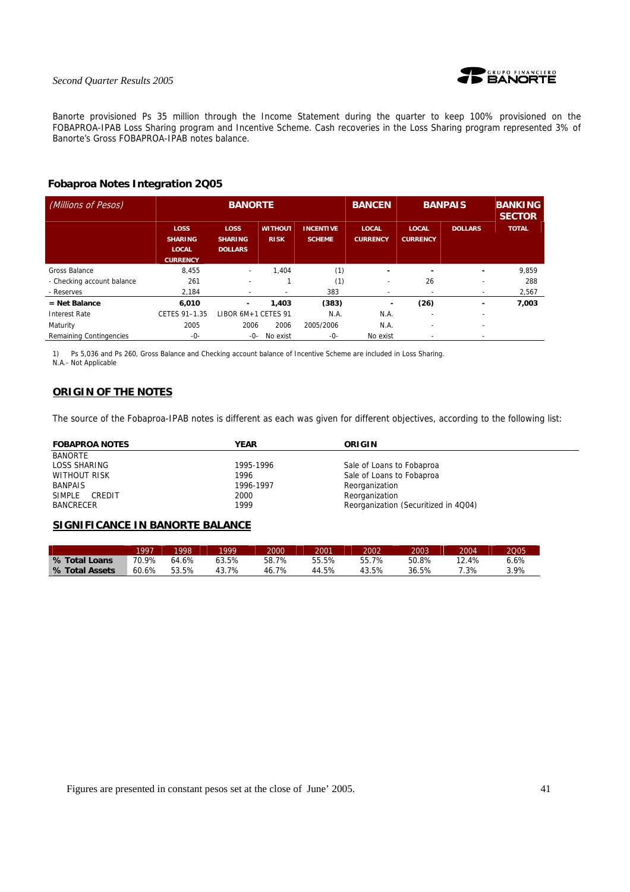Banorte provisioned Ps 35 million through the Income Statement during the quarter to keep 100% provisioned on the FOBAPROA-IPAB Loss Sharing program and Incentive Scheme. Cash recoveries in the Loss Sharing program represented 3% of Banorte's Gross FOBAPROA-IPAB notes balance.

## Fobaproa Notes Integration 2Q05

| (Millions of Pesos) | BANORTE | | | | BANCEN | BANPAIS | | BANKING SECTOR |
|---|---|---|---|---|---|---|---|---|
| | LOSS SHARING LOCAL CURRENCY | LOSS SHARING DOLLARS | WITHOUT RISK | INCENTIVE SCHEME | LOCAL CURRENCY | LOCAL CURRENCY | DOLLARS | TOTAL |
| Gross Balance | 8,455 | - | 1,404 | (1) | - | - | - | 9,859 |
| - Checking account balance | 261 | - | 1 | (1) | - | 26 | - | 288 |
| - Reserves | 2,184 | - | - | 383 | - | - | - | 2,567 |
| **= Net Balance** | **6,010** | **-** | **1,403** | **(383)** | **-** | **(26)** | **-** | **7,003** |
| Interest Rate | CETES 91–1.35 | LIBOR 6M+1 | CETES 91 | N.A. | N.A. | - | - | |
| Maturity | 2005 | 2006 | 2006 | 2005/2006 | N.A. | - | - | |
| Remaining Contingencies | -0- | -0- | No exist | -0- | No exist | - | - | |

1) Ps 5,036 and Ps 260, Gross Balance and Checking account balance of Incentive Scheme are included in Loss Sharing.
N.A.- Not Applicable

## ORIGIN OF THE NOTES

The source of the Fobaproa-IPAB notes is different as each was given for different objectives, according to the following list:

| FOBAPROA NOTES | YEAR | ORIGIN |
|---|---|---|
| BANORTE | | |
| LOSS SHARING | 1995-1996 | Sale of Loans to Fobaproa |
| WITHOUT RISK | 1996 | Sale of Loans to Fobaproa |
| BANPAIS | 1996-1997 | Reorganization |
| SIMPLE CREDIT | 2000 | Reorganization |
| BANCRECER | 1999 | Reorganization (Securitized in 4Q04) |

## SIGNIFICANCE IN BANORTE BALANCE

| | 1997 | 1998 | 1999 | 2000 | 2001 | 2002 | 2003 | 2004 | 2Q05 |
|---|---|---|---|---|---|---|---|---|---|
| **% Total Loans** | 70.9% | 64.6% | 63.5% | 58.7% | 55.5% | 55.7% | 50.8% | 12.4% | 6.6% |
| **% Total Assets** | 60.6% | 53.5% | 43.7% | 46.7% | 44.5% | 43.5% | 36.5% | 7.3% | 3.9% |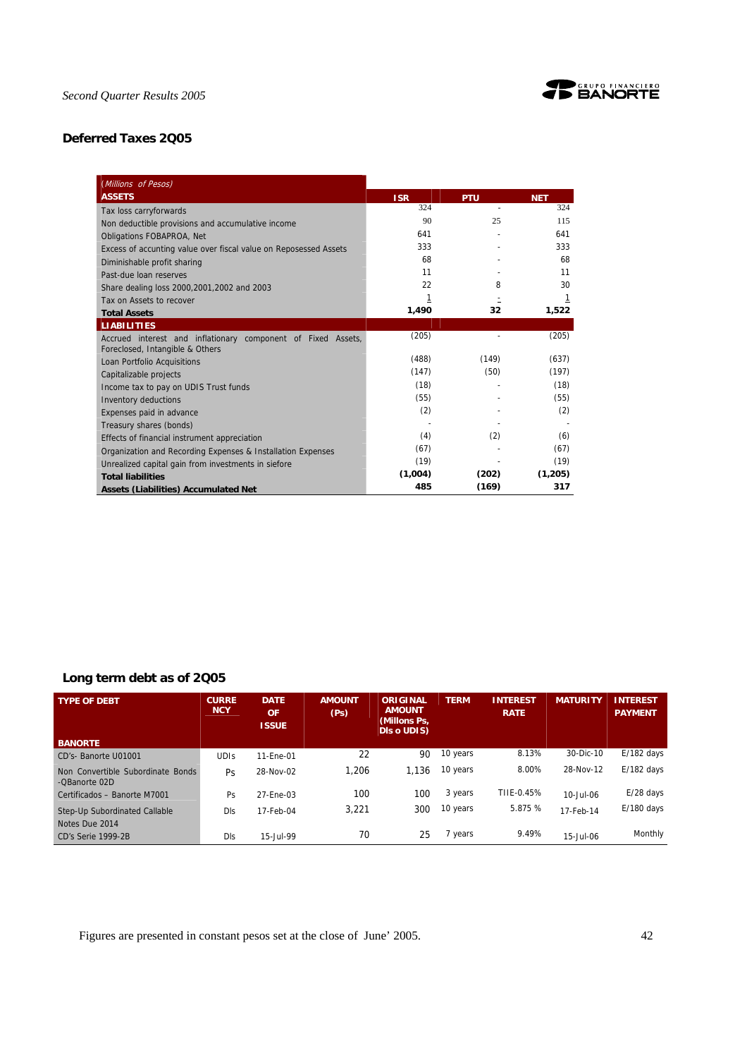## Deferred Taxes 2Q05

| *(Millions of Pesos)* ASSETS | ISR | PTU | NET |
|---|---|---|---|
| Tax loss carryforwards | 324 | - | 324 |
| Non deductible provisions and accumulative income | 90 | 25 | 115 |
| Obligations FOBAPROA, Net | 641 | - | 641 |
| Excess of accunting value over fiscal value on Reposessed Assets | 333 | - | 333 |
| Diminishable profit sharing | 68 | - | 68 |
| Past-due loan reserves | 11 | - | 11 |
| Share dealing loss 2000,2001,2002 and 2003 | 22 | 8 | 30 |
| Tax on Assets to recover | 1 | - | 1 |
| **Total Assets** | **1,490** | **32** | **1,522** |
| **LIABILITIES** | | | |
| Accrued interest and inflationary component of Fixed Assets, Foreclosed, Intangible & Others | (205) | - | (205) |
| Loan Portfolio Acquisitions | (488) | (149) | (637) |
| Capitalizable projects | (147) | (50) | (197) |
| Income tax to pay on UDIS Trust funds | (18) | - | (18) |
| Inventory deductions | (55) | - | (55) |
| Expenses paid in advance | (2) | - | (2) |
| Treasury shares (bonds) | - | - | - |
| Effects of financial instrument appreciation | (4) | (2) | (6) |
| Organization and Recording Expenses & Installation Expenses | (67) | - | (67) |
| Unrealized capital gain from investments in siefore | (19) | - | (19) |
| **Total liabilities** | **(1,004)** | **(202)** | **(1,205)** |
| **Assets (Liabilities) Accumulated Net** | **485** | **(169)** | **317** |

## Long term debt as of 2Q05

| TYPE OF DEBT | CURRENCY | DATE OF ISSUE | AMOUNT (Ps) | ORIGINAL AMOUNT (Millons Ps, Dls o UDIS) | TERM | INTEREST RATE | MATURITY | INTEREST PAYMENT |
|---|---|---|---|---|---|---|---|---|
| **BANORTE** | | | | | | | | |
| CD's- Banorte U01001 | UDIs | 11-Ene-01 | 22 | 90 | 10 years | 8.13% | 30-Dic-10 | E/182 days |
| Non Convertible Subordinate Bonds -QBanorte 02D | Ps | 28-Nov-02 | 1,206 | 1,136 | 10 years | 8.00% | 28-Nov-12 | E/182 days |
| Certificados – Banorte M7001 | Ps | 27-Ene-03 | 100 | 100 | 3 years | TIIE-0.45% | 10-Jul-06 | E/28 days |
| Step-Up Subordinated Callable Notes Due 2014 | Dls | 17-Feb-04 | 3,221 | 300 | 10 years | 5.875 % | 17-Feb-14 | E/180 days |
| CD's Serie 1999-2B | Dls | 15-Jul-99 | 70 | 25 | 7 years | 9.49% | 15-Jul-06 | Monthly |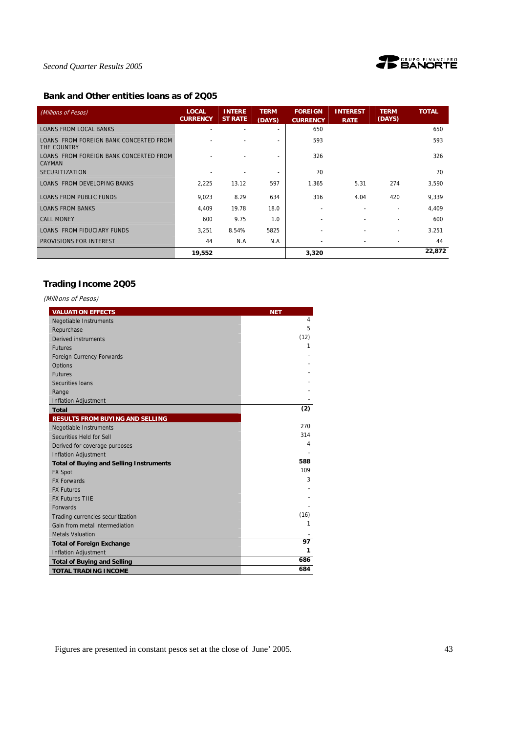## Bank and Other entities loans as of 2Q05

| (Millions of Pesos) | LOCAL CURRENCY | INTEREST RATE | TERM (DAYS) | FOREIGN CURRENCY | INTEREST RATE | TERM (DAYS) | TOTAL |
|---|---|---|---|---|---|---|---|
| LOANS FROM LOCAL BANKS | - | - | - | 650 | | | 650 |
| LOANS FROM FOREIGN BANK CONCERTED FROM THE COUNTRY | - | - | - | 593 | | | 593 |
| LOANS FROM FOREIGN BANK CONCERTED FROM CAYMAN | - | - | - | 326 | | | 326 |
| SECURITIZATION | - | - | - | 70 | | | 70 |
| LOANS FROM DEVELOPING BANKS | 2,225 | 13.12 | 597 | 1,365 | 5.31 | 274 | 3,590 |
| LOANS FROM PUBLIC FUNDS | 9,023 | 8.29 | 634 | 316 | 4.04 | 420 | 9,339 |
| LOANS FROM BANKS | 4,409 | 19.78 | 18.0 | - | - | - | 4,409 |
| CALL MONEY | 600 | 9.75 | 1.0 | - | - | - | 600 |
| LOANS FROM FIDUCIARY FUNDS | 3,251 | 8.54% | 5825 | - | - | - | 3.251 |
| PROVISIONS FOR INTEREST | 44 | N.A | N.A | - | - | - | 44 |
| | **19,552** | | | **3,320** | | | **22,872** |

## Trading Income 2Q05

*(Millions of Pesos)*

| VALUATION EFFECTS | NET |
|---|---|
| Negotiable Instruments | 4 |
| Repurchase | 5 |
| Derived instruments | (12) |
| Futures | 1 |
| Foreign Currency Forwards | - |
| Options | - |
| Futures | - |
| Securities loans | - |
| Range | - |
| Inflation Adjustment | - |
| **Total** | **(2)** |
| **RESULTS FROM BUYING AND SELLING** | |
| Negotiable Instruments | 270 |
| Securities Held for Sell | 314 |
| Derived for coverage purposes | 4 |
| Inflation Adjustment | - |
| **Total of Buying and Selling Instruments** | **588** |
| FX Spot | 109 |
| FX Forwards | 3 |
| FX Futures | - |
| FX Futures TIIE | - |
| Forwards | - |
| Trading currencies securitization | (16) |
| Gain from metal intermediation | 1 |
| Metals Valuation | - |
| **Total of Foreign Exchange** | **97** |
| Inflation Adjustment | **1** |
| **Total of Buying and Selling** | **686** |
| **TOTAL TRADING INCOME** | **684** |

Figures are presented in constant pesos set at the close of June' 2005.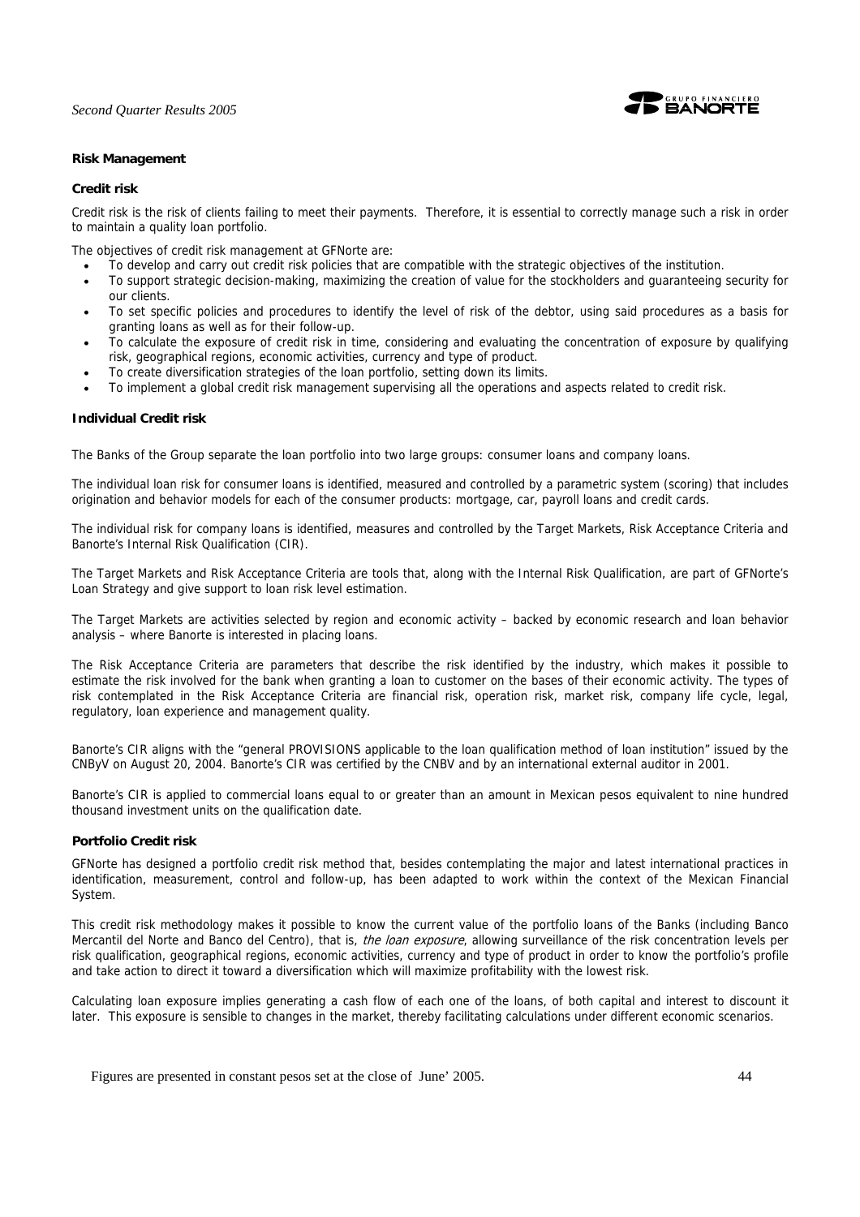## Risk Management

### Credit risk

Credit risk is the risk of clients failing to meet their payments. Therefore, it is essential to correctly manage such a risk in order to maintain a quality loan portfolio.

The objectives of credit risk management at GFNorte are:

- To develop and carry out credit risk policies that are compatible with the strategic objectives of the institution.
- To support strategic decision-making, maximizing the creation of value for the stockholders and guaranteeing security for our clients.
- To set specific policies and procedures to identify the level of risk of the debtor, using said procedures as a basis for granting loans as well as for their follow-up.
- To calculate the exposure of credit risk in time, considering and evaluating the concentration of exposure by qualifying risk, geographical regions, economic activities, currency and type of product.
- To create diversification strategies of the loan portfolio, setting down its limits.
- To implement a global credit risk management supervising all the operations and aspects related to credit risk.

### Individual Credit risk

The Banks of the Group separate the loan portfolio into two large groups: consumer loans and company loans.

The individual loan risk for consumer loans is identified, measured and controlled by a parametric system (scoring) that includes origination and behavior models for each of the consumer products: mortgage, car, payroll loans and credit cards.

The individual risk for company loans is identified, measures and controlled by the Target Markets, Risk Acceptance Criteria and Banorte's Internal Risk Qualification (CIR).

The Target Markets and Risk Acceptance Criteria are tools that, along with the Internal Risk Qualification, are part of GFNorte's Loan Strategy and give support to loan risk level estimation.

The Target Markets are activities selected by region and economic activity – backed by economic research and loan behavior analysis – where Banorte is interested in placing loans.

The Risk Acceptance Criteria are parameters that describe the risk identified by the industry, which makes it possible to estimate the risk involved for the bank when granting a loan to customer on the bases of their economic activity. The types of risk contemplated in the Risk Acceptance Criteria are financial risk, operation risk, market risk, company life cycle, legal, regulatory, loan experience and management quality.

Banorte's CIR aligns with the "general PROVISIONS applicable to the loan qualification method of loan institution" issued by the CNByV on August 20, 2004. Banorte's CIR was certified by the CNBV and by an international external auditor in 2001.

Banorte's CIR is applied to commercial loans equal to or greater than an amount in Mexican pesos equivalent to nine hundred thousand investment units on the qualification date.

### Portfolio Credit risk

GFNorte has designed a portfolio credit risk method that, besides contemplating the major and latest international practices in identification, measurement, control and follow-up, has been adapted to work within the context of the Mexican Financial System.

This credit risk methodology makes it possible to know the current value of the portfolio loans of the Banks (including Banco Mercantil del Norte and Banco del Centro), that is, *the loan exposure*, allowing surveillance of the risk concentration levels per risk qualification, geographical regions, economic activities, currency and type of product in order to know the portfolio's profile and take action to direct it toward a diversification which will maximize profitability with the lowest risk.

Calculating loan exposure implies generating a cash flow of each one of the loans, of both capital and interest to discount it later. This exposure is sensible to changes in the market, thereby facilitating calculations under different economic scenarios.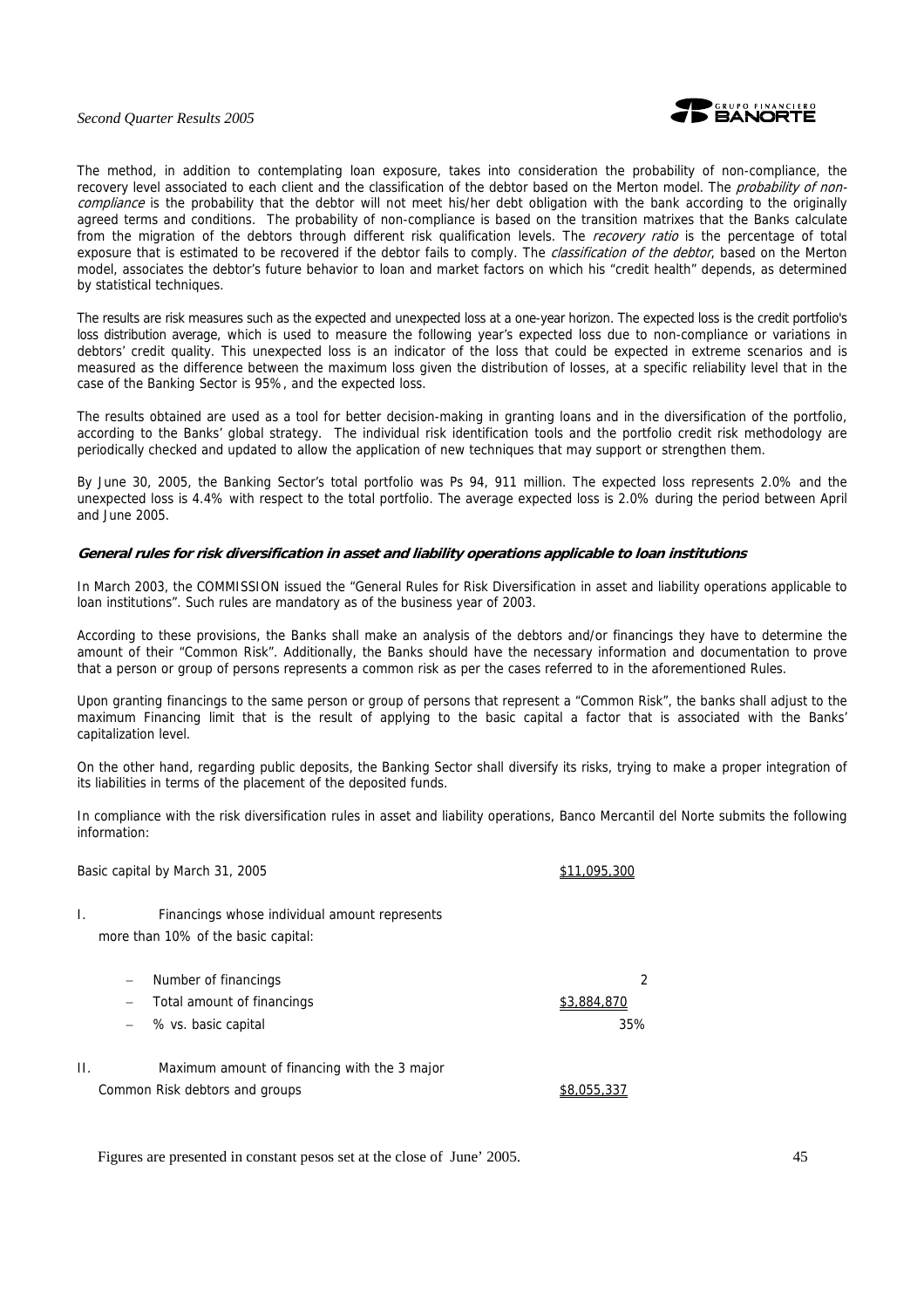The method, in addition to contemplating loan exposure, takes into consideration the probability of non-compliance, the recovery level associated to each client and the classification of the debtor based on the Merton model. The *probability of non-compliance* is the probability that the debtor will not meet his/her debt obligation with the bank according to the originally agreed terms and conditions. The probability of non-compliance is based on the transition matrixes that the Banks calculate from the migration of the debtors through different risk qualification levels. The *recovery ratio* is the percentage of total exposure that is estimated to be recovered if the debtor fails to comply. The *classification of the debtor*, based on the Merton model, associates the debtor's future behavior to loan and market factors on which his "credit health" depends, as determined by statistical techniques.

The results are risk measures such as the expected and unexpected loss at a one-year horizon. The expected loss is the credit portfolio's loss distribution average, which is used to measure the following year's expected loss due to non-compliance or variations in debtors' credit quality. This unexpected loss is an indicator of the loss that could be expected in extreme scenarios and is measured as the difference between the maximum loss given the distribution of losses, at a specific reliability level that in the case of the Banking Sector is 95%, and the expected loss.

The results obtained are used as a tool for better decision-making in granting loans and in the diversification of the portfolio, according to the Banks' global strategy. The individual risk identification tools and the portfolio credit risk methodology are periodically checked and updated to allow the application of new techniques that may support or strengthen them.

By June 30, 2005, the Banking Sector's total portfolio was Ps 94, 911 million. The expected loss represents 2.0% and the unexpected loss is 4.4% with respect to the total portfolio. The average expected loss is 2.0% during the period between April and June 2005.

### General rules for risk diversification in asset and liability operations applicable to loan institutions

In March 2003, the COMMISSION issued the "General Rules for Risk Diversification in asset and liability operations applicable to loan institutions". Such rules are mandatory as of the business year of 2003.

According to these provisions, the Banks shall make an analysis of the debtors and/or financings they have to determine the amount of their "Common Risk". Additionally, the Banks should have the necessary information and documentation to prove that a person or group of persons represents a common risk as per the cases referred to in the aforementioned Rules.

Upon granting financings to the same person or group of persons that represent a "Common Risk", the banks shall adjust to the maximum Financing limit that is the result of applying to the basic capital a factor that is associated with the Banks' capitalization level.

On the other hand, regarding public deposits, the Banking Sector shall diversify its risks, trying to make a proper integration of its liabilities in terms of the placement of the deposited funds.

In compliance with the risk diversification rules in asset and liability operations, Banco Mercantil del Norte submits the following information:

| | |
|---|---|
| Basic capital by March 31, 2005 | $11,095,300 |
| I. Financings whose individual amount represents more than 10% of the basic capital: | |
| – Number of financings | 2 |
| – Total amount of financings | $3,884,870 |
| – % vs. basic capital | 35% |
| II. Maximum amount of financing with the 3 major Common Risk debtors and groups | $8,055,337 |

Figures are presented in constant pesos set at the close of June' 2005.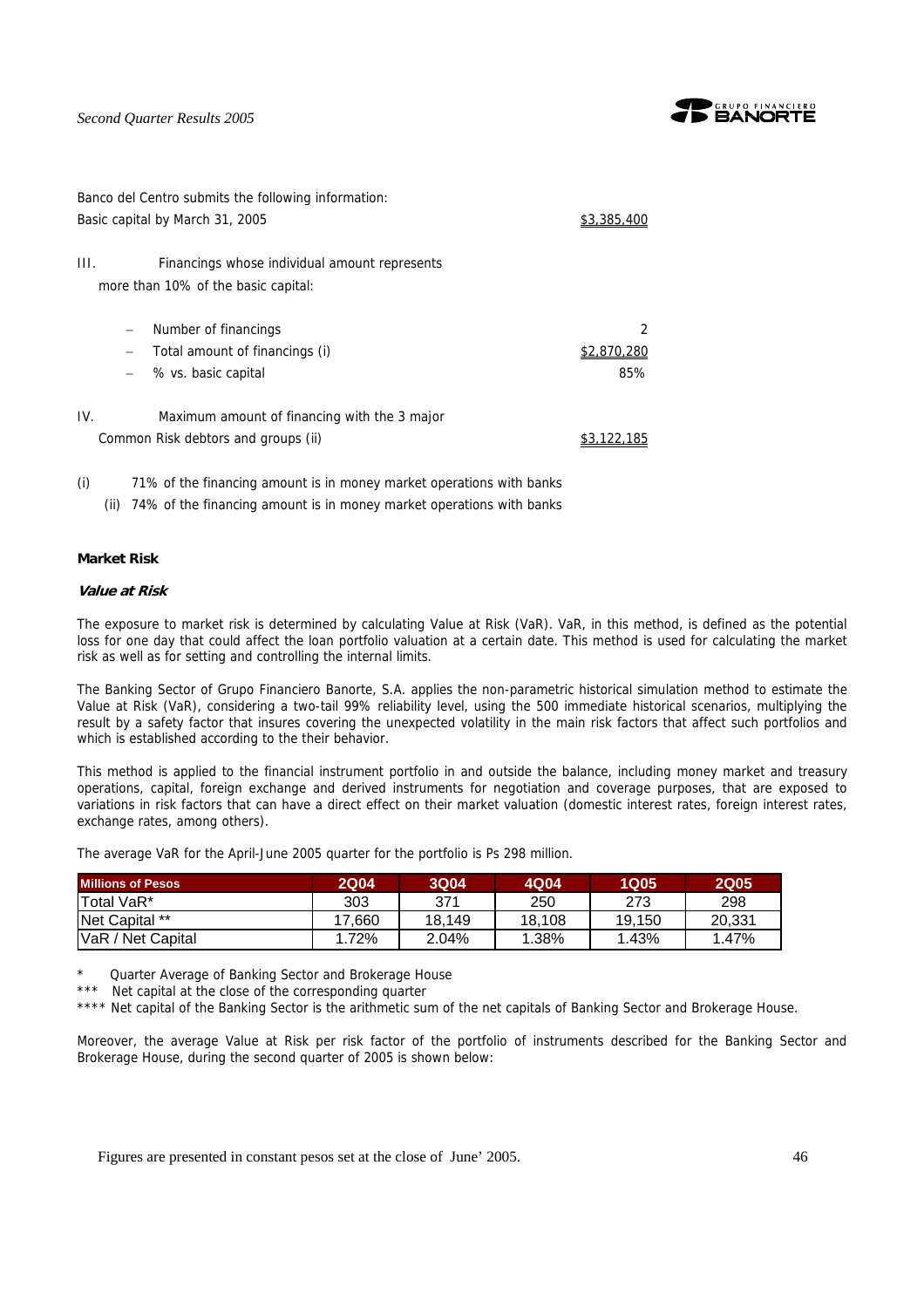Banco del Centro submits the following information:

Basic capital by March 31, 2005 $3,385,400

III. Financings whose individual amount represents more than 10% of the basic capital:

- Number of financings 2
- Total amount of financings (i) $2,870,280
- % vs. basic capital 85%

IV. Maximum amount of financing with the 3 major Common Risk debtors and groups (ii) $3,122,185

(i) 71% of the financing amount is in money market operations with banks

(ii) 74% of the financing amount is in money market operations with banks

**Market Risk**

***Value at Risk***

The exposure to market risk is determined by calculating Value at Risk (VaR). VaR, in this method, is defined as the potential loss for one day that could affect the loan portfolio valuation at a certain date. This method is used for calculating the market risk as well as for setting and controlling the internal limits.

The Banking Sector of Grupo Financiero Banorte, S.A. applies the non-parametric historical simulation method to estimate the Value at Risk (VaR), considering a two-tail 99% reliability level, using the 500 immediate historical scenarios, multiplying the result by a safety factor that insures covering the unexpected volatility in the main risk factors that affect such portfolios and which is established according to the their behavior.

This method is applied to the financial instrument portfolio in and outside the balance, including money market and treasury operations, capital, foreign exchange and derived instruments for negotiation and coverage purposes, that are exposed to variations in risk factors that can have a direct effect on their market valuation (domestic interest rates, foreign interest rates, exchange rates, among others).

The average VaR for the April-June 2005 quarter for the portfolio is Ps 298 million.

| Millions of Pesos | 2Q04 | 3Q04 | 4Q04 | 1Q05 | 2Q05 |
|---|---|---|---|---|---|
| Total VaR* | 303 | 371 | 250 | 273 | 298 |
| Net Capital ** | 17,660 | 18,149 | 18,108 | 19,150 | 20,331 |
| VaR / Net Capital | 1.72% | 2.04% | 1.38% | 1.43% | 1.47% |

\* Quarter Average of Banking Sector and Brokerage House

\*\*\* Net capital at the close of the corresponding quarter

\*\*\*\* Net capital of the Banking Sector is the arithmetic sum of the net capitals of Banking Sector and Brokerage House.

Moreover, the average Value at Risk per risk factor of the portfolio of instruments described for the Banking Sector and Brokerage House, during the second quarter of 2005 is shown below: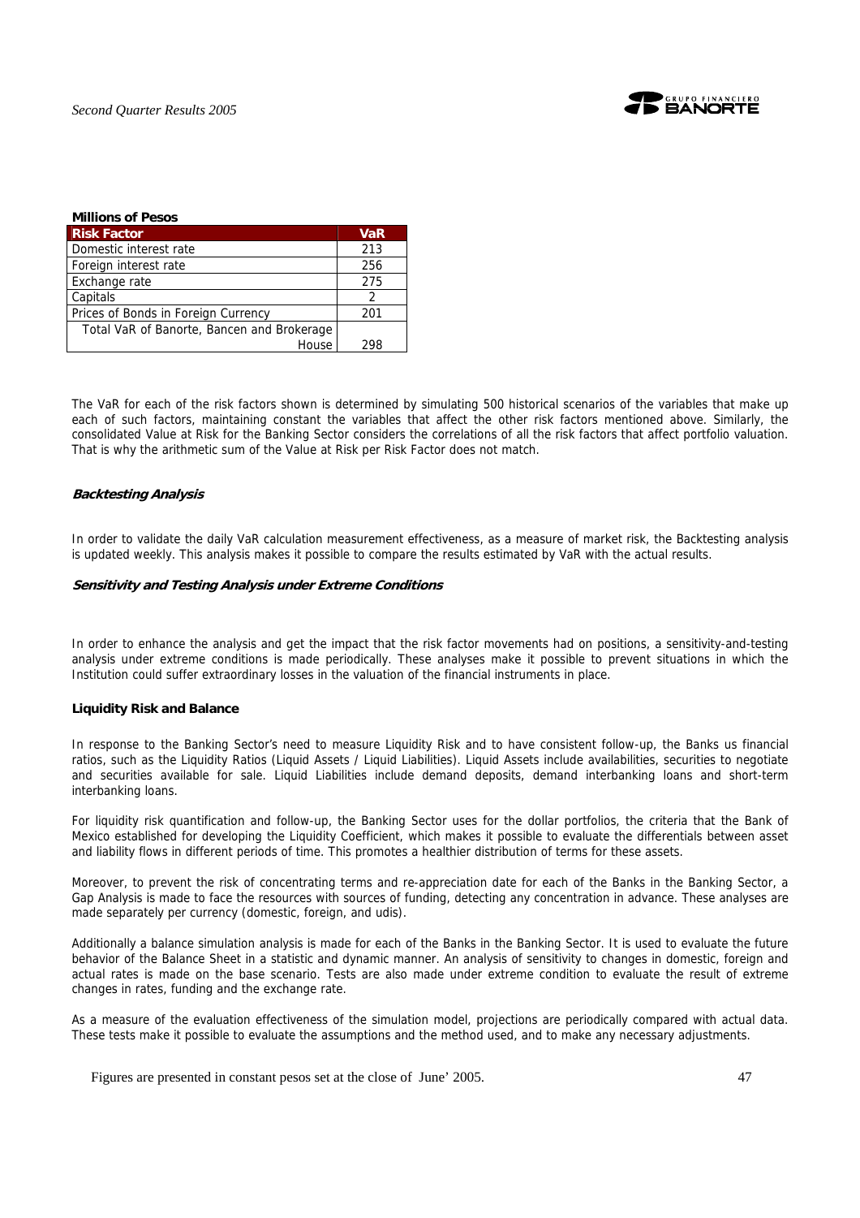**Millions of Pesos**

| Risk Factor | VaR |
|---|---|
| Domestic interest rate | 213 |
| Foreign interest rate | 256 |
| Exchange rate | 275 |
| Capitals | 2 |
| Prices of Bonds in Foreign Currency | 201 |
| Total VaR of Banorte, Bancen and Brokerage House | 298 |

The VaR for each of the risk factors shown is determined by simulating 500 historical scenarios of the variables that make up each of such factors, maintaining constant the variables that affect the other risk factors mentioned above. Similarly, the consolidated Value at Risk for the Banking Sector considers the correlations of all the risk factors that affect portfolio valuation. That is why the arithmetic sum of the Value at Risk per Risk Factor does not match.

***Backtesting Analysis***

In order to validate the daily VaR calculation measurement effectiveness, as a measure of market risk, the Backtesting analysis is updated weekly. This analysis makes it possible to compare the results estimated by VaR with the actual results.

***Sensitivity and Testing Analysis under Extreme Conditions***

In order to enhance the analysis and get the impact that the risk factor movements had on positions, a sensitivity-and-testing analysis under extreme conditions is made periodically. These analyses make it possible to prevent situations in which the Institution could suffer extraordinary losses in the valuation of the financial instruments in place.

**Liquidity Risk and Balance**

In response to the Banking Sector's need to measure Liquidity Risk and to have consistent follow-up, the Banks us financial ratios, such as the Liquidity Ratios (Liquid Assets / Liquid Liabilities). Liquid Assets include availabilities, securities to negotiate and securities available for sale. Liquid Liabilities include demand deposits, demand interbanking loans and short-term interbanking loans.

For liquidity risk quantification and follow-up, the Banking Sector uses for the dollar portfolios, the criteria that the Bank of Mexico established for developing the Liquidity Coefficient, which makes it possible to evaluate the differentials between asset and liability flows in different periods of time. This promotes a healthier distribution of terms for these assets.

Moreover, to prevent the risk of concentrating terms and re-appreciation date for each of the Banks in the Banking Sector, a Gap Analysis is made to face the resources with sources of funding, detecting any concentration in advance. These analyses are made separately per currency (domestic, foreign, and udis).

Additionally a balance simulation analysis is made for each of the Banks in the Banking Sector. It is used to evaluate the future behavior of the Balance Sheet in a statistic and dynamic manner. An analysis of sensitivity to changes in domestic, foreign and actual rates is made on the base scenario. Tests are also made under extreme condition to evaluate the result of extreme changes in rates, funding and the exchange rate.

As a measure of the evaluation effectiveness of the simulation model, projections are periodically compared with actual data. These tests make it possible to evaluate the assumptions and the method used, and to make any necessary adjustments.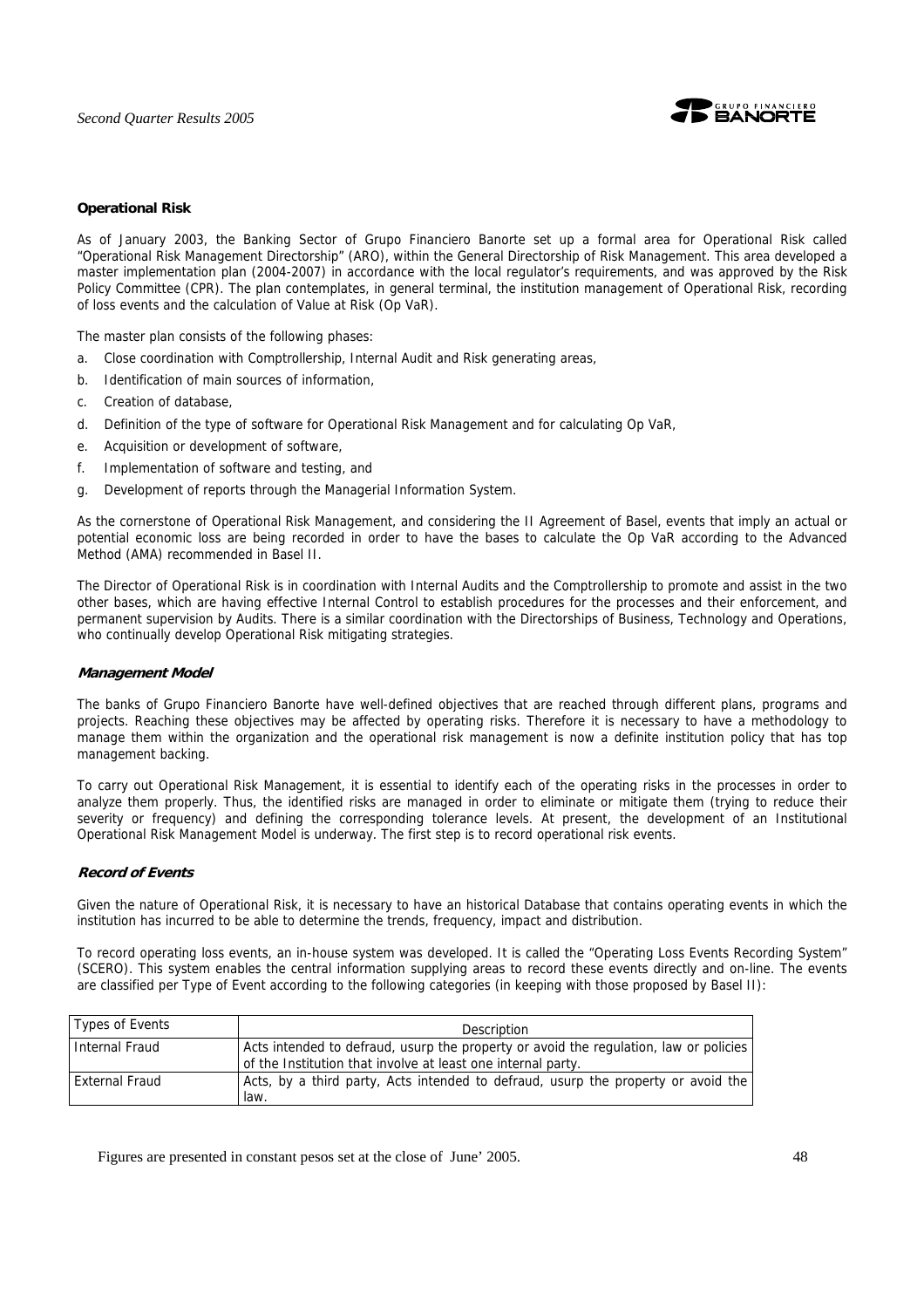**Operational Risk**

As of January 2003, the Banking Sector of Grupo Financiero Banorte set up a formal area for Operational Risk called "Operational Risk Management Directorship" (ARO), within the General Directorship of Risk Management. This area developed a master implementation plan (2004-2007) in accordance with the local regulator's requirements, and was approved by the Risk Policy Committee (CPR). The plan contemplates, in general terminal, the institution management of Operational Risk, recording of loss events and the calculation of Value at Risk (Op VaR).

The master plan consists of the following phases:

a. Close coordination with Comptrollership, Internal Audit and Risk generating areas,
b. Identification of main sources of information,
c. Creation of database,
d. Definition of the type of software for Operational Risk Management and for calculating Op VaR,
e. Acquisition or development of software,
f. Implementation of software and testing, and
g. Development of reports through the Managerial Information System.

As the cornerstone of Operational Risk Management, and considering the II Agreement of Basel, events that imply an actual or potential economic loss are being recorded in order to have the bases to calculate the Op VaR according to the Advanced Method (AMA) recommended in Basel II.

The Director of Operational Risk is in coordination with Internal Audits and the Comptrollership to promote and assist in the two other bases, which are having effective Internal Control to establish procedures for the processes and their enforcement, and permanent supervision by Audits. There is a similar coordination with the Directorships of Business, Technology and Operations, who continually develop Operational Risk mitigating strategies.

***Management Model***

The banks of Grupo Financiero Banorte have well-defined objectives that are reached through different plans, programs and projects. Reaching these objectives may be affected by operating risks. Therefore it is necessary to have a methodology to manage them within the organization and the operational risk management is now a definite institution policy that has top management backing.

To carry out Operational Risk Management, it is essential to identify each of the operating risks in the processes in order to analyze them properly. Thus, the identified risks are managed in order to eliminate or mitigate them (trying to reduce their severity or frequency) and defining the corresponding tolerance levels. At present, the development of an Institutional Operational Risk Management Model is underway. The first step is to record operational risk events.

***Record of Events***

Given the nature of Operational Risk, it is necessary to have an historical Database that contains operating events in which the institution has incurred to be able to determine the trends, frequency, impact and distribution.

To record operating loss events, an in-house system was developed. It is called the "Operating Loss Events Recording System" (SCERO). This system enables the central information supplying areas to record these events directly and on-line. The events are classified per Type of Event according to the following categories (in keeping with those proposed by Basel II):

| Types of Events | Description |
|---|---|
| Internal Fraud | Acts intended to defraud, usurp the property or avoid the regulation, law or policies of the Institution that involve at least one internal party. |
| External Fraud | Acts, by a third party, Acts intended to defraud, usurp the property or avoid the law. |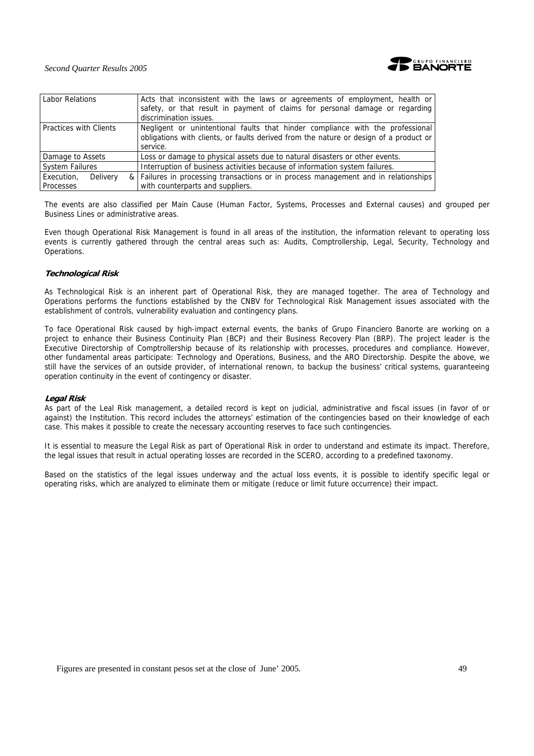| Labor Relations | Acts that inconsistent with the laws or agreements of employment, health or safety, or that result in payment of claims for personal damage or regarding discrimination issues. |
|---|---|
| Practices with Clients | Negligent or unintentional faults that hinder compliance with the professional obligations with clients, or faults derived from the nature or design of a product or service. |
| Damage to Assets | Loss or damage to physical assets due to natural disasters or other events. |
| System Failures | Interruption of business activities because of information system failures. |
| Execution, Delivery & Processes | Failures in processing transactions or in process management and in relationships with counterparts and suppliers. |

The events are also classified per Main Cause (Human Factor, Systems, Processes and External causes) and grouped per Business Lines or administrative areas.

Even though Operational Risk Management is found in all areas of the institution, the information relevant to operating loss events is currently gathered through the central areas such as: Audits, Comptrollership, Legal, Security, Technology and Operations.

***Technological Risk***

As Technological Risk is an inherent part of Operational Risk, they are managed together. The area of Technology and Operations performs the functions established by the CNBV for Technological Risk Management issues associated with the establishment of controls, vulnerability evaluation and contingency plans.

To face Operational Risk caused by high-impact external events, the banks of Grupo Financiero Banorte are working on a project to enhance their Business Continuity Plan (BCP) and their Business Recovery Plan (BRP). The project leader is the Executive Directorship of Comptrollership because of its relationship with processes, procedures and compliance. However, other fundamental areas participate: Technology and Operations, Business, and the ARO Directorship. Despite the above, we still have the services of an outside provider, of international renown, to backup the business' critical systems, guaranteeing operation continuity in the event of contingency or disaster.

***Legal Risk***

As part of the Leal Risk management, a detailed record is kept on judicial, administrative and fiscal issues (in favor of or against) the Institution. This record includes the attorneys' estimation of the contingencies based on their knowledge of each case. This makes it possible to create the necessary accounting reserves to face such contingencies.

It is essential to measure the Legal Risk as part of Operational Risk in order to understand and estimate its impact. Therefore, the legal issues that result in actual operating losses are recorded in the SCERO, according to a predefined taxonomy.

Based on the statistics of the legal issues underway and the actual loss events, it is possible to identify specific legal or operating risks, which are analyzed to eliminate them or mitigate (reduce or limit future occurrence) their impact.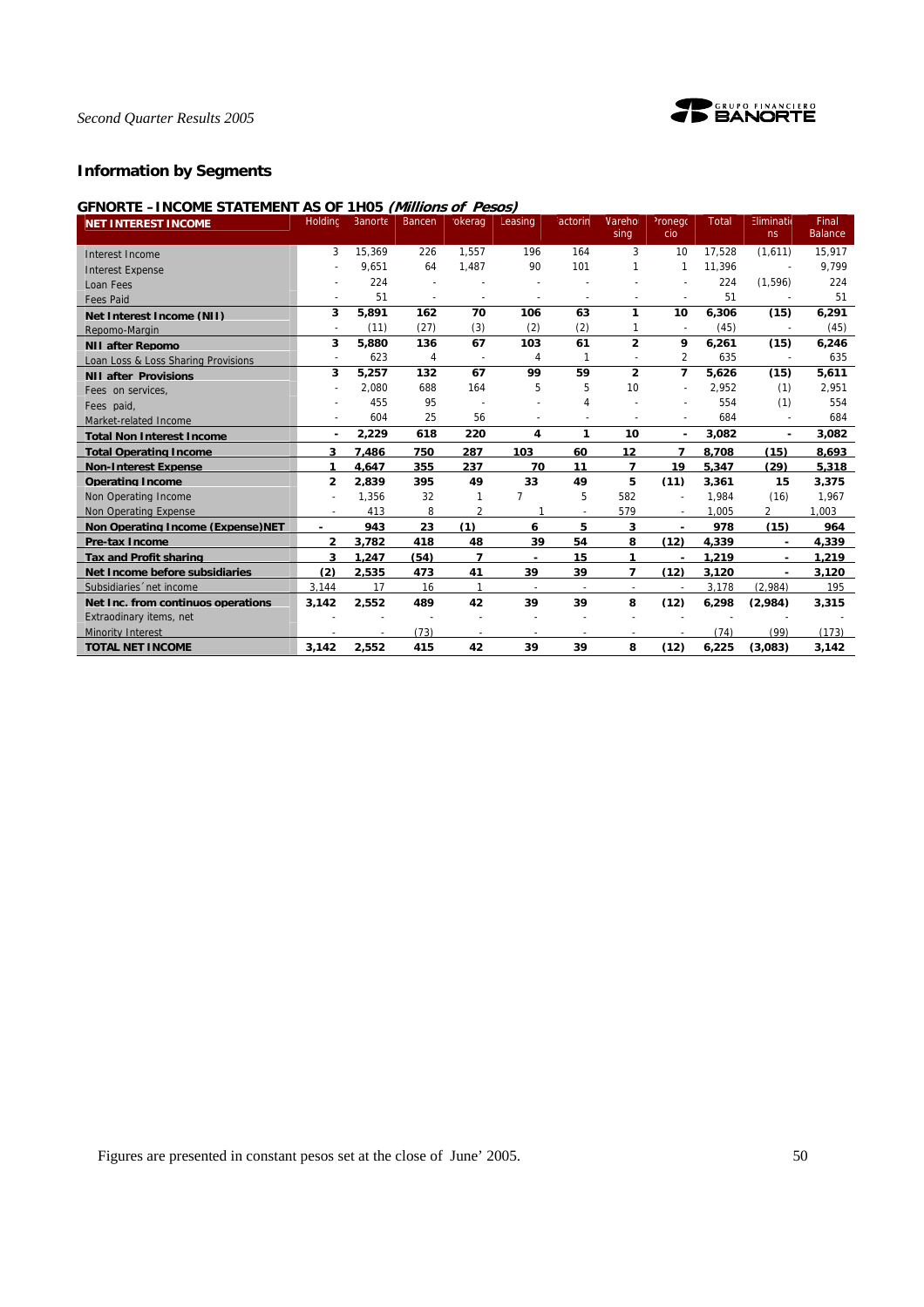## Information by Segments

### GFNORTE – INCOME STATEMENT AS OF 1H05 *(Millions of Pesos)*

| NET INTEREST INCOME | Holding | Banorte | Bancen | Brokerage | Leasing | Factoring | Warehousing | Pronegocio | Total | Eliminations | Final Balance |
|---|---|---|---|---|---|---|---|---|---|---|---|
| Interest Income | 3 | 15,369 | 226 | 1,557 | 196 | 164 | 3 | 10 | 17,528 | (1,611) | 15,917 |
| Interest Expense | - | 9,651 | 64 | 1,487 | 90 | 101 | 1 | 1 | 11,396 | - | 9,799 |
| Loan Fees | - | 224 | - | - | - | - | - | - | 224 | (1,596) | 224 |
| Fees Paid | - | 51 | - | - | - | - | - | - | 51 | - | 51 |
| **Net Interest Income (NII)** | **3** | **5,891** | **162** | **70** | **106** | **63** | **1** | **10** | **6,306** | **(15)** | **6,291** |
| Repomo-Margin | - | (11) | (27) | (3) | (2) | (2) | 1 | - | (45) | - | (45) |
| **NII after Repomo** | **3** | **5,880** | **136** | **67** | **103** | **61** | **2** | **9** | **6,261** | **(15)** | **6,246** |
| Loan Loss & Loss Sharing Provisions | - | 623 | 4 | - | 4 | 1 | - | 2 | 635 | - | 635 |
| **NII after Provisions** | **3** | **5,257** | **132** | **67** | **99** | **59** | **2** | **7** | **5,626** | **(15)** | **5,611** |
| Fees on services, | - | 2,080 | 688 | 164 | 5 | 5 | 10 | - | 2,952 | (1) | 2,951 |
| Fees paid, | - | 455 | 95 | - | - | 4 | - | - | 554 | (1) | 554 |
| Market-related Income | - | 604 | 25 | 56 | - | - | - | - | 684 | - | 684 |
| **Total Non Interest Income** | **-** | **2,229** | **618** | **220** | **4** | **1** | **10** | **-** | **3,082** | **-** | **3,082** |
| **Total Operating Income** | **3** | **7,486** | **750** | **287** | **103** | **60** | **12** | **7** | **8,708** | **(15)** | **8,693** |
| **Non-Interest Expense** | **1** | **4,647** | **355** | **237** | **70** | **11** | **7** | **19** | **5,347** | **(29)** | **5,318** |
| **Operating Income** | **2** | **2,839** | **395** | **49** | **33** | **49** | **5** | **(11)** | **3,361** | **15** | **3,375** |
| Non Operating Income | - | 1,356 | 32 | 1 | 7 | 5 | 582 | - | 1,984 | (16) | 1,967 |
| Non Operating Expense | - | 413 | 8 | 2 | 1 | - | 579 | - | 1,005 | 2 | 1,003 |
| **Non Operating Income (Expense)NET** | **-** | **943** | **23** | **(1)** | **6** | **5** | **3** | **-** | **978** | **(15)** | **964** |
| **Pre-tax Income** | **2** | **3,782** | **418** | **48** | **39** | **54** | **8** | **(12)** | **4,339** | **-** | **4,339** |
| **Tax and Profit sharing** | **3** | **1,247** | **(54)** | **7** | **-** | **15** | **1** | **-** | **1,219** | **-** | **1,219** |
| **Net Income before subsidiaries** | **(2)** | **2,535** | **473** | **41** | **39** | **39** | **7** | **(12)** | **3,120** | **-** | **3,120** |
| Subsidiaries´net income | 3,144 | 17 | 16 | 1 | - | - | - | - | 3,178 | (2,984) | 195 |
| **Net Inc. from continuos operations** | **3,142** | **2,552** | **489** | **42** | **39** | **39** | **8** | **(12)** | **6,298** | **(2,984)** | **3,315** |
| Extraodinary items, net | - | - | - | - | - | - | - | - | - | - | - |
| Minority Interest | - | - | (73) | - | - | - | - | - | (74) | (99) | (173) |
| **TOTAL NET INCOME** | **3,142** | **2,552** | **415** | **42** | **39** | **39** | **8** | **(12)** | **6,225** | **(3,083)** | **3,142** |

Figures are presented in constant pesos set at the close of June' 2005.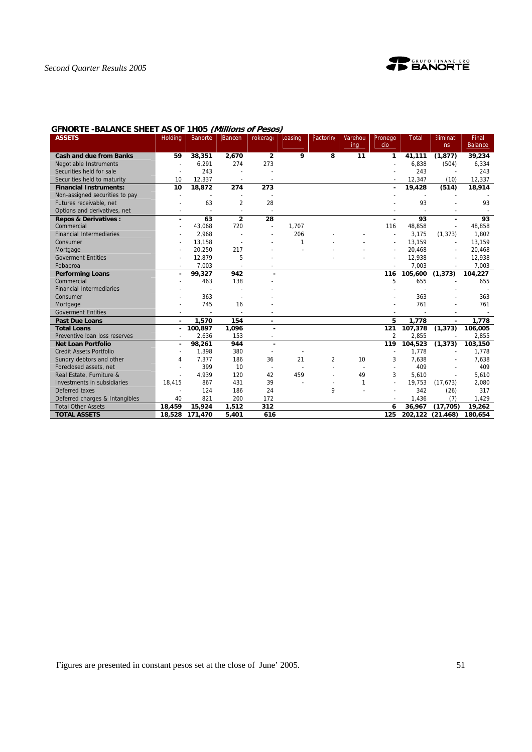## GFNORTE -BALANCE SHEET AS OF 1H05 *(Millions of Pesos)*

| ASSETS | Holding | Banorte | Bancen | Brokerage | Leasing | Factoring | Warehousing | Pronegocio | Total | Eliminations | Final Balance |
|---|---|---|---|---|---|---|---|---|---|---|---|
| **Cash and due from Banks** | **59** | **38,351** | **2,670** | **2** | **9** | **8** | **11** | **1** | **41,111** | **(1,877)** | **39,234** |
| Negotiable Instruments | - | 6,291 | 274 | 273 | | | | - | 6,838 | (504) | 6,334 |
| Securities held for sale | - | 243 | - | - | | | | - | 243 | - | 243 |
| Securities held to maturity | 10 | 12,337 | - | - | | | | - | 12,347 | (10) | 12,337 |
| **Financial Instruments:** | **10** | **18,872** | **274** | **273** | | | | **-** | **19,428** | **(514)** | **18,914** |
| Non-assigned securities to pay | - | - | - | - | | | | - | - | | - |
| Futures receivable, net | - | 63 | 2 | 28 | | | | - | 93 | - | 93 |
| Options and derivatives, net | - | - | - | - | | | | - | - | - | - |
| **Repos & Derivatives :** | **-** | **63** | **2** | **28** | | | | **-** | **93** | **-** | **93** |
| Commercial | - | 43,068 | 720 | - | 1,707 | | | 116 | 48,858 | - | 48,858 |
| Financial Intermediaries | - | 2,968 | - | - | 206 | - | - | - | 3,175 | (1,373) | 1,802 |
| Consumer | - | 13,158 | - | - | 1 | - | - | - | 13,159 | - | 13,159 |
| Mortgage | - | 20,250 | 217 | - | - | - | - | - | 20,468 | - | 20,468 |
| Goverment Entities | - | 12,879 | 5 | - | - | - | - | - | 12,938 | - | 12,938 |
| Fobaproa | - | 7,003 | - | - | | | | - | 7,003 | - | 7,003 |
| **Performing Loans** | **-** | **99,327** | **942** | **-** | | | | **116** | **105,600** | **(1,373)** | **104,227** |
| Commercial | - | 463 | 138 | - | | | | 5 | 655 | - | 655 |
| Financial Intermediaries | - | - | - | - | | | | - | - | - | - |
| Consumer | - | 363 | - | - | | | | - | 363 | - | 363 |
| Mortgage | - | 745 | 16 | - | | | | - | 761 | - | 761 |
| Goverment Entities | - | - | - | - | | | | - | - | - | - |
| **Past Due Loans** | **-** | **1,570** | **154** | **-** | | | | **5** | **1,778** | **-** | **1,778** |
| **Total Loans** | **-** | **100,897** | **1,096** | **-** | | | | **121** | **107,378** | **(1,373)** | **106,005** |
| Preventive loan loss reserves | - | 2,636 | 153 | - | | | | 2 | 2,855 | - | 2,855 |
| **Net Loan Portfolio** | **-** | **98,261** | **944** | **-** | | | | **119** | **104,523** | **(1,373)** | **103,150** |
| Credit Assets Portfolio | - | 1,398 | 380 | - | - | | | - | 1,778 | - | 1,778 |
| Sundry debtors and other | 4 | 7,377 | 186 | 36 | 21 | 2 | 10 | 3 | 7,638 | - | 7,638 |
| Foreclosed assets, net | - | 399 | 10 | - | - | - | - | - | 409 | - | 409 |
| Real Estate, Furniture & | - | 4,939 | 120 | 42 | 459 | - | 49 | 3 | 5,610 | - | 5,610 |
| Investments in subsidiaries | 18,415 | 867 | 431 | 39 | - | - | 1 | - | 19,753 | (17,673) | 2,080 |
| Deferred taxes | - | 124 | 186 | 24 | | 9 | - | - | 342 | (26) | 317 |
| Deferred charges & Intangibles | 40 | 821 | 200 | 172 | | | | - | 1,436 | (7) | 1,429 |
| Total Other Assets | **18,459** | **15,924** | **1,512** | **312** | | | | **6** | **36,967** | **(17,705)** | **19,262** |
| **TOTAL ASSETS** | **18,528** | **171,470** | **5,401** | **616** | | | | **125** | **202,122** | **(21.468)** | **180,654** |

Figures are presented in constant pesos set at the close of June' 2005.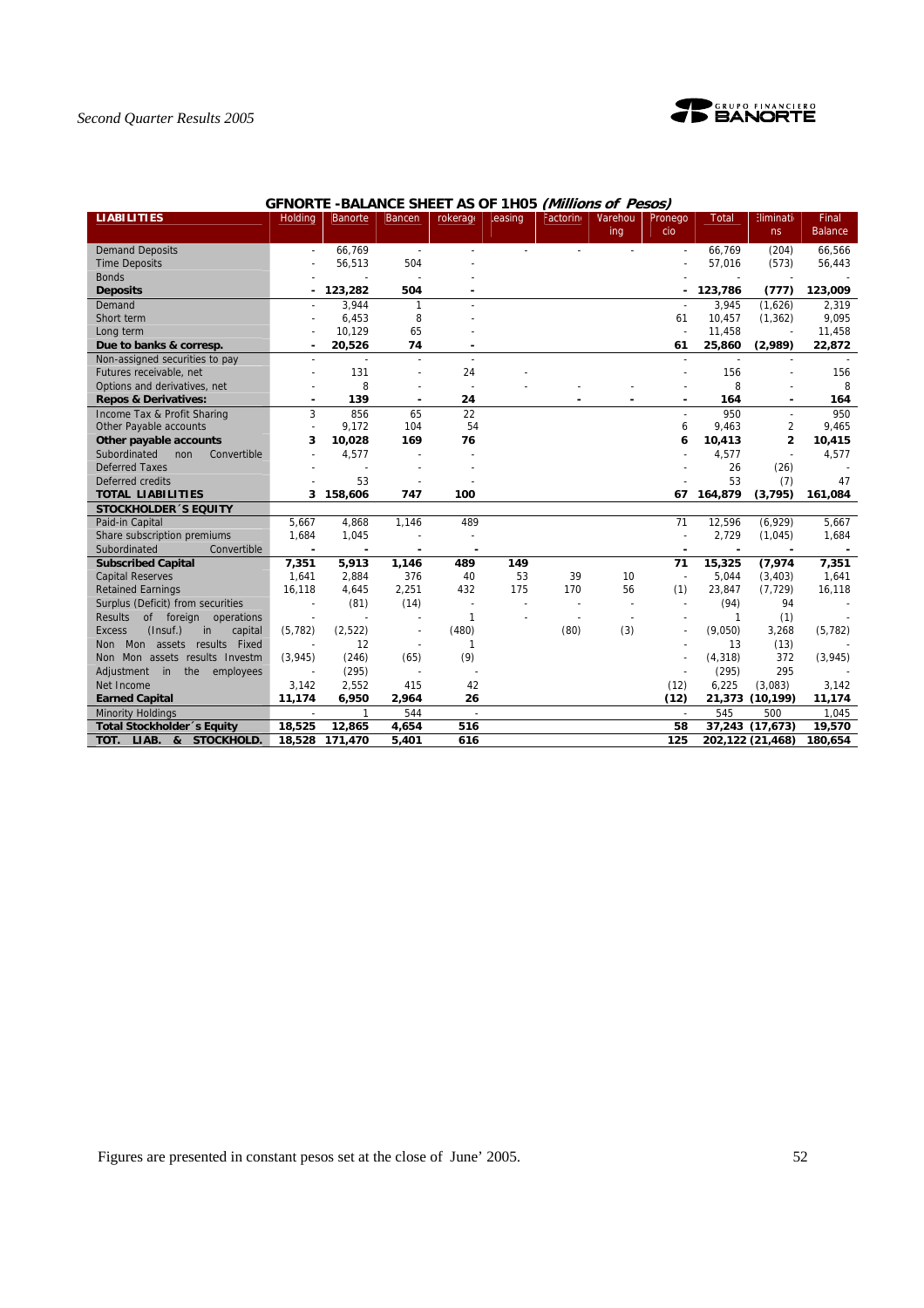## GFNORTE -BALANCE SHEET AS OF 1H05 *(Millions of Pesos)*

| LIABILITIES | Holding | Banorte | Bancen | Brokerage | Leasing | Factoring | Warehousing | Pronegocio | Total | Eliminations | Final Balance |
|---|---|---|---|---|---|---|---|---|---|---|---|
| Demand Deposits | - | 66,769 | - | - | - | - | - | - | 66,769 | (204) | 66,566 |
| Time Deposits | - | 56,513 | 504 | - | | | | - | 57,016 | (573) | 56,443 |
| Bonds | - | - | - | - | | | | - | - | - | - |
| **Deposits** | **-** | **123,282** | **504** | **-** | | | | **-** | **123,786** | **(777)** | **123,009** |
| Demand | - | 3,944 | 1 | - | | | | - | 3,945 | (1,626) | 2,319 |
| Short term | - | 6,453 | 8 | - | | | | 61 | 10,457 | (1,362) | 9,095 |
| Long term | - | 10,129 | 65 | - | | | | - | 11,458 | - | 11,458 |
| **Due to banks & corresp.** | **-** | **20,526** | **74** | **-** | | | | **61** | **25,860** | **(2,989)** | **22,872** |
| Non-assigned securities to pay | - | - | - | - | | | | - | - | - | - |
| Futures receivable, net | - | 131 | - | 24 | - | | | - | 156 | - | 156 |
| Options and derivatives, net | - | 8 | - | - | - | - | - | - | 8 | - | 8 |
| **Repos & Derivatives:** | **-** | **139** | **-** | **24** | | **-** | **-** | **-** | **164** | **-** | **164** |
| Income Tax & Profit Sharing | 3 | 856 | 65 | 22 | | | | - | 950 | - | 950 |
| Other Payable accounts | - | 9,172 | 104 | 54 | | | | 6 | 9,463 | 2 | 9,465 |
| **Other payable accounts** | **3** | **10,028** | **169** | **76** | | | | **6** | **10,413** | **2** | **10,415** |
| Subordinated non Convertible | - | 4,577 | - | - | | | | - | 4,577 | - | 4,577 |
| Deferred Taxes | - | - | - | - | | | | - | 26 | (26) | - |
| Deferred credits | - | 53 | - | - | | | | - | 53 | (7) | 47 |
| **TOTAL LIABILITIES** | **3** | **158,606** | **747** | **100** | | | | **67** | **164,879** | **(3,795)** | **161,084** |
| **STOCKHOLDER´S EQUITY** | | | | | | | | | | | |
| Paid-in Capital | 5,667 | 4,868 | 1,146 | 489 | | | | 71 | 12,596 | (6,929) | 5,667 |
| Share subscription premiums | 1,684 | 1,045 | - | - | | | | - | 2,729 | (1,045) | 1,684 |
| Subordinated Convertible | - | - | - | - | | | | - | - | - | - |
| **Subscribed Capital** | **7,351** | **5,913** | **1,146** | **489** | **149** | | | **71** | **15,325** | **(7,974** | **7,351** |
| Capital Reserves | 1,641 | 2,884 | 376 | 40 | 53 | 39 | 10 | - | 5,044 | (3,403) | 1,641 |
| Retained Earnings | 16,118 | 4,645 | 2,251 | 432 | 175 | 170 | 56 | (1) | 23,847 | (7,729) | 16,118 |
| Surplus (Deficit) from securities | - | (81) | (14) | - | - | - | - | - | (94) | 94 | - |
| Results of foreign operations | - | - | - | 1 | - | - | - | - | 1 | (1) | - |
| Excess (Insuf.) in capital | (5,782) | (2,522) | - | (480) | | (80) | (3) | - | (9,050) | 3,268 | (5,782) |
| Non Mon assets results Fixed | - | 12 | - | 1 | | | | - | 13 | (13) | - |
| Non Mon assets results Investm | (3,945) | (246) | (65) | (9) | | | | - | (4,318) | 372 | (3,945) |
| Adjustment in the employees | - | (295) | - | - | | | | - | (295) | 295 | - |
| Net Income | 3,142 | 2,552 | 415 | 42 | | | | (12) | 6,225 | (3,083) | 3,142 |
| **Earned Capital** | **11,174** | **6,950** | **2,964** | **26** | | | | **(12)** | **21,373** | **(10,199)** | **11,174** |
| Minority Holdings | - | 1 | 544 | - | | | | - | 545 | 500 | 1,045 |
| **Total Stockholder´s Equity** | **18,525** | **12,865** | **4,654** | **516** | | | | **58** | **37,243** | **(17,673)** | **19,570** |
| **TOT. LIAB. & STOCKHOLD.** | **18,528** | **171,470** | **5,401** | **616** | | | | **125** | **202,122** | **(21,468)** | **180,654** |

Figures are presented in constant pesos set at the close of June' 2005.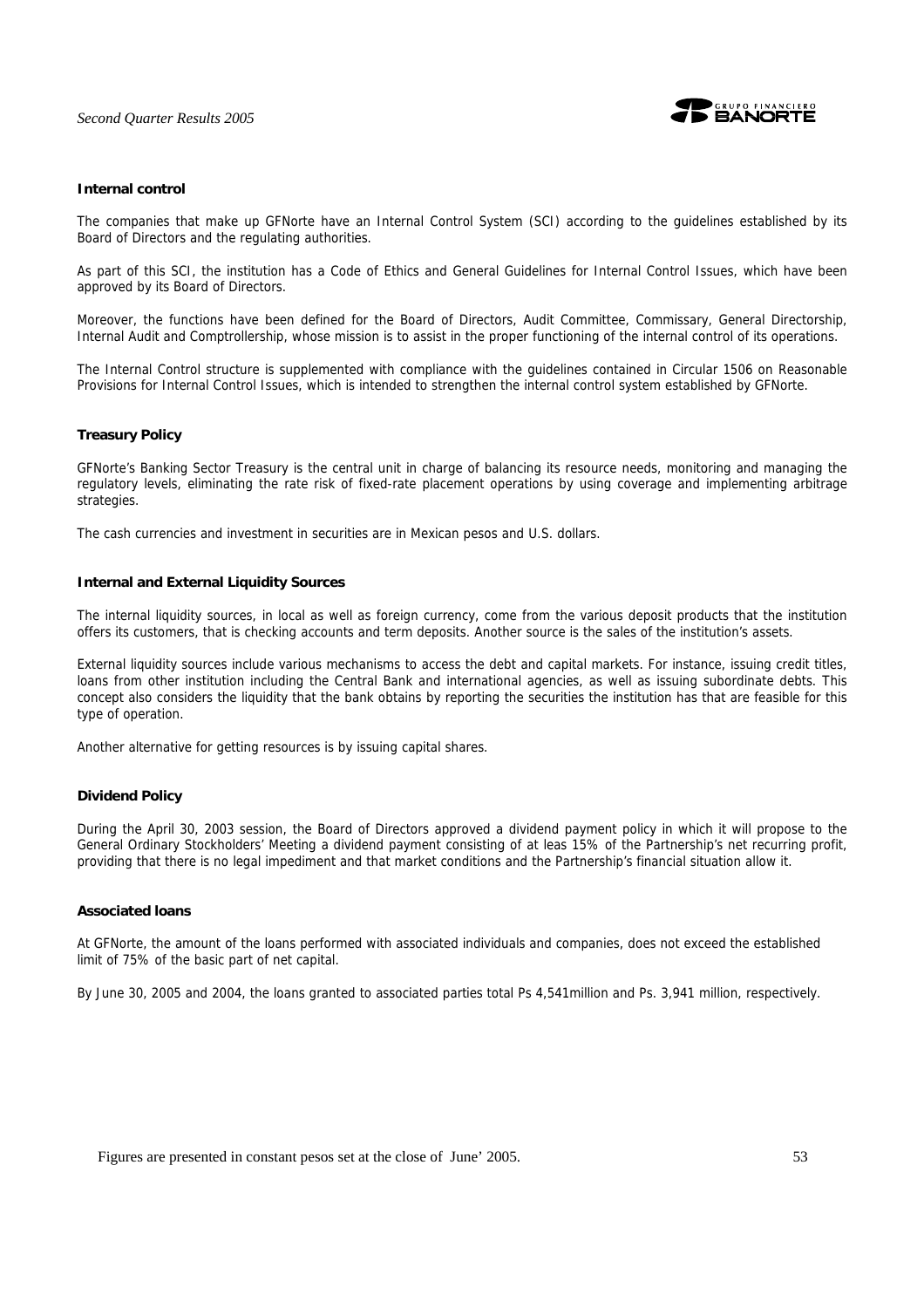### Internal control

The companies that make up GFNorte have an Internal Control System (SCI) according to the guidelines established by its Board of Directors and the regulating authorities.

As part of this SCI, the institution has a Code of Ethics and General Guidelines for Internal Control Issues, which have been approved by its Board of Directors.

Moreover, the functions have been defined for the Board of Directors, Audit Committee, Commissary, General Directorship, Internal Audit and Comptrollership, whose mission is to assist in the proper functioning of the internal control of its operations.

The Internal Control structure is supplemented with compliance with the guidelines contained in Circular 1506 on Reasonable Provisions for Internal Control Issues, which is intended to strengthen the internal control system established by GFNorte.

### Treasury Policy

GFNorte's Banking Sector Treasury is the central unit in charge of balancing its resource needs, monitoring and managing the regulatory levels, eliminating the rate risk of fixed-rate placement operations by using coverage and implementing arbitrage strategies.

The cash currencies and investment in securities are in Mexican pesos and U.S. dollars.

### Internal and External Liquidity Sources

The internal liquidity sources, in local as well as foreign currency, come from the various deposit products that the institution offers its customers, that is checking accounts and term deposits. Another source is the sales of the institution's assets.

External liquidity sources include various mechanisms to access the debt and capital markets. For instance, issuing credit titles, loans from other institution including the Central Bank and international agencies, as well as issuing subordinate debts. This concept also considers the liquidity that the bank obtains by reporting the securities the institution has that are feasible for this type of operation.

Another alternative for getting resources is by issuing capital shares.

### Dividend Policy

During the April 30, 2003 session, the Board of Directors approved a dividend payment policy in which it will propose to the General Ordinary Stockholders' Meeting a dividend payment consisting of at leas 15% of the Partnership's net recurring profit, providing that there is no legal impediment and that market conditions and the Partnership's financial situation allow it.

### Associated loans

At GFNorte, the amount of the loans performed with associated individuals and companies, does not exceed the established limit of 75% of the basic part of net capital.

By June 30, 2005 and 2004, the loans granted to associated parties total Ps 4,541million and Ps. 3,941 million, respectively.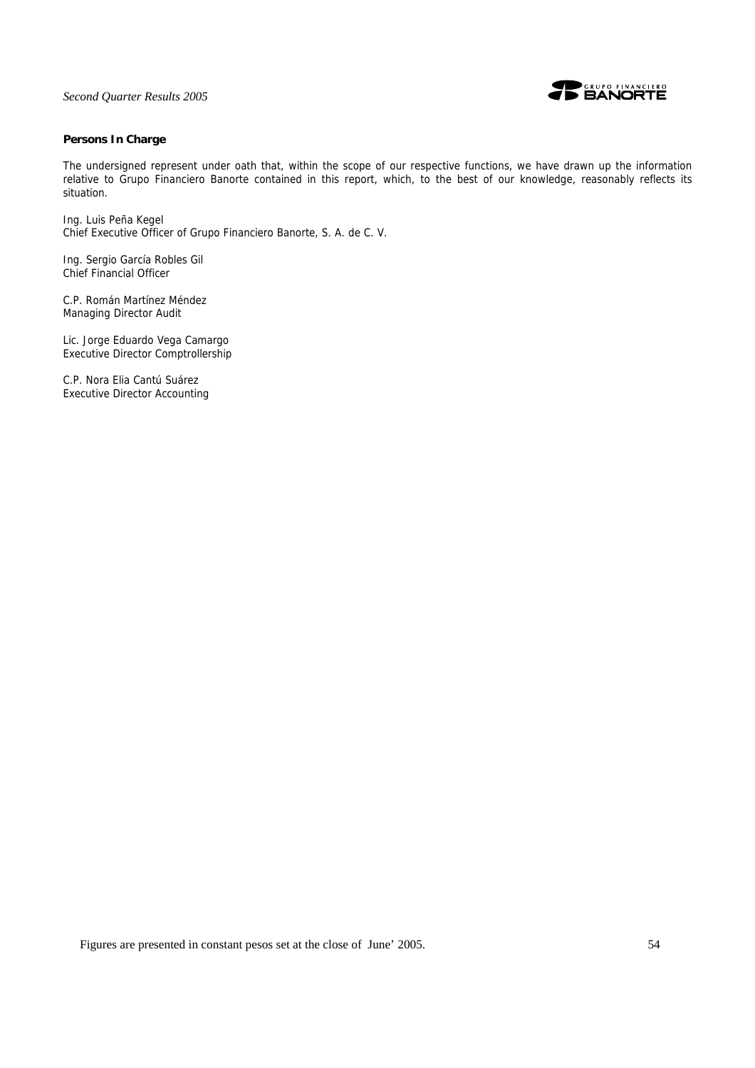**Persons In Charge**

The undersigned represent under oath that, within the scope of our respective functions, we have drawn up the information relative to Grupo Financiero Banorte contained in this report, which, to the best of our knowledge, reasonably reflects its situation.

Ing. Luis Peña Kegel
Chief Executive Officer of Grupo Financiero Banorte, S. A. de C. V.

Ing. Sergio García Robles Gil
Chief Financial Officer

C.P. Román Martínez Méndez
Managing Director Audit

Lic. Jorge Eduardo Vega Camargo
Executive Director Comptrollership

C.P. Nora Elia Cantú Suárez
Executive Director Accounting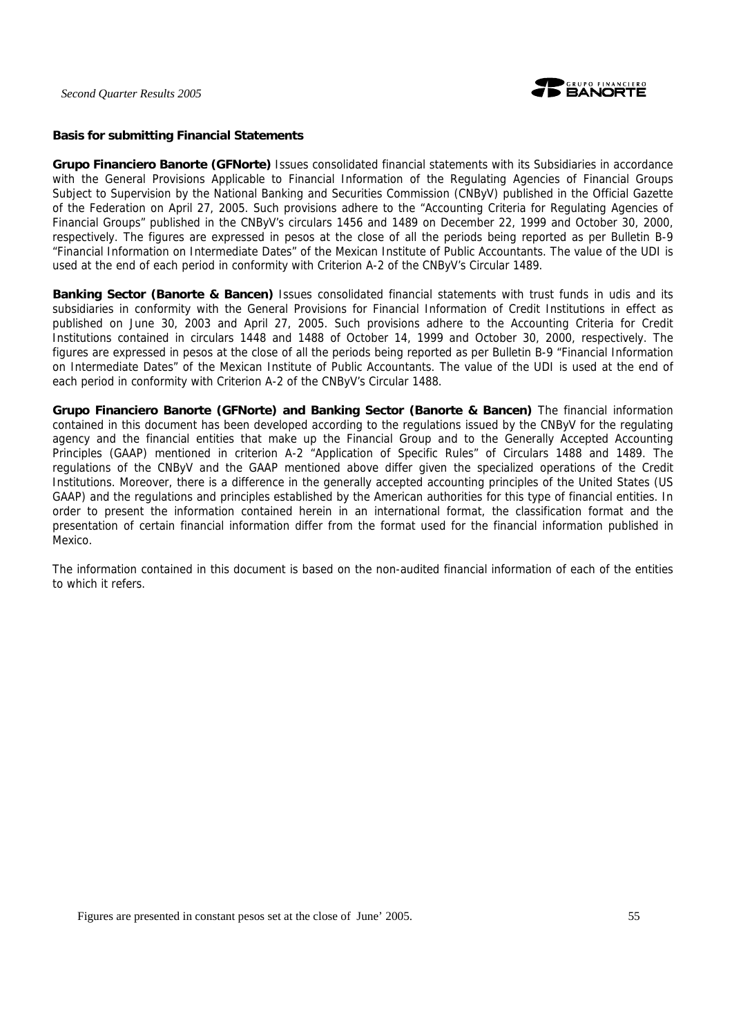## Basis for submitting Financial Statements

**Grupo Financiero Banorte (GFNorte)** Issues consolidated financial statements with its Subsidiaries in accordance with the General Provisions Applicable to Financial Information of the Regulating Agencies of Financial Groups Subject to Supervision by the National Banking and Securities Commission (CNByV) published in the Official Gazette of the Federation on April 27, 2005. Such provisions adhere to the "Accounting Criteria for Regulating Agencies of Financial Groups" published in the CNByV's circulars 1456 and 1489 on December 22, 1999 and October 30, 2000, respectively. The figures are expressed in pesos at the close of all the periods being reported as per Bulletin B-9 "Financial Information on Intermediate Dates" of the Mexican Institute of Public Accountants. The value of the UDI is used at the end of each period in conformity with Criterion A-2 of the CNByV's Circular 1489.

**Banking Sector (Banorte & Bancen)** Issues consolidated financial statements with trust funds in udis and its subsidiaries in conformity with the General Provisions for Financial Information of Credit Institutions in effect as published on June 30, 2003 and April 27, 2005. Such provisions adhere to the Accounting Criteria for Credit Institutions contained in circulars 1448 and 1488 of October 14, 1999 and October 30, 2000, respectively. The figures are expressed in pesos at the close of all the periods being reported as per Bulletin B-9 "Financial Information on Intermediate Dates" of the Mexican Institute of Public Accountants. The value of the UDI is used at the end of each period in conformity with Criterion A-2 of the CNByV's Circular 1488.

**Grupo Financiero Banorte (GFNorte) and Banking Sector (Banorte & Bancen)** The financial information contained in this document has been developed according to the regulations issued by the CNByV for the regulating agency and the financial entities that make up the Financial Group and to the Generally Accepted Accounting Principles (GAAP) mentioned in criterion A-2 "Application of Specific Rules" of Circulars 1488 and 1489. The regulations of the CNByV and the GAAP mentioned above differ given the specialized operations of the Credit Institutions. Moreover, there is a difference in the generally accepted accounting principles of the United States (US GAAP) and the regulations and principles established by the American authorities for this type of financial entities. In order to present the information contained herein in an international format, the classification format and the presentation of certain financial information differ from the format used for the financial information published in Mexico.

The information contained in this document is based on the non-audited financial information of each of the entities to which it refers.